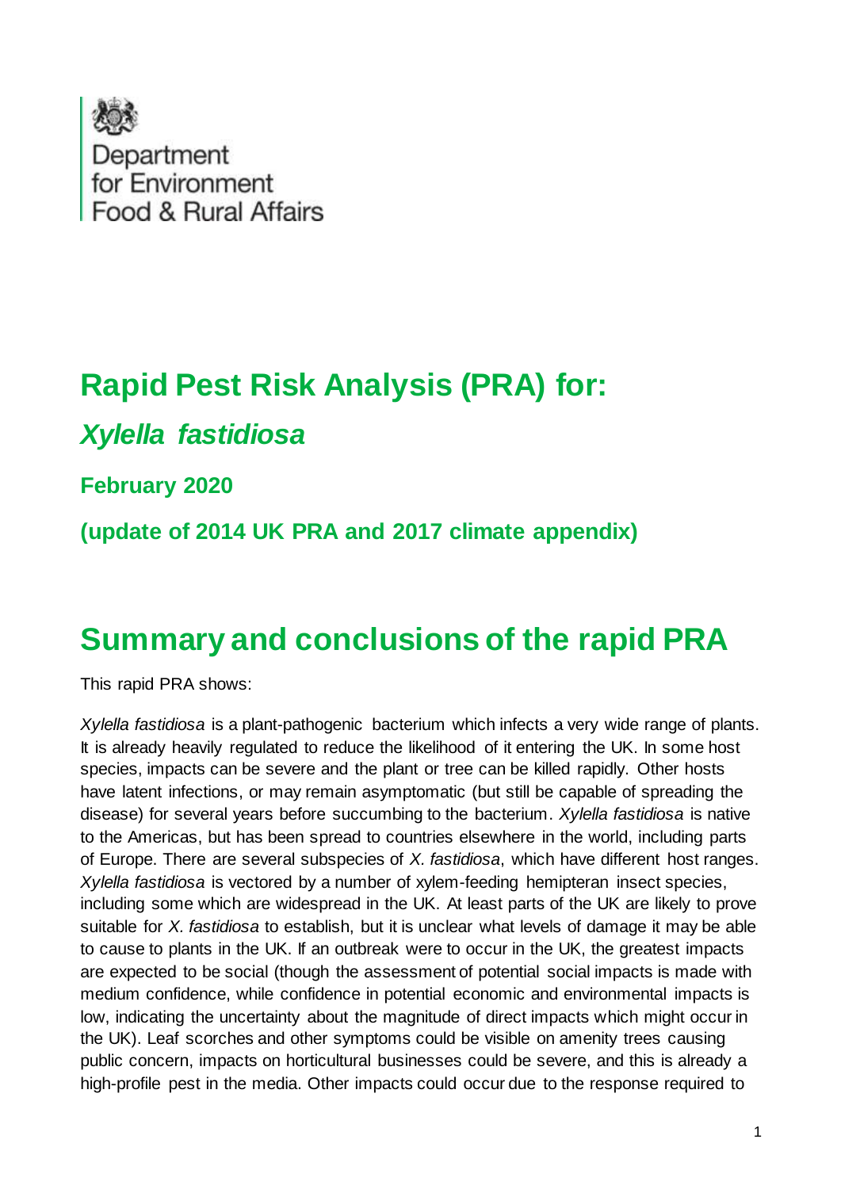Department for Environment Food & Rural Affairs

# Rapid Pest Risk Analysis (PRA) for:

## *Xylella fastidiosa*

### February 2020

### (update of 2014 UK PRA and 2017 climate appendix)

# Summary and conclusions of the rapid PRA

This rapid PRA shows:

*Xylella fastidiosa* is a plant-pathogenic bacterium which infects a very wide range of plants. It is already heavily regulated to reduce the likelihood of it entering the UK. In some host species, impacts can be severe and the plant or tree can be killed rapidly. Other hosts have latent infections, or may remain asymptomatic (but still be capable of spreading the disease) for several years before succumbing to the bacterium. *Xylella fastidiosa* is native to the Americas, but has been spread to countries elsewhere in the world, including parts of Europe. There are several subspecies of *X. fastidiosa*, which have different host ranges. *Xylella fastidiosa* is vectored by a number of xylem-feeding hemipteran insect species, including some which are widespread in the UK. At least parts of the UK are likely to prove suitable for *X. fastidiosa* to establish, but it is unclear what levels of damage it may be able to cause to plants in the UK. If an outbreak were to occur in the UK, the greatest impacts are expected to be social (though the assessment of potential social impacts is made with medium confidence, while confidence in potential economic and environmental impacts is low, indicating the uncertainty about the magnitude of direct impacts which might occur in the UK). Leaf scorches and other symptoms could be visible on amenity trees causing public concern, impacts on horticultural businesses could be severe, and this is already a high-profile pest in the media. Other impacts could occur due to the response required to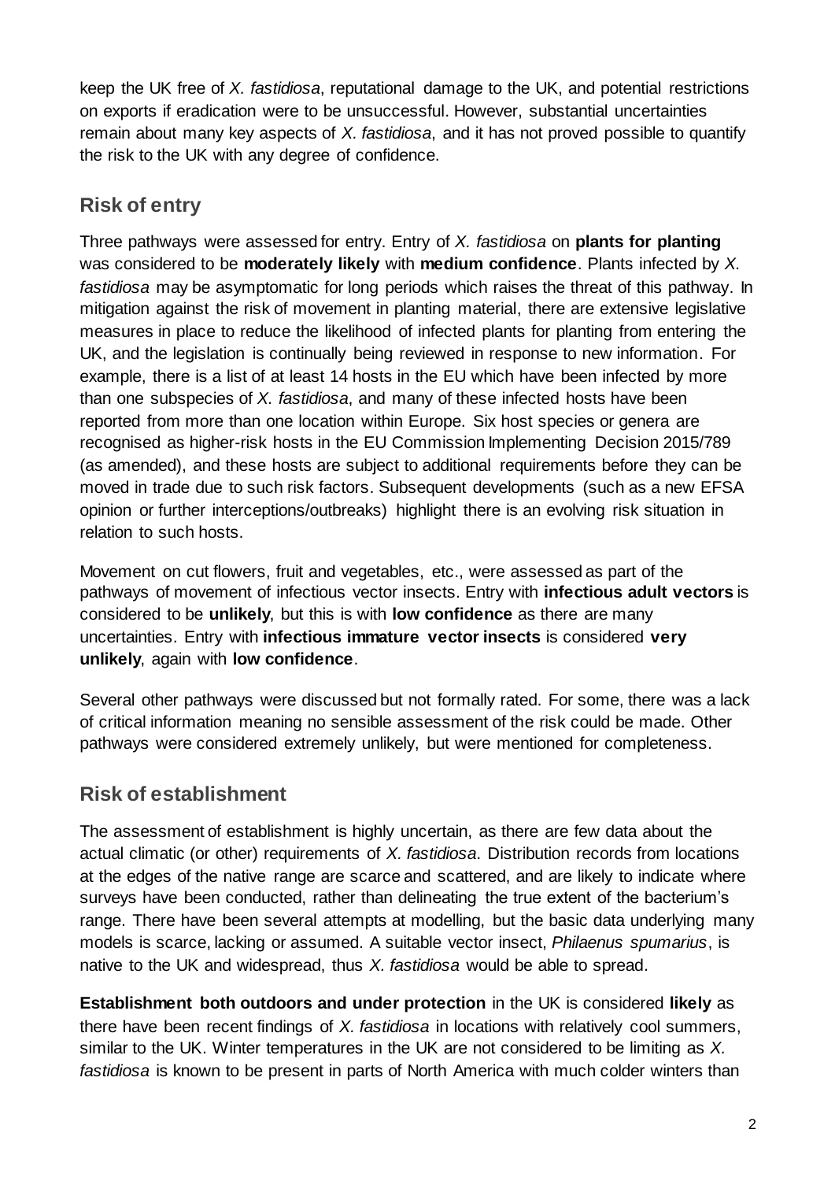keep the UK free of *X. fastidiosa*, reputational damage to the UK, and potential restrictions on exports if eradication were to be unsuccessful. However, substantial uncertainties remain about many key aspects of *X. fastidiosa*, and it has not proved possible to quantify the risk to the UK with any degree of confidence.

## Risk of entry

Three pathways were assessed for entry. Entry of *X. fastidiosa* on **plants for planting** was considered to be **moderately likely** with **medium confidence**. Plants infected by *X. fastidiosa* may be asymptomatic for long periods which raises the threat of this pathway. In mitigation against the risk of movement in planting material, there are extensive legislative measures in place to reduce the likelihood of infected plants for planting from entering the UK, and the legislation is continually being reviewed in response to new information. For example, there is a list of at least 14 hosts in the EU which have been infected by more than one subspecies of *X. fastidiosa*, and many of these infected hosts have been reported from more than one location within Europe. Six host species or genera are recognised as higher-risk hosts in the EU Commission Implementing Decision 2015/789 (as amended), and these hosts are subject to additional requirements before they can be moved in trade due to such risk factors. Subsequent developments (such as a new EFSA opinion or further interceptions/outbreaks) highlight there is an evolving risk situation in relation to such hosts.

Movement on cut flowers, fruit and vegetables, etc., were assessed as part of the pathways of movement of infectious vector insects. Entry with **infectious adult vectors** is considered to be **unlikely**, but this is with **low confidence** as there are many uncertainties. Entry with **infectious immature vector insects** is considered **very unlikely**, again with **low confidence**.

Several other pathways were discussed but not formally rated. For some, there was a lack of critical information meaning no sensible assessment of the risk could be made. Other pathways were considered extremely unlikely, but were mentioned for completeness.

## Risk of establishment

The assessment of establishment is highly uncertain, as there are few data about the actual climatic (or other) requirements of *X. fastidiosa*. Distribution records from locations at the edges of the native range are scarce and scattered, and are likely to indicate where surveys have been conducted, rather than delineating the true extent of the bacterium's range. There have been several attempts at modelling, but the basic data underlying many models is scarce, lacking or assumed. A suitable vector insect, *Philaenus spumarius*, is native to the UK and widespread, thus *X. fastidiosa* would be able to spread.

**Establishment both outdoors and under protection** in the UK is considered **likely** as there have been recent findings of *X. fastidiosa* in locations with relatively cool summers, similar to the UK. Winter temperatures in the UK are not considered to be limiting as *X. fastidiosa* is known to be present in parts of North America with much colder winters than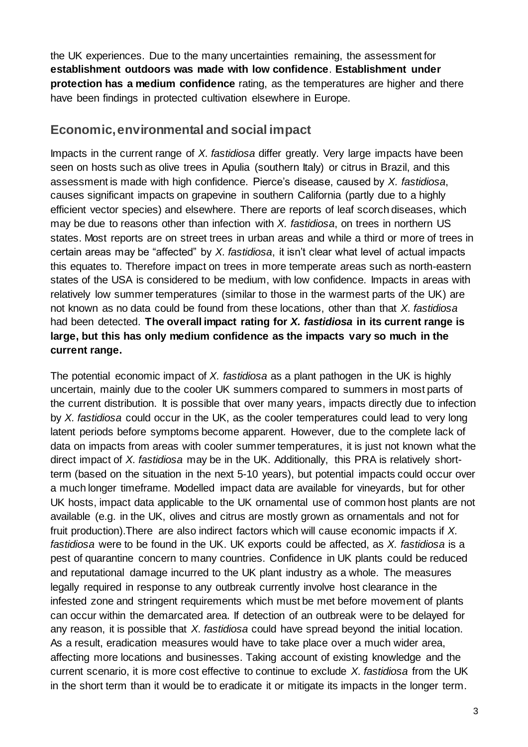the UK experiences. Due to the many uncertainties remaining, the assessment for **establishment outdoors was made with low confidence**. **Establishment under protection has a medium confidence** rating, as the temperatures are higher and there have been findings in protected cultivation elsewhere in Europe.

## Economic, environmental and social impact

Impacts in the current range of *X. fastidiosa* differ greatly. Very large impacts have been seen on hosts such as olive trees in Apulia (southern Italy) or citrus in Brazil, and this assessment is made with high confidence. Pierce's disease, caused by *X. fastidiosa*, causes significant impacts on grapevine in southern California (partly due to a highly efficient vector species) and elsewhere. There are reports of leaf scorch diseases, which may be due to reasons other than infection with *X. fastidiosa*, on trees in northern US states. Most reports are on street trees in urban areas and while a third or more of trees in certain areas may be "affected" by *X. fastidiosa*, it isn't clear what level of actual impacts this equates to. Therefore impact on trees in more temperate areas such as north-eastern states of the USA is considered to be medium, with low confidence. Impacts in areas with relatively low summer temperatures (similar to those in the warmest parts of the UK) are not known as no data could be found from these locations, other than that *X. fastidiosa* had been detected. **The overall impact rating for *X. fastidiosa* in its current range is large, but this has only medium confidence as the impacts vary so much in the current range.**

The potential economic impact of *X. fastidiosa* as a plant pathogen in the UK is highly uncertain, mainly due to the cooler UK summers compared to summers in most parts of the current distribution. It is possible that over many years, impacts directly due to infection by *X. fastidiosa* could occur in the UK, as the cooler temperatures could lead to very long latent periods before symptoms become apparent. However, due to the complete lack of data on impacts from areas with cooler summer temperatures, it is just not known what the direct impact of *X. fastidiosa* may be in the UK. Additionally, this PRA is relatively short-term (based on the situation in the next 5-10 years), but potential impacts could occur over a much longer timeframe. Modelled impact data are available for vineyards, but for other UK hosts, impact data applicable to the UK ornamental use of common host plants are not available (e.g. in the UK, olives and citrus are mostly grown as ornamentals and not for fruit production).There are also indirect factors which will cause economic impacts if *X. fastidiosa* were to be found in the UK. UK exports could be affected, as *X. fastidiosa* is a pest of quarantine concern to many countries. Confidence in UK plants could be reduced and reputational damage incurred to the UK plant industry as a whole. The measures legally required in response to any outbreak currently involve host clearance in the infested zone and stringent requirements which must be met before movement of plants can occur within the demarcated area. If detection of an outbreak were to be delayed for any reason, it is possible that *X. fastidiosa* could have spread beyond the initial location. As a result, eradication measures would have to take place over a much wider area, affecting more locations and businesses. Taking account of existing knowledge and the current scenario, it is more cost effective to continue to exclude *X. fastidiosa* from the UK in the short term than it would be to eradicate it or mitigate its impacts in the longer term.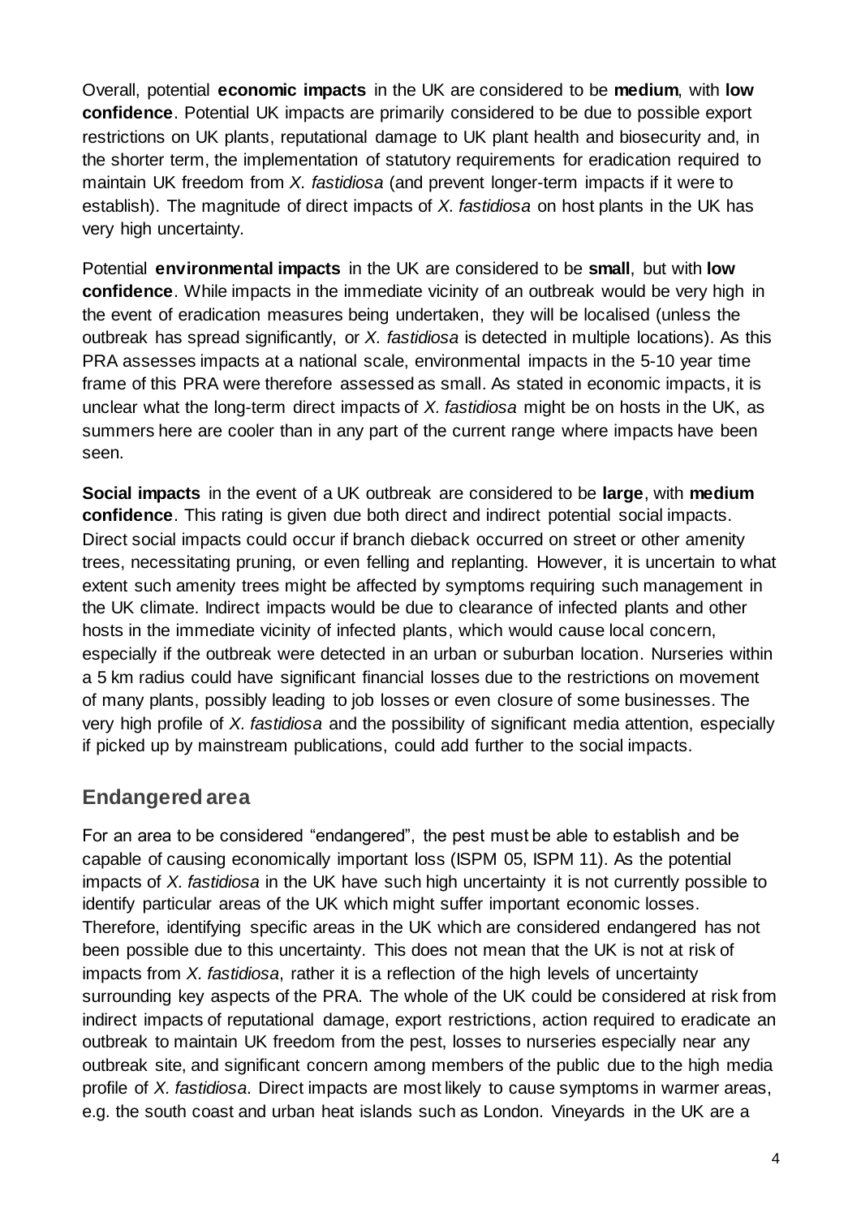Overall, potential **economic impacts** in the UK are considered to be **medium**, with **low confidence**. Potential UK impacts are primarily considered to be due to possible export restrictions on UK plants, reputational damage to UK plant health and biosecurity and, in the shorter term, the implementation of statutory requirements for eradication required to maintain UK freedom from *X. fastidiosa* (and prevent longer-term impacts if it were to establish). The magnitude of direct impacts of *X. fastidiosa* on host plants in the UK has very high uncertainty.

Potential **environmental impacts** in the UK are considered to be **small**, but with **low confidence**. While impacts in the immediate vicinity of an outbreak would be very high in the event of eradication measures being undertaken, they will be localised (unless the outbreak has spread significantly, or *X. fastidiosa* is detected in multiple locations). As this PRA assesses impacts at a national scale, environmental impacts in the 5-10 year time frame of this PRA were therefore assessed as small. As stated in economic impacts, it is unclear what the long-term direct impacts of *X. fastidiosa* might be on hosts in the UK, as summers here are cooler than in any part of the current range where impacts have been seen.

**Social impacts** in the event of a UK outbreak are considered to be **large**, with **medium confidence**. This rating is given due both direct and indirect potential social impacts. Direct social impacts could occur if branch dieback occurred on street or other amenity trees, necessitating pruning, or even felling and replanting. However, it is uncertain to what extent such amenity trees might be affected by symptoms requiring such management in the UK climate. Indirect impacts would be due to clearance of infected plants and other hosts in the immediate vicinity of infected plants, which would cause local concern, especially if the outbreak were detected in an urban or suburban location. Nurseries within a 5 km radius could have significant financial losses due to the restrictions on movement of many plants, possibly leading to job losses or even closure of some businesses. The very high profile of *X. fastidiosa* and the possibility of significant media attention, especially if picked up by mainstream publications, could add further to the social impacts.

## Endangered area

For an area to be considered "endangered", the pest must be able to establish and be capable of causing economically important loss (ISPM 05, ISPM 11). As the potential impacts of *X. fastidiosa* in the UK have such high uncertainty it is not currently possible to identify particular areas of the UK which might suffer important economic losses. Therefore, identifying specific areas in the UK which are considered endangered has not been possible due to this uncertainty. This does not mean that the UK is not at risk of impacts from *X. fastidiosa*, rather it is a reflection of the high levels of uncertainty surrounding key aspects of the PRA. The whole of the UK could be considered at risk from indirect impacts of reputational damage, export restrictions, action required to eradicate an outbreak to maintain UK freedom from the pest, losses to nurseries especially near any outbreak site, and significant concern among members of the public due to the high media profile of *X. fastidiosa*. Direct impacts are most likely to cause symptoms in warmer areas, e.g. the south coast and urban heat islands such as London. Vineyards in the UK are a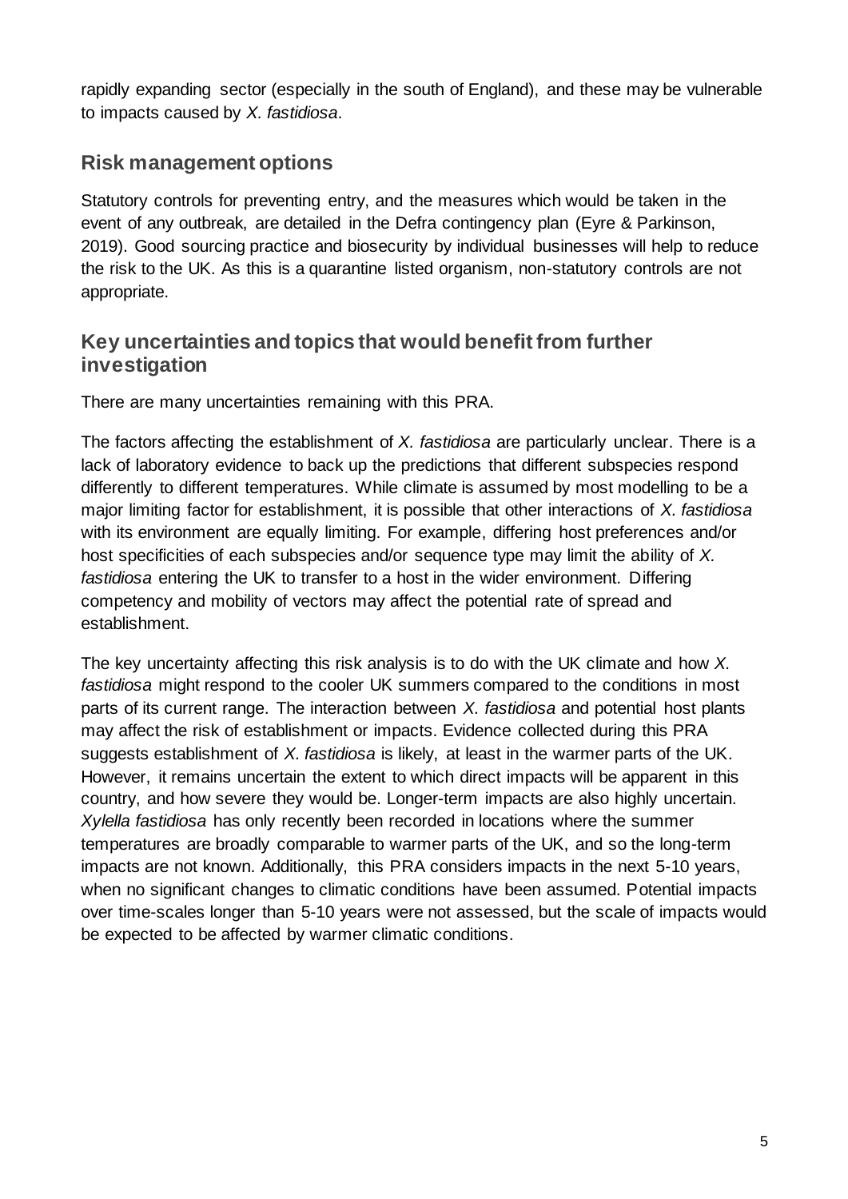rapidly expanding sector (especially in the south of England), and these may be vulnerable to impacts caused by *X. fastidiosa*.

## Risk management options

Statutory controls for preventing entry, and the measures which would be taken in the event of any outbreak, are detailed in the Defra contingency plan (Eyre & Parkinson, 2019). Good sourcing practice and biosecurity by individual businesses will help to reduce the risk to the UK. As this is a quarantine listed organism, non-statutory controls are not appropriate.

## Key uncertainties and topics that would benefit from further investigation

There are many uncertainties remaining with this PRA.

The factors affecting the establishment of *X. fastidiosa* are particularly unclear. There is a lack of laboratory evidence to back up the predictions that different subspecies respond differently to different temperatures. While climate is assumed by most modelling to be a major limiting factor for establishment, it is possible that other interactions of *X. fastidiosa* with its environment are equally limiting. For example, differing host preferences and/or host specificities of each subspecies and/or sequence type may limit the ability of *X. fastidiosa* entering the UK to transfer to a host in the wider environment. Differing competency and mobility of vectors may affect the potential rate of spread and establishment.

The key uncertainty affecting this risk analysis is to do with the UK climate and how *X. fastidiosa* might respond to the cooler UK summers compared to the conditions in most parts of its current range. The interaction between *X. fastidiosa* and potential host plants may affect the risk of establishment or impacts. Evidence collected during this PRA suggests establishment of *X. fastidiosa* is likely, at least in the warmer parts of the UK. However, it remains uncertain the extent to which direct impacts will be apparent in this country, and how severe they would be. Longer-term impacts are also highly uncertain. *Xylella fastidiosa* has only recently been recorded in locations where the summer temperatures are broadly comparable to warmer parts of the UK, and so the long-term impacts are not known. Additionally, this PRA considers impacts in the next 5-10 years, when no significant changes to climatic conditions have been assumed. Potential impacts over time-scales longer than 5-10 years were not assessed, but the scale of impacts would be expected to be affected by warmer climatic conditions.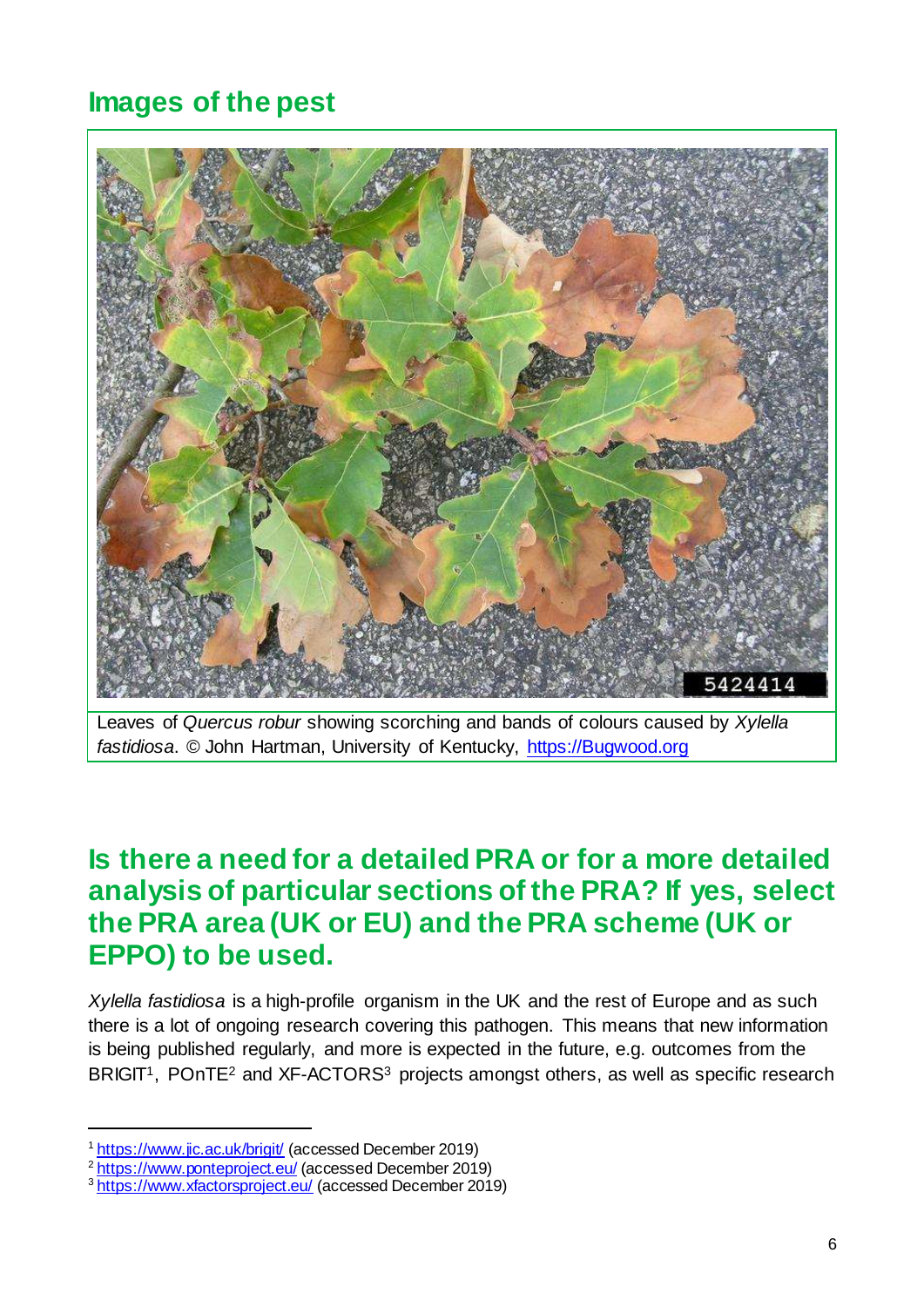## Images of the pest

Leaves of *Quercus robur* showing scorching and bands of colours caused by *Xylella fastidiosa*. © John Hartman, University of Kentucky, https://Bugwood.org

## Is there a need for a detailed PRA or for a more detailed analysis of particular sections of the PRA? If yes, select the PRA area (UK or EU) and the PRA scheme (UK or EPPO) to be used.

*Xylella fastidiosa* is a high-profile organism in the UK and the rest of Europe and as such there is a lot of ongoing research covering this pathogen. This means that new information is being published regularly, and more is expected in the future, e.g. outcomes from the BRIGIT[1], POnTE[2] and XF-ACTORS[3] projects amongst others, as well as specific research

[1] https://www.jic.ac.uk/brigit/ (accessed December 2019)
[2] https://www.ponteproject.eu/ (accessed December 2019)
[3] https://www.xfactorsproject.eu/ (accessed December 2019)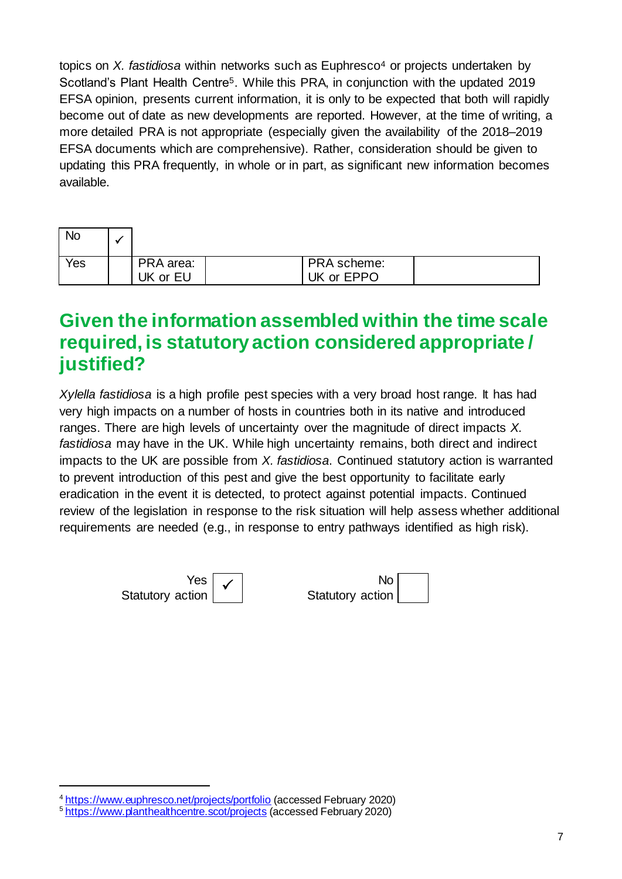topics on *X. fastidiosa* within networks such as Euphresco[4] or projects undertaken by Scotland's Plant Health Centre[5]. While this PRA, in conjunction with the updated 2019 EFSA opinion, presents current information, it is only to be expected that both will rapidly become out of date as new developments are reported. However, at the time of writing, a more detailed PRA is not appropriate (especially given the availability of the 2018–2019 EFSA documents which are comprehensive). Rather, consideration should be given to updating this PRA frequently, in whole or in part, as significant new information becomes available.

| No | ✓ | | | | |
|---|---|---|---|---|---|
| Yes | | PRA area: UK or EU | | PRA scheme: UK or EPPO | |

## Given the information assembled within the time scale required, is statutory action considered appropriate / justified?

*Xylella fastidiosa* is a high profile pest species with a very broad host range. It has had very high impacts on a number of hosts in countries both in its native and introduced ranges. There are high levels of uncertainty over the magnitude of direct impacts *X. fastidiosa* may have in the UK. While high uncertainty remains, both direct and indirect impacts to the UK are possible from *X. fastidiosa*. Continued statutory action is warranted to prevent introduction of this pest and give the best opportunity to facilitate early eradication in the event it is detected, to protect against potential impacts. Continued review of the legislation in response to the risk situation will help assess whether additional requirements are needed (e.g., in response to entry pathways identified as high risk).

| Yes Statutory action | ✓ | No Statutory action | |
|---|---|---|---|

[4] https://www.euphresco.net/projects/portfolio (accessed February 2020)
[5] https://www.planthealthcentre.scot/projects (accessed February 2020)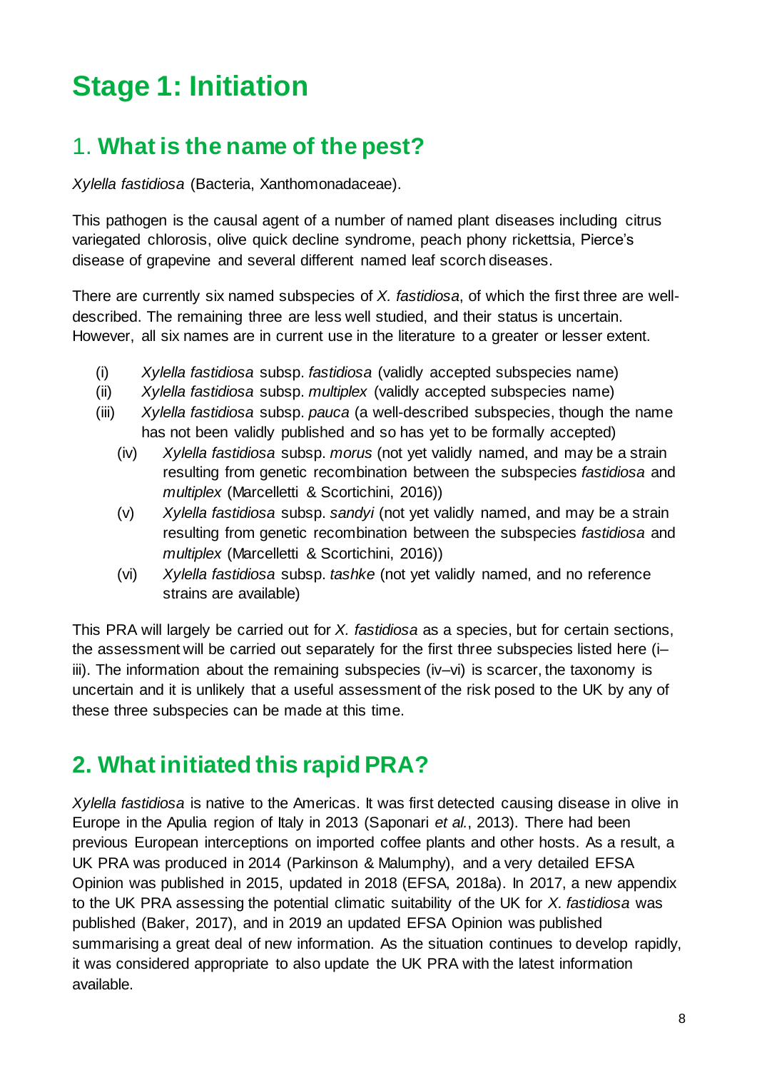# Stage 1: Initiation

## 1. **What is the name of the pest?**

*Xylella fastidiosa* (Bacteria, Xanthomonadaceae).

This pathogen is the causal agent of a number of named plant diseases including citrus variegated chlorosis, olive quick decline syndrome, peach phony rickettsia, Pierce's disease of grapevine and several different named leaf scorch diseases.

There are currently six named subspecies of *X. fastidiosa*, of which the first three are well-described. The remaining three are less well studied, and their status is uncertain. However, all six names are in current use in the literature to a greater or lesser extent.

- (i) *Xylella fastidiosa* subsp. *fastidiosa* (validly accepted subspecies name)
- (ii) *Xylella fastidiosa* subsp. *multiplex* (validly accepted subspecies name)
- (iii) *Xylella fastidiosa* subsp. *pauca* (a well-described subspecies, though the name has not been validly published and so has yet to be formally accepted)
  - (iv) *Xylella fastidiosa* subsp. *morus* (not yet validly named, and may be a strain resulting from genetic recombination between the subspecies *fastidiosa* and *multiplex* (Marcelletti & Scortichini, 2016))
  - (v) *Xylella fastidiosa* subsp. *sandyi* (not yet validly named, and may be a strain resulting from genetic recombination between the subspecies *fastidiosa* and *multiplex* (Marcelletti & Scortichini, 2016))
  - (vi) *Xylella fastidiosa* subsp. *tashke* (not yet validly named, and no reference strains are available)

This PRA will largely be carried out for *X. fastidiosa* as a species, but for certain sections, the assessment will be carried out separately for the first three subspecies listed here (i–iii). The information about the remaining subspecies (iv–vi) is scarcer, the taxonomy is uncertain and it is unlikely that a useful assessment of the risk posed to the UK by any of these three subspecies can be made at this time.

## 2. What initiated this rapid PRA?

*Xylella fastidiosa* is native to the Americas. It was first detected causing disease in olive in Europe in the Apulia region of Italy in 2013 (Saponari *et al.*, 2013). There had been previous European interceptions on imported coffee plants and other hosts. As a result, a UK PRA was produced in 2014 (Parkinson & Malumphy), and a very detailed EFSA Opinion was published in 2015, updated in 2018 (EFSA, 2018a). In 2017, a new appendix to the UK PRA assessing the potential climatic suitability of the UK for *X. fastidiosa* was published (Baker, 2017), and in 2019 an updated EFSA Opinion was published summarising a great deal of new information. As the situation continues to develop rapidly, it was considered appropriate to also update the UK PRA with the latest information available.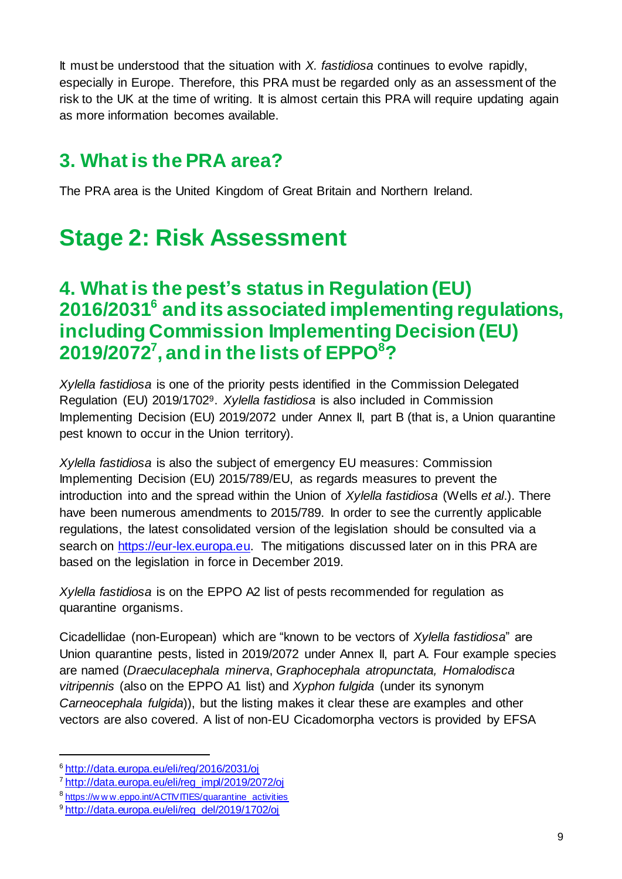It must be understood that the situation with *X. fastidiosa* continues to evolve rapidly, especially in Europe. Therefore, this PRA must be regarded only as an assessment of the risk to the UK at the time of writing. It is almost certain this PRA will require updating again as more information becomes available.

## 3. What is the PRA area?

The PRA area is the United Kingdom of Great Britain and Northern Ireland.

# Stage 2: Risk Assessment

## 4. What is the pest's status in Regulation (EU) 2016/2031[6] and its associated implementing regulations, including Commission Implementing Decision (EU) 2019/2072[7], and in the lists of EPPO[8]?

*Xylella fastidiosa* is one of the priority pests identified in the Commission Delegated Regulation (EU) 2019/1702[9]. *Xylella fastidiosa* is also included in Commission Implementing Decision (EU) 2019/2072 under Annex II, part B (that is, a Union quarantine pest known to occur in the Union territory).

*Xylella fastidiosa* is also the subject of emergency EU measures: Commission Implementing Decision (EU) 2015/789/EU, as regards measures to prevent the introduction into and the spread within the Union of *Xylella fastidiosa* (Wells *et al*.). There have been numerous amendments to 2015/789. In order to see the currently applicable regulations, the latest consolidated version of the legislation should be consulted via a search on https://eur-lex.europa.eu. The mitigations discussed later on in this PRA are based on the legislation in force in December 2019.

*Xylella fastidiosa* is on the EPPO A2 list of pests recommended for regulation as quarantine organisms.

Cicadellidae (non-European) which are "known to be vectors of *Xylella fastidiosa*" are Union quarantine pests, listed in 2019/2072 under Annex II, part A. Four example species are named (*Draeculacephala minerva*, *Graphocephala atropunctata, Homalodisca vitripennis* (also on the EPPO A1 list) and *Xyphon fulgida* (under its synonym *Carneocephala fulgida*)), but the listing makes it clear these are examples and other vectors are also covered. A list of non-EU Cicadomorpha vectors is provided by EFSA

---

[6] http://data.europa.eu/eli/reg/2016/2031/oj

[7] http://data.europa.eu/eli/reg_impl/2019/2072/oj

[8] https://www.eppo.int/ACTIVITIES/quarantine_activities

[9] http://data.europa.eu/eli/reg_del/2019/1702/oj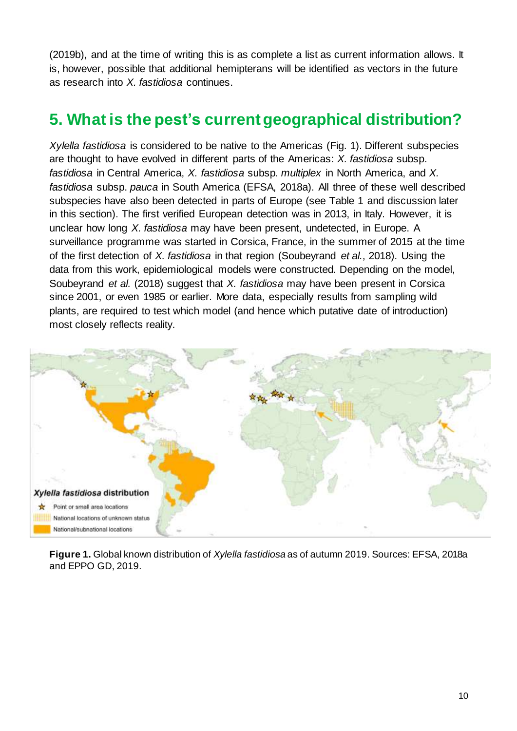(2019b), and at the time of writing this is as complete a list as current information allows. It is, however, possible that additional hemipterans will be identified as vectors in the future as research into *X. fastidiosa* continues.

## 5. What is the pest's current geographical distribution?

*Xylella fastidiosa* is considered to be native to the Americas (Fig. 1). Different subspecies are thought to have evolved in different parts of the Americas: *X. fastidiosa* subsp. *fastidiosa* in Central America, *X. fastidiosa* subsp. *multiplex* in North America, and *X. fastidiosa* subsp. *pauca* in South America (EFSA, 2018a). All three of these well described subspecies have also been detected in parts of Europe (see Table 1 and discussion later in this section). The first verified European detection was in 2013, in Italy. However, it is unclear how long *X. fastidiosa* may have been present, undetected, in Europe. A surveillance programme was started in Corsica, France, in the summer of 2015 at the time of the first detection of *X. fastidiosa* in that region (Soubeyrand *et al.*, 2018). Using the data from this work, epidemiological models were constructed. Depending on the model, Soubeyrand *et al.* (2018) suggest that *X. fastidiosa* may have been present in Corsica since 2001, or even 1985 or earlier. More data, especially results from sampling wild plants, are required to test which model (and hence which putative date of introduction) most closely reflects reality.

*Xylella fastidiosa* distribution

- ☆ Point or small area locations
- National locations of unknown status
- National/subnational locations

**Figure 1.** Global known distribution of *Xylella fastidiosa* as of autumn 2019. Sources: EFSA, 2018a and EPPO GD, 2019.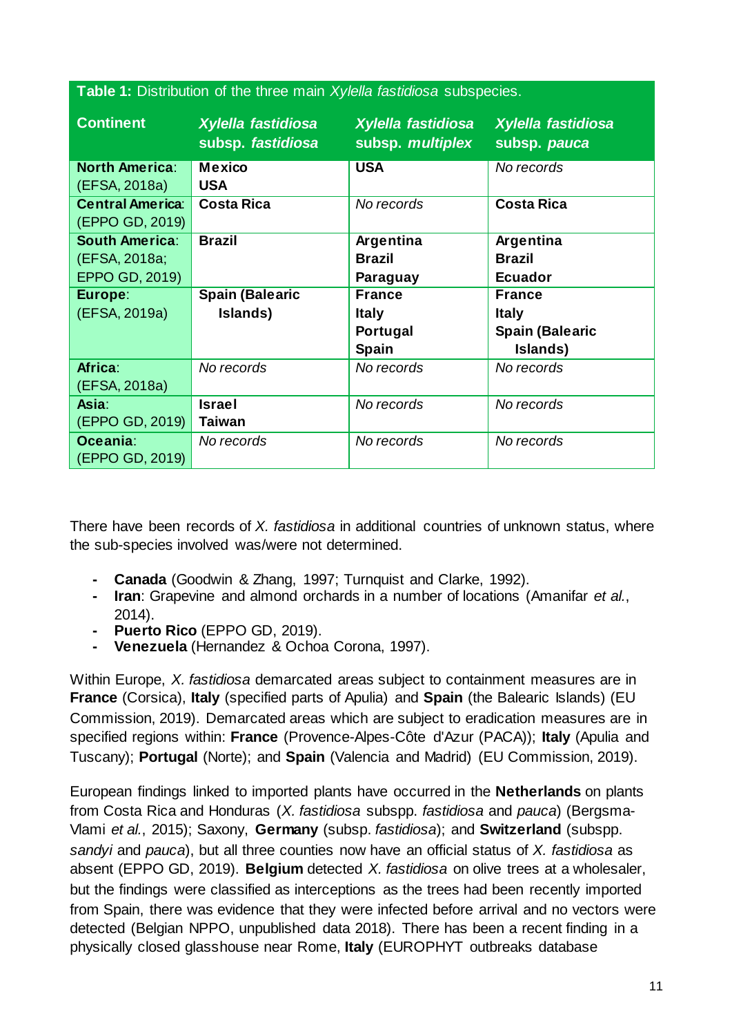**Table 1:** Distribution of the three main *Xylella fastidiosa* subspecies.

| Continent | *Xylella fastidiosa* subsp. *fastidiosa* | *Xylella fastidiosa* subsp. *multiplex* | *Xylella fastidiosa* subsp. *pauca* |
|---|---|---|---|
| **North America**: (EFSA, 2018a) | **Mexico**<br>**USA** | **USA** | *No records* |
| **Central America**: (EPPO GD, 2019) | **Costa Rica** | *No records* | **Costa Rica** |
| **South America**: (EFSA, 2018a; EPPO GD, 2019) | **Brazil** | **Argentina**<br>**Brazil**<br>**Paraguay** | **Argentina**<br>**Brazil**<br>**Ecuador** |
| **Europe**: (EFSA, 2019a) | **Spain (Balearic Islands)** | **France**<br>**Italy**<br>**Portugal**<br>**Spain** | **France**<br>**Italy**<br>**Spain (Balearic Islands)** |
| **Africa**: (EFSA, 2018a) | *No records* | *No records* | *No records* |
| **Asia**: (EPPO GD, 2019) | **Israel**<br>**Taiwan** | *No records* | *No records* |
| **Oceania**: (EPPO GD, 2019) | *No records* | *No records* | *No records* |

There have been records of *X. fastidiosa* in additional countries of unknown status, where the sub-species involved was/were not determined.

- **Canada** (Goodwin & Zhang, 1997; Turnquist and Clarke, 1992).
- **Iran**: Grapevine and almond orchards in a number of locations (Amanifar *et al.*, 2014).
- **Puerto Rico** (EPPO GD, 2019).
- **Venezuela** (Hernandez & Ochoa Corona, 1997).

Within Europe, *X. fastidiosa* demarcated areas subject to containment measures are in **France** (Corsica), **Italy** (specified parts of Apulia) and **Spain** (the Balearic Islands) (EU Commission, 2019). Demarcated areas which are subject to eradication measures are in specified regions within: **France** (Provence-Alpes-Côte d'Azur (PACA)); **Italy** (Apulia and Tuscany); **Portugal** (Norte); and **Spain** (Valencia and Madrid) (EU Commission, 2019).

European findings linked to imported plants have occurred in the **Netherlands** on plants from Costa Rica and Honduras (*X. fastidiosa* subspp. *fastidiosa* and *pauca*) (Bergsma-Vlami *et al.*, 2015); Saxony, **Germany** (subsp. *fastidiosa*); and **Switzerland** (subspp. *sandyi* and *pauca*), but all three counties now have an official status of *X. fastidiosa* as absent (EPPO GD, 2019). **Belgium** detected *X. fastidiosa* on olive trees at a wholesaler, but the findings were classified as interceptions as the trees had been recently imported from Spain, there was evidence that they were infected before arrival and no vectors were detected (Belgian NPPO, unpublished data 2018). There has been a recent finding in a physically closed glasshouse near Rome, **Italy** (EUROPHYT outbreaks database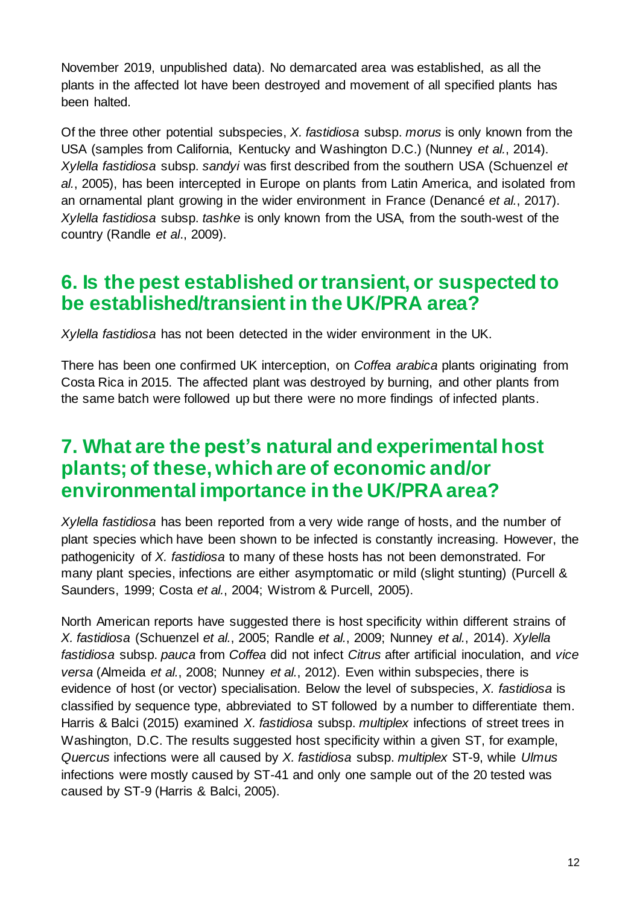November 2019, unpublished data). No demarcated area was established, as all the plants in the affected lot have been destroyed and movement of all specified plants has been halted.

Of the three other potential subspecies, *X. fastidiosa* subsp. *morus* is only known from the USA (samples from California, Kentucky and Washington D.C.) (Nunney *et al.*, 2014). *Xylella fastidiosa* subsp. *sandyi* was first described from the southern USA (Schuenzel *et al.*, 2005), has been intercepted in Europe on plants from Latin America, and isolated from an ornamental plant growing in the wider environment in France (Denancé *et al.*, 2017). *Xylella fastidiosa* subsp. *tashke* is only known from the USA, from the south-west of the country (Randle *et al*., 2009).

## 6. Is the pest established or transient, or suspected to be established/transient in the UK/PRA area?

*Xylella fastidiosa* has not been detected in the wider environment in the UK.

There has been one confirmed UK interception, on *Coffea arabica* plants originating from Costa Rica in 2015. The affected plant was destroyed by burning, and other plants from the same batch were followed up but there were no more findings of infected plants.

## 7. What are the pest's natural and experimental host plants; of these, which are of economic and/or environmental importance in the UK/PRA area?

*Xylella fastidiosa* has been reported from a very wide range of hosts, and the number of plant species which have been shown to be infected is constantly increasing. However, the pathogenicity of *X. fastidiosa* to many of these hosts has not been demonstrated. For many plant species, infections are either asymptomatic or mild (slight stunting) (Purcell & Saunders, 1999; Costa *et al.*, 2004; Wistrom & Purcell, 2005).

North American reports have suggested there is host specificity within different strains of *X. fastidiosa* (Schuenzel *et al.*, 2005; Randle *et al.*, 2009; Nunney *et al.*, 2014). *Xylella fastidiosa* subsp. *pauca* from *Coffea* did not infect *Citrus* after artificial inoculation, and *vice versa* (Almeida *et al.*, 2008; Nunney *et al.*, 2012). Even within subspecies, there is evidence of host (or vector) specialisation. Below the level of subspecies, *X. fastidiosa* is classified by sequence type, abbreviated to ST followed by a number to differentiate them. Harris & Balci (2015) examined *X. fastidiosa* subsp. *multiplex* infections of street trees in Washington, D.C. The results suggested host specificity within a given ST, for example, *Quercus* infections were all caused by *X. fastidiosa* subsp. *multiplex* ST-9, while *Ulmus* infections were mostly caused by ST-41 and only one sample out of the 20 tested was caused by ST-9 (Harris & Balci, 2005).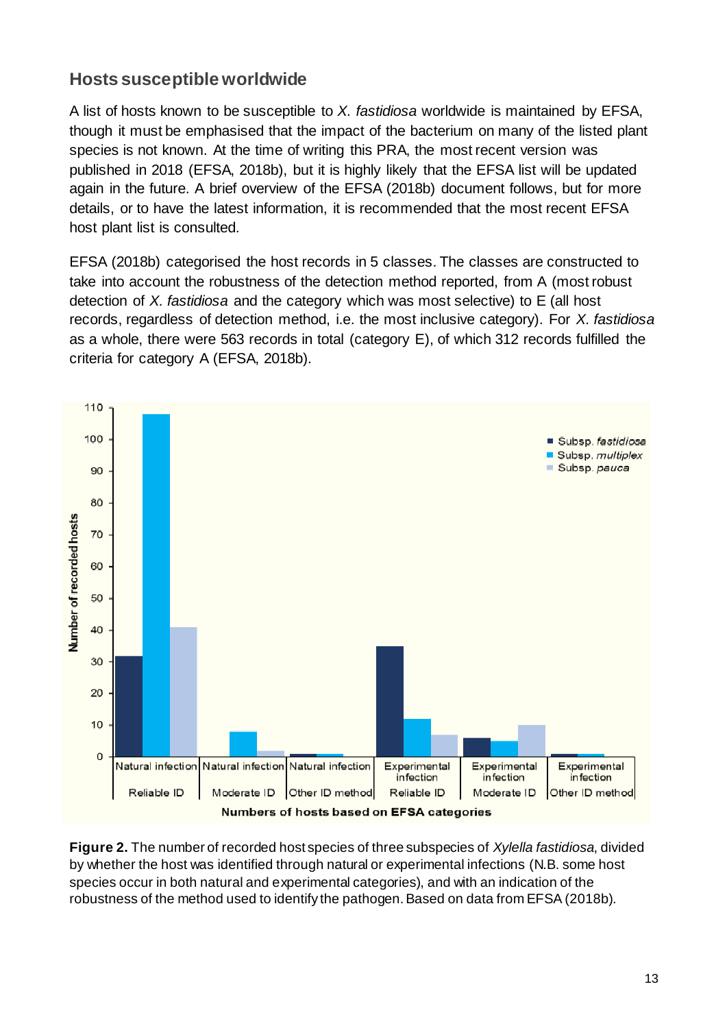## Hosts susceptible worldwide

A list of hosts known to be susceptible to *X. fastidiosa* worldwide is maintained by EFSA, though it must be emphasised that the impact of the bacterium on many of the listed plant species is not known. At the time of writing this PRA, the most recent version was published in 2018 (EFSA, 2018b), but it is highly likely that the EFSA list will be updated again in the future. A brief overview of the EFSA (2018b) document follows, but for more details, or to have the latest information, it is recommended that the most recent EFSA host plant list is consulted.

EFSA (2018b) categorised the host records in 5 classes. The classes are constructed to take into account the robustness of the detection method reported, from A (most robust detection of *X. fastidiosa* and the category which was most selective) to E (all host records, regardless of detection method, i.e. the most inclusive category). For *X. fastidiosa* as a whole, there were 563 records in total (category E), of which 312 records fulfilled the criteria for category A (EFSA, 2018b).

**Figure 2.** The number of recorded host species of three subspecies of *Xylella fastidiosa*, divided by whether the host was identified through natural or experimental infections (N.B. some host species occur in both natural and experimental categories), and with an indication of the robustness of the method used to identify the pathogen. Based on data from EFSA (2018b).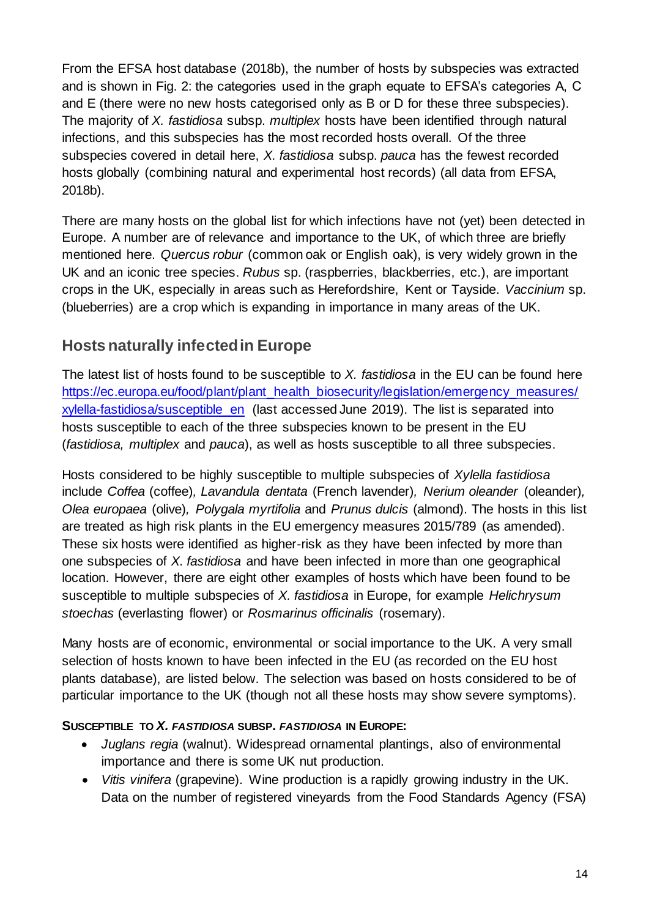From the EFSA host database (2018b), the number of hosts by subspecies was extracted and is shown in Fig. 2: the categories used in the graph equate to EFSA's categories A, C and E (there were no new hosts categorised only as B or D for these three subspecies). The majority of *X. fastidiosa* subsp. *multiplex* hosts have been identified through natural infections, and this subspecies has the most recorded hosts overall. Of the three subspecies covered in detail here, *X. fastidiosa* subsp. *pauca* has the fewest recorded hosts globally (combining natural and experimental host records) (all data from EFSA, 2018b).

There are many hosts on the global list for which infections have not (yet) been detected in Europe. A number are of relevance and importance to the UK, of which three are briefly mentioned here. *Quercus robur* (common oak or English oak), is very widely grown in the UK and an iconic tree species. *Rubus* sp. (raspberries, blackberries, etc.), are important crops in the UK, especially in areas such as Herefordshire, Kent or Tayside. *Vaccinium* sp. (blueberries) are a crop which is expanding in importance in many areas of the UK.

## Hosts naturally infected in Europe

The latest list of hosts found to be susceptible to *X. fastidiosa* in the EU can be found here [https://ec.europa.eu/food/plant/plant_health_biosecurity/legislation/emergency_measures/xylella-fastidiosa/susceptible_en](https://ec.europa.eu/food/plant/plant_health_biosecurity/legislation/emergency_measures/xylella-fastidiosa/susceptible_en) (last accessed June 2019). The list is separated into hosts susceptible to each of the three subspecies known to be present in the EU (*fastidiosa, multiplex* and *pauca*), as well as hosts susceptible to all three subspecies.

Hosts considered to be highly susceptible to multiple subspecies of *Xylella fastidiosa* include *Coffea* (coffee)*, Lavandula dentata* (French lavender)*, Nerium oleander* (oleander)*, Olea europaea* (olive)*, Polygala myrtifolia* and *Prunus dulcis* (almond). The hosts in this list are treated as high risk plants in the EU emergency measures 2015/789 (as amended). These six hosts were identified as higher-risk as they have been infected by more than one subspecies of *X. fastidiosa* and have been infected in more than one geographical location. However, there are eight other examples of hosts which have been found to be susceptible to multiple subspecies of *X. fastidiosa* in Europe, for example *Helichrysum stoechas* (everlasting flower) or *Rosmarinus officinalis* (rosemary).

Many hosts are of economic, environmental or social importance to the UK. A very small selection of hosts known to have been infected in the EU (as recorded on the EU host plants database), are listed below. The selection was based on hosts considered to be of particular importance to the UK (though not all these hosts may show severe symptoms).

**SUSCEPTIBLE TO *X. FASTIDIOSA* SUBSP. *FASTIDIOSA* IN EUROPE:**

- *Juglans regia* (walnut). Widespread ornamental plantings, also of environmental importance and there is some UK nut production.
- *Vitis vinifera* (grapevine). Wine production is a rapidly growing industry in the UK. Data on the number of registered vineyards from the Food Standards Agency (FSA)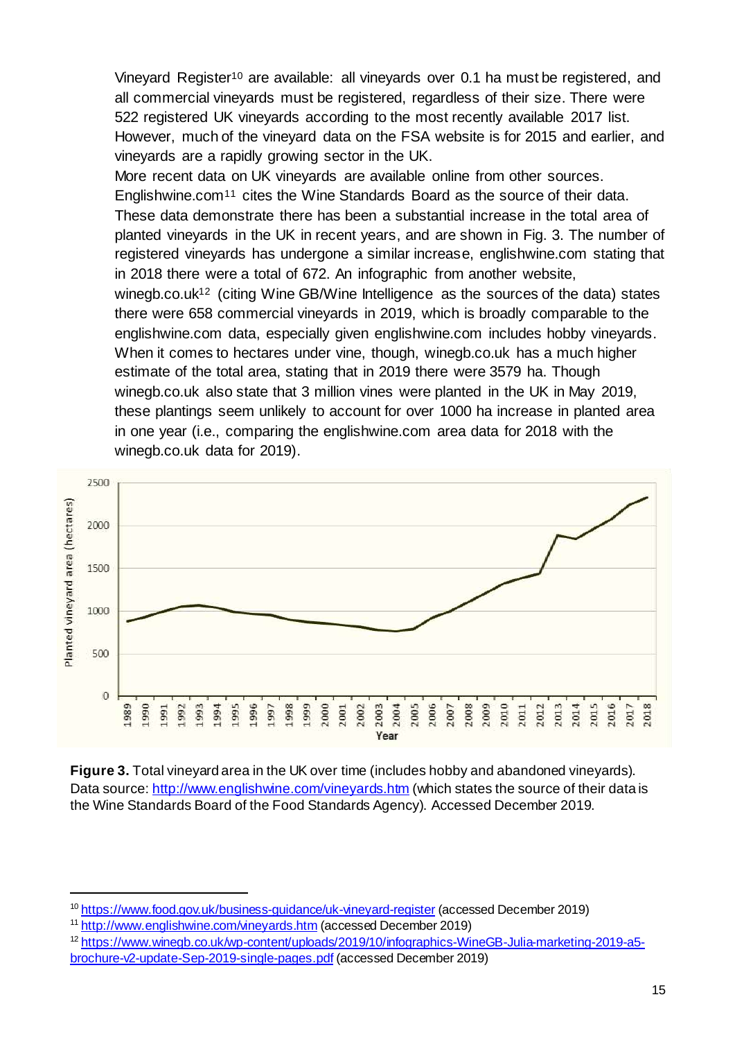Vineyard Register[10] are available: all vineyards over 0.1 ha must be registered, and all commercial vineyards must be registered, regardless of their size. There were 522 registered UK vineyards according to the most recently available 2017 list. However, much of the vineyard data on the FSA website is for 2015 and earlier, and vineyards are a rapidly growing sector in the UK.

More recent data on UK vineyards are available online from other sources. Englishwine.com[11] cites the Wine Standards Board as the source of their data. These data demonstrate there has been a substantial increase in the total area of planted vineyards in the UK in recent years, and are shown in Fig. 3. The number of registered vineyards has undergone a similar increase, englishwine.com stating that in 2018 there were a total of 672. An infographic from another website, winegb.co.uk[12] (citing Wine GB/Wine Intelligence as the sources of the data) states there were 658 commercial vineyards in 2019, which is broadly comparable to the englishwine.com data, especially given englishwine.com includes hobby vineyards. When it comes to hectares under vine, though, winegb.co.uk has a much higher estimate of the total area, stating that in 2019 there were 3579 ha. Though winegb.co.uk also state that 3 million vines were planted in the UK in May 2019, these plantings seem unlikely to account for over 1000 ha increase in planted area in one year (i.e., comparing the englishwine.com area data for 2018 with the winegb.co.uk data for 2019).

**Figure 3.** Total vineyard area in the UK over time (includes hobby and abandoned vineyards). Data source: http://www.englishwine.com/vineyards.htm (which states the source of their data is the Wine Standards Board of the Food Standards Agency). Accessed December 2019.

---

[10] https://www.food.gov.uk/business-guidance/uk-vineyard-register (accessed December 2019)

[11] http://www.englishwine.com/vineyards.htm (accessed December 2019)

[12] https://www.winegb.co.uk/wp-content/uploads/2019/10/infographics-WineGB-Julia-marketing-2019-a5-brochure-v2-update-Sep-2019-single-pages.pdf (accessed December 2019)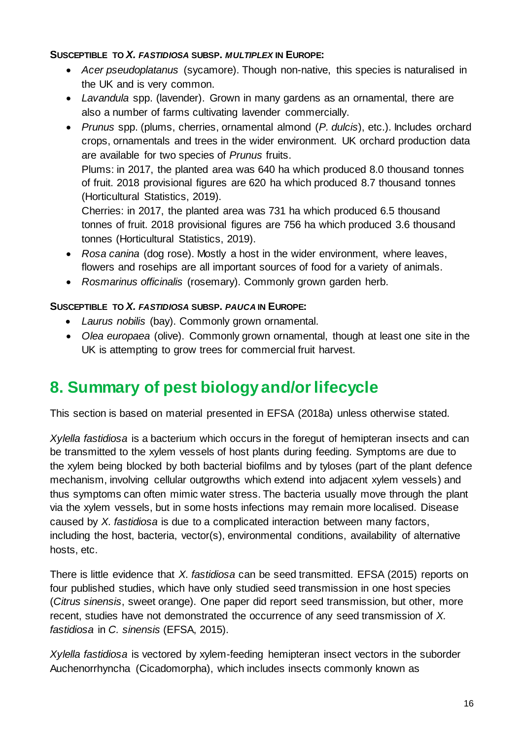**SUSCEPTIBLE TO *X. FASTIDIOSA* SUBSP. *MULTIPLEX* IN EUROPE:**

- *Acer pseudoplatanus* (sycamore). Though non-native, this species is naturalised in the UK and is very common.
- *Lavandula* spp. (lavender). Grown in many gardens as an ornamental, there are also a number of farms cultivating lavender commercially.
- *Prunus* spp. (plums, cherries, ornamental almond (*P. dulcis*), etc.). Includes orchard crops, ornamentals and trees in the wider environment. UK orchard production data are available for two species of *Prunus* fruits.
  Plums: in 2017, the planted area was 640 ha which produced 8.0 thousand tonnes of fruit. 2018 provisional figures are 620 ha which produced 8.7 thousand tonnes (Horticultural Statistics, 2019).
  Cherries: in 2017, the planted area was 731 ha which produced 6.5 thousand tonnes of fruit. 2018 provisional figures are 756 ha which produced 3.6 thousand tonnes (Horticultural Statistics, 2019).
- *Rosa canina* (dog rose). Mostly a host in the wider environment, where leaves, flowers and rosehips are all important sources of food for a variety of animals.
- *Rosmarinus officinalis* (rosemary). Commonly grown garden herb.

**SUSCEPTIBLE TO *X. FASTIDIOSA* SUBSP. *PAUCA* IN EUROPE:**

- *Laurus nobilis* (bay). Commonly grown ornamental.
- *Olea europaea* (olive). Commonly grown ornamental, though at least one site in the UK is attempting to grow trees for commercial fruit harvest.

## 8. Summary of pest biology and/or lifecycle

This section is based on material presented in EFSA (2018a) unless otherwise stated.

*Xylella fastidiosa* is a bacterium which occurs in the foregut of hemipteran insects and can be transmitted to the xylem vessels of host plants during feeding. Symptoms are due to the xylem being blocked by both bacterial biofilms and by tyloses (part of the plant defence mechanism, involving cellular outgrowths which extend into adjacent xylem vessels) and thus symptoms can often mimic water stress. The bacteria usually move through the plant via the xylem vessels, but in some hosts infections may remain more localised. Disease caused by *X. fastidiosa* is due to a complicated interaction between many factors, including the host, bacteria, vector(s), environmental conditions, availability of alternative hosts, etc.

There is little evidence that *X. fastidiosa* can be seed transmitted. EFSA (2015) reports on four published studies, which have only studied seed transmission in one host species (*Citrus sinensis*, sweet orange). One paper did report seed transmission, but other, more recent, studies have not demonstrated the occurrence of any seed transmission of *X. fastidiosa* in *C. sinensis* (EFSA, 2015).

*Xylella fastidiosa* is vectored by xylem-feeding hemipteran insect vectors in the suborder Auchenorrhyncha (Cicadomorpha), which includes insects commonly known as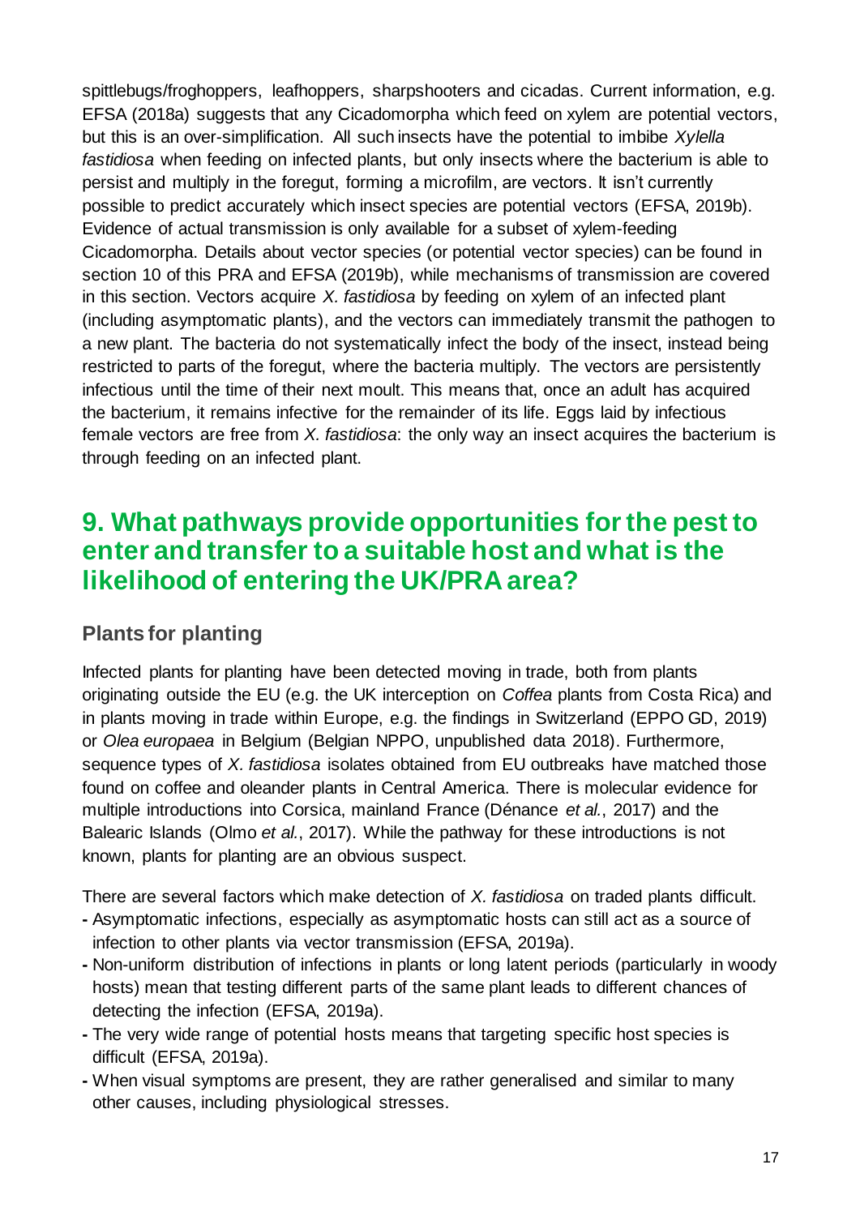spittlebugs/froghoppers, leafhoppers, sharpshooters and cicadas. Current information, e.g. EFSA (2018a) suggests that any Cicadomorpha which feed on xylem are potential vectors, but this is an over-simplification. All such insects have the potential to imbibe *Xylella fastidiosa* when feeding on infected plants, but only insects where the bacterium is able to persist and multiply in the foregut, forming a microfilm, are vectors. It isn't currently possible to predict accurately which insect species are potential vectors (EFSA, 2019b). Evidence of actual transmission is only available for a subset of xylem-feeding Cicadomorpha. Details about vector species (or potential vector species) can be found in section 10 of this PRA and EFSA (2019b), while mechanisms of transmission are covered in this section. Vectors acquire *X. fastidiosa* by feeding on xylem of an infected plant (including asymptomatic plants), and the vectors can immediately transmit the pathogen to a new plant. The bacteria do not systematically infect the body of the insect, instead being restricted to parts of the foregut, where the bacteria multiply. The vectors are persistently infectious until the time of their next moult. This means that, once an adult has acquired the bacterium, it remains infective for the remainder of its life. Eggs laid by infectious female vectors are free from *X. fastidiosa*: the only way an insect acquires the bacterium is through feeding on an infected plant.

## 9. What pathways provide opportunities for the pest to enter and transfer to a suitable host and what is the likelihood of entering the UK/PRA area?

### Plants for planting

Infected plants for planting have been detected moving in trade, both from plants originating outside the EU (e.g. the UK interception on *Coffea* plants from Costa Rica) and in plants moving in trade within Europe, e.g. the findings in Switzerland (EPPO GD, 2019) or *Olea europaea* in Belgium (Belgian NPPO, unpublished data 2018). Furthermore, sequence types of *X. fastidiosa* isolates obtained from EU outbreaks have matched those found on coffee and oleander plants in Central America. There is molecular evidence for multiple introductions into Corsica, mainland France (Dénance *et al.*, 2017) and the Balearic Islands (Olmo *et al.*, 2017). While the pathway for these introductions is not known, plants for planting are an obvious suspect.

There are several factors which make detection of *X. fastidiosa* on traded plants difficult.

- Asymptomatic infections, especially as asymptomatic hosts can still act as a source of infection to other plants via vector transmission (EFSA, 2019a).
- Non-uniform distribution of infections in plants or long latent periods (particularly in woody hosts) mean that testing different parts of the same plant leads to different chances of detecting the infection (EFSA, 2019a).
- The very wide range of potential hosts means that targeting specific host species is difficult (EFSA, 2019a).
- When visual symptoms are present, they are rather generalised and similar to many other causes, including physiological stresses.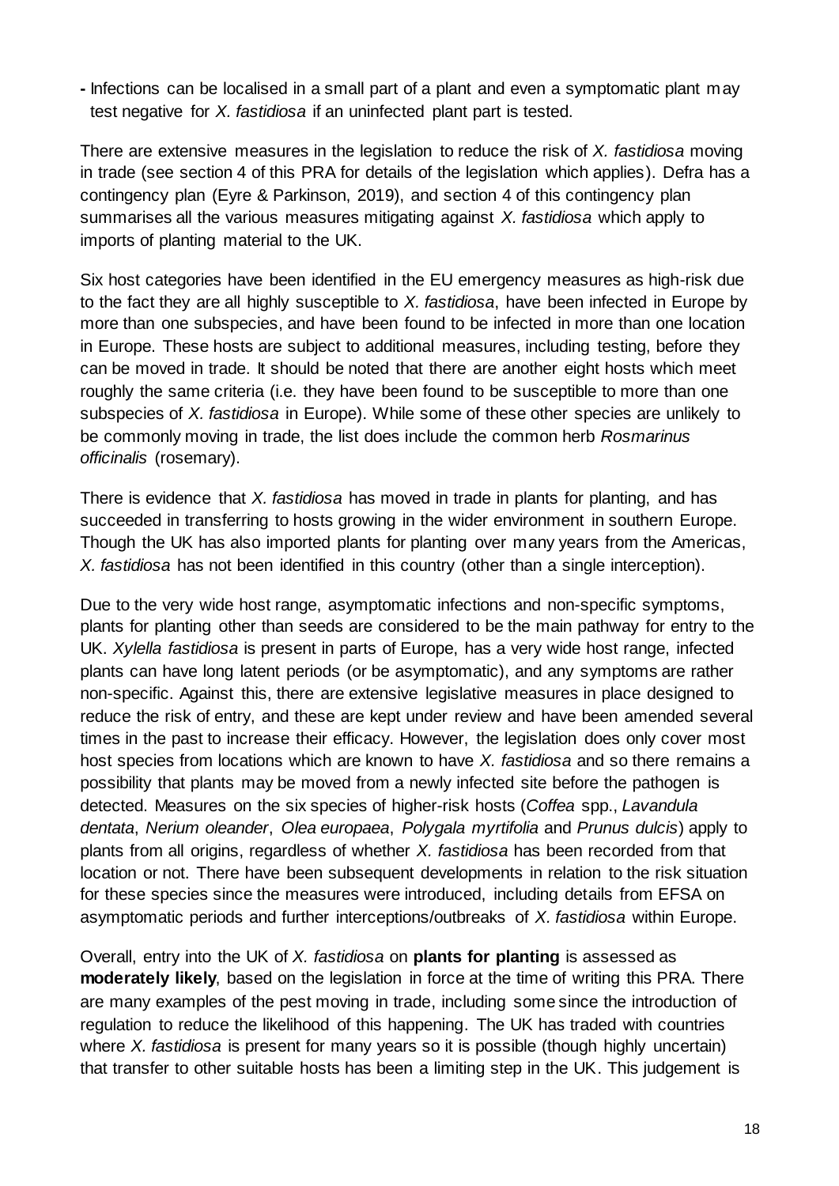- Infections can be localised in a small part of a plant and even a symptomatic plant may test negative for *X. fastidiosa* if an uninfected plant part is tested.

There are extensive measures in the legislation to reduce the risk of *X. fastidiosa* moving in trade (see section 4 of this PRA for details of the legislation which applies). Defra has a contingency plan (Eyre & Parkinson, 2019), and section 4 of this contingency plan summarises all the various measures mitigating against *X. fastidiosa* which apply to imports of planting material to the UK.

Six host categories have been identified in the EU emergency measures as high-risk due to the fact they are all highly susceptible to *X. fastidiosa*, have been infected in Europe by more than one subspecies, and have been found to be infected in more than one location in Europe. These hosts are subject to additional measures, including testing, before they can be moved in trade. It should be noted that there are another eight hosts which meet roughly the same criteria (i.e. they have been found to be susceptible to more than one subspecies of *X. fastidiosa* in Europe). While some of these other species are unlikely to be commonly moving in trade, the list does include the common herb *Rosmarinus officinalis* (rosemary).

There is evidence that *X. fastidiosa* has moved in trade in plants for planting, and has succeeded in transferring to hosts growing in the wider environment in southern Europe. Though the UK has also imported plants for planting over many years from the Americas, *X. fastidiosa* has not been identified in this country (other than a single interception).

Due to the very wide host range, asymptomatic infections and non-specific symptoms, plants for planting other than seeds are considered to be the main pathway for entry to the UK. *Xylella fastidiosa* is present in parts of Europe, has a very wide host range, infected plants can have long latent periods (or be asymptomatic), and any symptoms are rather non-specific. Against this, there are extensive legislative measures in place designed to reduce the risk of entry, and these are kept under review and have been amended several times in the past to increase their efficacy. However, the legislation does only cover most host species from locations which are known to have *X. fastidiosa* and so there remains a possibility that plants may be moved from a newly infected site before the pathogen is detected. Measures on the six species of higher-risk hosts (*Coffea* spp., *Lavandula dentata*, *Nerium oleander*, *Olea europaea*, *Polygala myrtifolia* and *Prunus dulcis*) apply to plants from all origins, regardless of whether *X. fastidiosa* has been recorded from that location or not. There have been subsequent developments in relation to the risk situation for these species since the measures were introduced, including details from EFSA on asymptomatic periods and further interceptions/outbreaks of *X. fastidiosa* within Europe.

Overall, entry into the UK of *X. fastidiosa* on **plants for planting** is assessed as **moderately likely**, based on the legislation in force at the time of writing this PRA. There are many examples of the pest moving in trade, including some since the introduction of regulation to reduce the likelihood of this happening. The UK has traded with countries where *X. fastidiosa* is present for many years so it is possible (though highly uncertain) that transfer to other suitable hosts has been a limiting step in the UK. This judgement is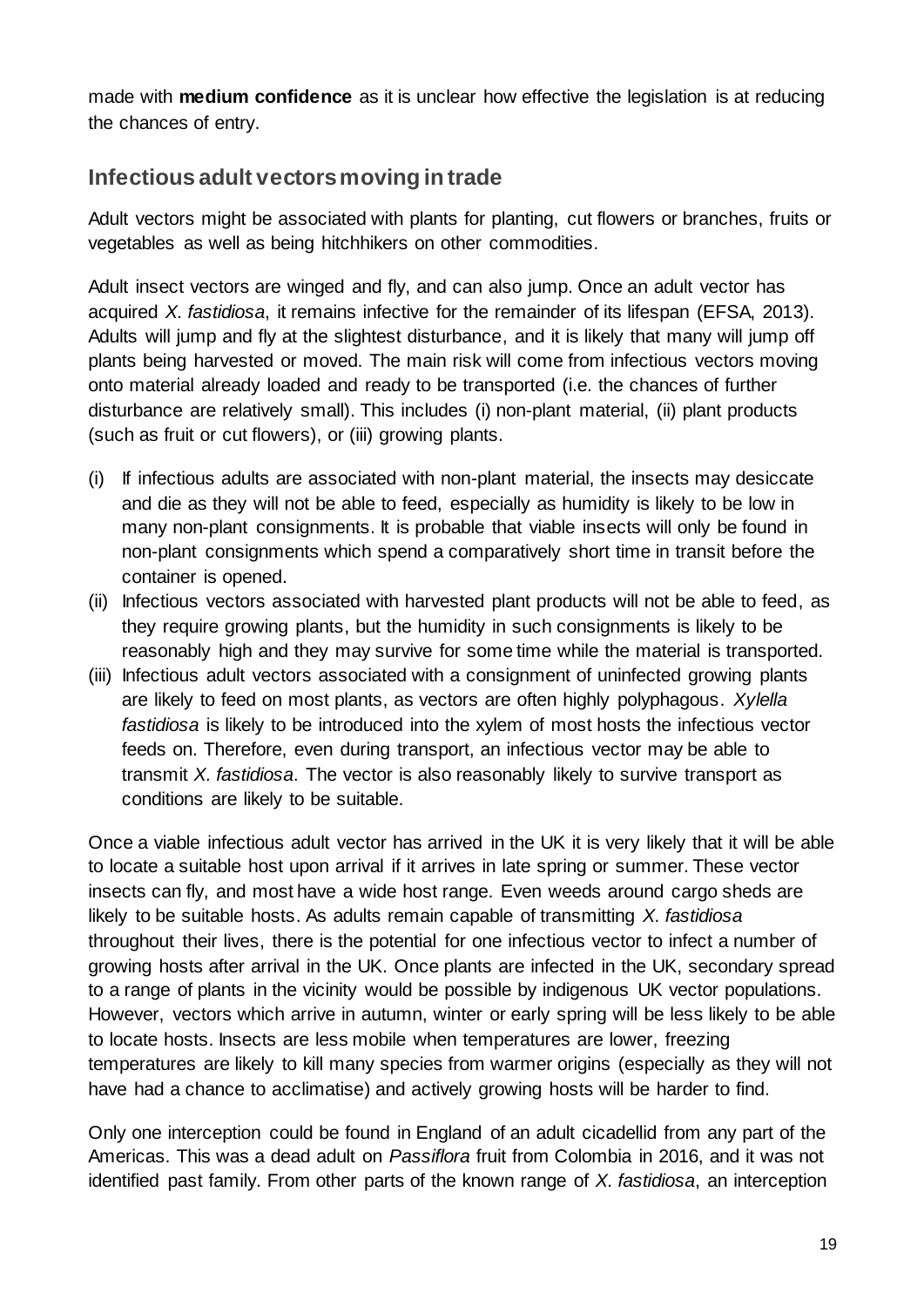made with **medium confidence** as it is unclear how effective the legislation is at reducing the chances of entry.

## Infectious adult vectors moving in trade

Adult vectors might be associated with plants for planting, cut flowers or branches, fruits or vegetables as well as being hitchhikers on other commodities.

Adult insect vectors are winged and fly, and can also jump. Once an adult vector has acquired *X. fastidiosa*, it remains infective for the remainder of its lifespan (EFSA, 2013). Adults will jump and fly at the slightest disturbance, and it is likely that many will jump off plants being harvested or moved. The main risk will come from infectious vectors moving onto material already loaded and ready to be transported (i.e. the chances of further disturbance are relatively small). This includes (i) non-plant material, (ii) plant products (such as fruit or cut flowers), or (iii) growing plants.

(i) If infectious adults are associated with non-plant material, the insects may desiccate and die as they will not be able to feed, especially as humidity is likely to be low in many non-plant consignments. It is probable that viable insects will only be found in non-plant consignments which spend a comparatively short time in transit before the container is opened.

(ii) Infectious vectors associated with harvested plant products will not be able to feed, as they require growing plants, but the humidity in such consignments is likely to be reasonably high and they may survive for some time while the material is transported.

(iii) Infectious adult vectors associated with a consignment of uninfected growing plants are likely to feed on most plants, as vectors are often highly polyphagous. *Xylella fastidiosa* is likely to be introduced into the xylem of most hosts the infectious vector feeds on. Therefore, even during transport, an infectious vector may be able to transmit *X. fastidiosa*. The vector is also reasonably likely to survive transport as conditions are likely to be suitable.

Once a viable infectious adult vector has arrived in the UK it is very likely that it will be able to locate a suitable host upon arrival if it arrives in late spring or summer. These vector insects can fly, and most have a wide host range. Even weeds around cargo sheds are likely to be suitable hosts. As adults remain capable of transmitting *X. fastidiosa* throughout their lives, there is the potential for one infectious vector to infect a number of growing hosts after arrival in the UK. Once plants are infected in the UK, secondary spread to a range of plants in the vicinity would be possible by indigenous UK vector populations. However, vectors which arrive in autumn, winter or early spring will be less likely to be able to locate hosts. Insects are less mobile when temperatures are lower, freezing temperatures are likely to kill many species from warmer origins (especially as they will not have had a chance to acclimatise) and actively growing hosts will be harder to find.

Only one interception could be found in England of an adult cicadellid from any part of the Americas. This was a dead adult on *Passiflora* fruit from Colombia in 2016, and it was not identified past family. From other parts of the known range of *X. fastidiosa*, an interception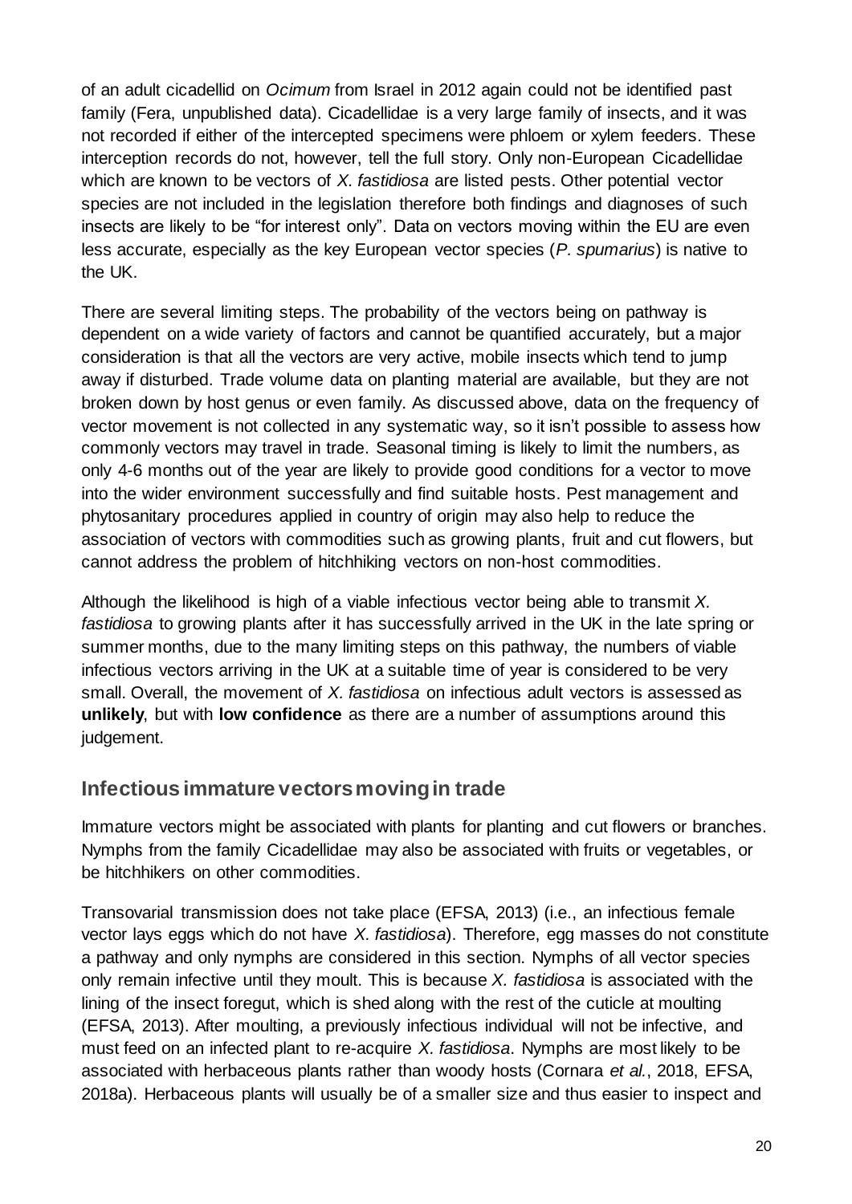of an adult cicadellid on *Ocimum* from Israel in 2012 again could not be identified past family (Fera, unpublished data). Cicadellidae is a very large family of insects, and it was not recorded if either of the intercepted specimens were phloem or xylem feeders. These interception records do not, however, tell the full story. Only non-European Cicadellidae which are known to be vectors of *X. fastidiosa* are listed pests. Other potential vector species are not included in the legislation therefore both findings and diagnoses of such insects are likely to be "for interest only". Data on vectors moving within the EU are even less accurate, especially as the key European vector species (*P. spumarius*) is native to the UK.

There are several limiting steps. The probability of the vectors being on pathway is dependent on a wide variety of factors and cannot be quantified accurately, but a major consideration is that all the vectors are very active, mobile insects which tend to jump away if disturbed. Trade volume data on planting material are available, but they are not broken down by host genus or even family. As discussed above, data on the frequency of vector movement is not collected in any systematic way, so it isn't possible to assess how commonly vectors may travel in trade. Seasonal timing is likely to limit the numbers, as only 4-6 months out of the year are likely to provide good conditions for a vector to move into the wider environment successfully and find suitable hosts. Pest management and phytosanitary procedures applied in country of origin may also help to reduce the association of vectors with commodities such as growing plants, fruit and cut flowers, but cannot address the problem of hitchhiking vectors on non-host commodities.

Although the likelihood is high of a viable infectious vector being able to transmit *X. fastidiosa* to growing plants after it has successfully arrived in the UK in the late spring or summer months, due to the many limiting steps on this pathway, the numbers of viable infectious vectors arriving in the UK at a suitable time of year is considered to be very small. Overall, the movement of *X. fastidiosa* on infectious adult vectors is assessed as **unlikely**, but with **low confidence** as there are a number of assumptions around this judgement.

## Infectious immature vectors moving in trade

Immature vectors might be associated with plants for planting and cut flowers or branches. Nymphs from the family Cicadellidae may also be associated with fruits or vegetables, or be hitchhikers on other commodities.

Transovarial transmission does not take place (EFSA, 2013) (i.e., an infectious female vector lays eggs which do not have *X. fastidiosa*). Therefore, egg masses do not constitute a pathway and only nymphs are considered in this section. Nymphs of all vector species only remain infective until they moult. This is because *X. fastidiosa* is associated with the lining of the insect foregut, which is shed along with the rest of the cuticle at moulting (EFSA, 2013). After moulting, a previously infectious individual will not be infective, and must feed on an infected plant to re-acquire *X. fastidiosa*. Nymphs are most likely to be associated with herbaceous plants rather than woody hosts (Cornara *et al.*, 2018, EFSA, 2018a). Herbaceous plants will usually be of a smaller size and thus easier to inspect and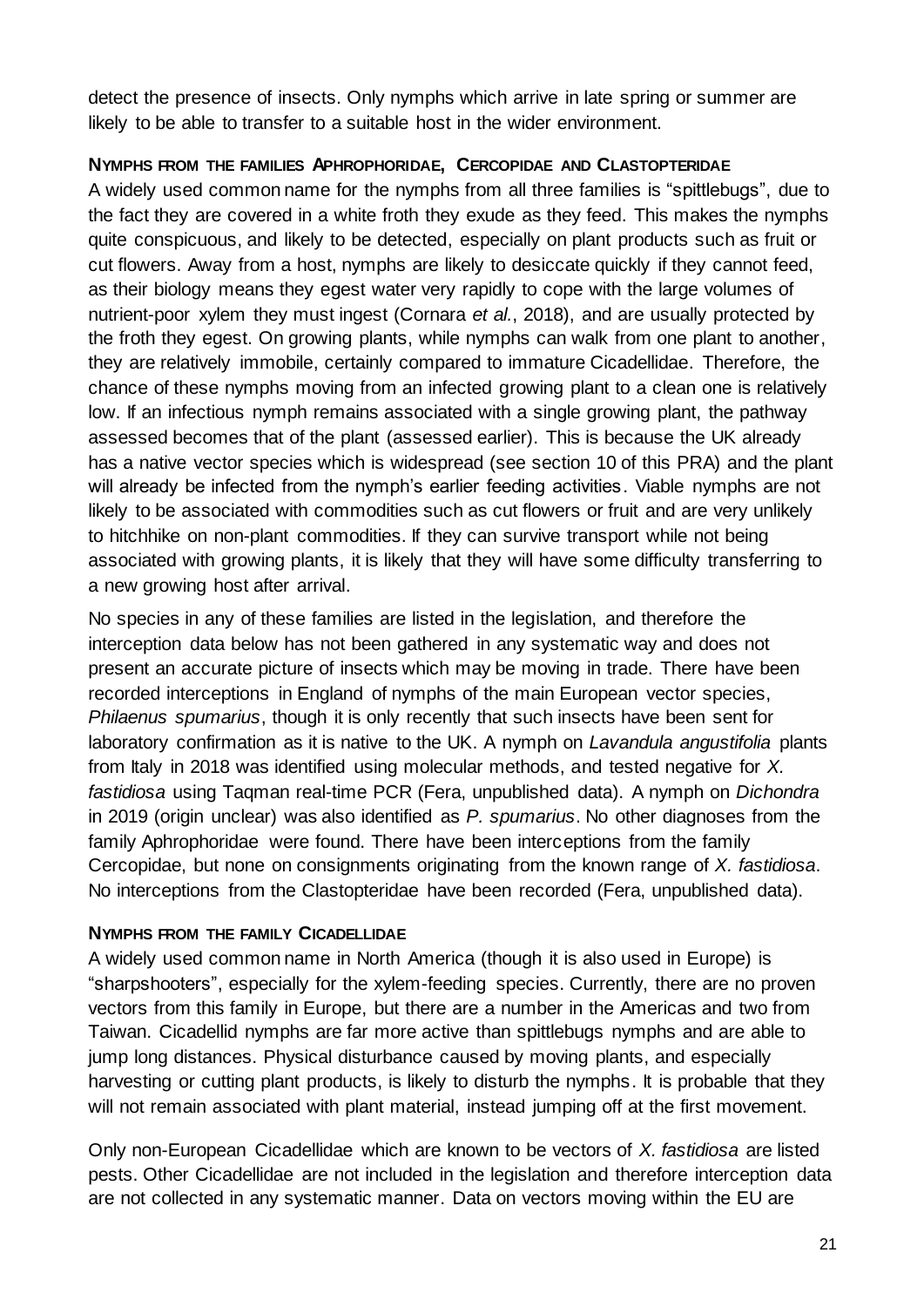detect the presence of insects. Only nymphs which arrive in late spring or summer are likely to be able to transfer to a suitable host in the wider environment.

#### Nymphs from the families Aphrophoridae, Cercopidae and Clastopteridae

A widely used common name for the nymphs from all three families is "spittlebugs", due to the fact they are covered in a white froth they exude as they feed. This makes the nymphs quite conspicuous, and likely to be detected, especially on plant products such as fruit or cut flowers. Away from a host, nymphs are likely to desiccate quickly if they cannot feed, as their biology means they egest water very rapidly to cope with the large volumes of nutrient-poor xylem they must ingest (Cornara *et al.*, 2018), and are usually protected by the froth they egest. On growing plants, while nymphs can walk from one plant to another, they are relatively immobile, certainly compared to immature Cicadellidae. Therefore, the chance of these nymphs moving from an infected growing plant to a clean one is relatively low. If an infectious nymph remains associated with a single growing plant, the pathway assessed becomes that of the plant (assessed earlier). This is because the UK already has a native vector species which is widespread (see section 10 of this PRA) and the plant will already be infected from the nymph's earlier feeding activities. Viable nymphs are not likely to be associated with commodities such as cut flowers or fruit and are very unlikely to hitchhike on non-plant commodities. If they can survive transport while not being associated with growing plants, it is likely that they will have some difficulty transferring to a new growing host after arrival.

No species in any of these families are listed in the legislation, and therefore the interception data below has not been gathered in any systematic way and does not present an accurate picture of insects which may be moving in trade. There have been recorded interceptions in England of nymphs of the main European vector species, *Philaenus spumarius*, though it is only recently that such insects have been sent for laboratory confirmation as it is native to the UK. A nymph on *Lavandula angustifolia* plants from Italy in 2018 was identified using molecular methods, and tested negative for *X. fastidiosa* using Taqman real-time PCR (Fera, unpublished data). A nymph on *Dichondra* in 2019 (origin unclear) was also identified as *P. spumarius*. No other diagnoses from the family Aphrophoridae were found. There have been interceptions from the family Cercopidae, but none on consignments originating from the known range of *X. fastidiosa*. No interceptions from the Clastopteridae have been recorded (Fera, unpublished data).

#### Nymphs from the family Cicadellidae

A widely used common name in North America (though it is also used in Europe) is "sharpshooters", especially for the xylem-feeding species. Currently, there are no proven vectors from this family in Europe, but there are a number in the Americas and two from Taiwan. Cicadellid nymphs are far more active than spittlebugs nymphs and are able to jump long distances. Physical disturbance caused by moving plants, and especially harvesting or cutting plant products, is likely to disturb the nymphs. It is probable that they will not remain associated with plant material, instead jumping off at the first movement.

Only non-European Cicadellidae which are known to be vectors of *X. fastidiosa* are listed pests. Other Cicadellidae are not included in the legislation and therefore interception data are not collected in any systematic manner. Data on vectors moving within the EU are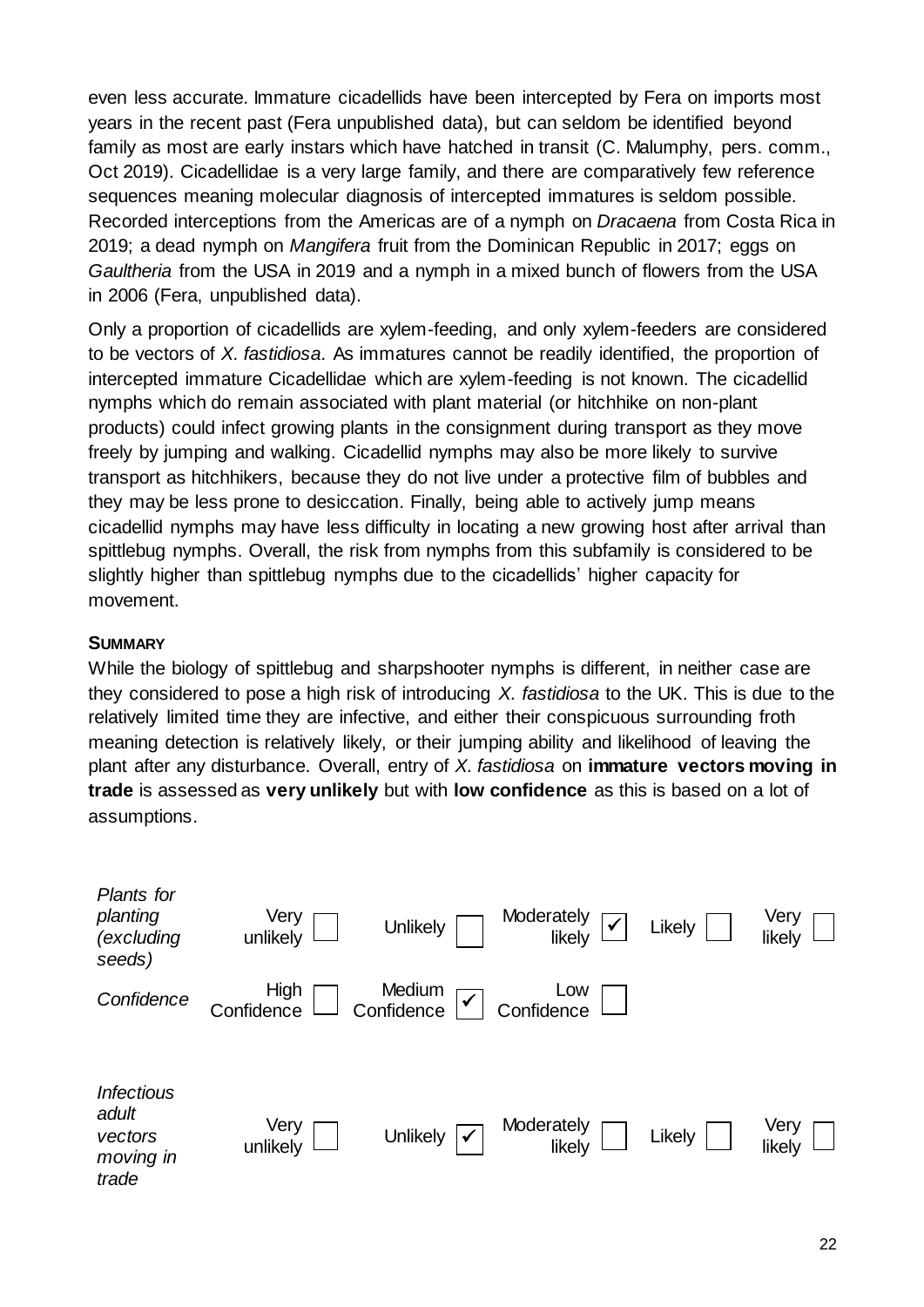even less accurate. Immature cicadellids have been intercepted by Fera on imports most years in the recent past (Fera unpublished data), but can seldom be identified beyond family as most are early instars which have hatched in transit (C. Malumphy, pers. comm., Oct 2019). Cicadellidae is a very large family, and there are comparatively few reference sequences meaning molecular diagnosis of intercepted immatures is seldom possible. Recorded interceptions from the Americas are of a nymph on *Dracaena* from Costa Rica in 2019; a dead nymph on *Mangifera* fruit from the Dominican Republic in 2017; eggs on *Gaultheria* from the USA in 2019 and a nymph in a mixed bunch of flowers from the USA in 2006 (Fera, unpublished data).

Only a proportion of cicadellids are xylem-feeding, and only xylem-feeders are considered to be vectors of *X. fastidiosa*. As immatures cannot be readily identified, the proportion of intercepted immature Cicadellidae which are xylem-feeding is not known. The cicadellid nymphs which do remain associated with plant material (or hitchhike on non-plant products) could infect growing plants in the consignment during transport as they move freely by jumping and walking. Cicadellid nymphs may also be more likely to survive transport as hitchhikers, because they do not live under a protective film of bubbles and they may be less prone to desiccation. Finally, being able to actively jump means cicadellid nymphs may have less difficulty in locating a new growing host after arrival than spittlebug nymphs. Overall, the risk from nymphs from this subfamily is considered to be slightly higher than spittlebug nymphs due to the cicadellids' higher capacity for movement.

**SUMMARY**

While the biology of spittlebug and sharpshooter nymphs is different, in neither case are they considered to pose a high risk of introducing *X. fastidiosa* to the UK. This is due to the relatively limited time they are infective, and either their conspicuous surrounding froth meaning detection is relatively likely, or their jumping ability and likelihood of leaving the plant after any disturbance. Overall, entry of *X. fastidiosa* on **immature vectors moving in trade** is assessed as **very unlikely** but with **low confidence** as this is based on a lot of assumptions.

| | | | | | |
|---|---|---|---|---|---|
| *Plants for planting (excluding seeds)* | Very unlikely ☐ | Unlikely ☐ | Moderately likely ☑ | Likely ☐ | Very likely ☐ |
| *Confidence* | High Confidence ☐ | Medium Confidence ☑ | Low Confidence ☐ | | |

| | | | | | |
|---|---|---|---|---|---|
| *Infectious adult vectors moving in trade* | Very unlikely ☐ | Unlikely ☑ | Moderately likely ☐ | Likely ☐ | Very likely ☐ |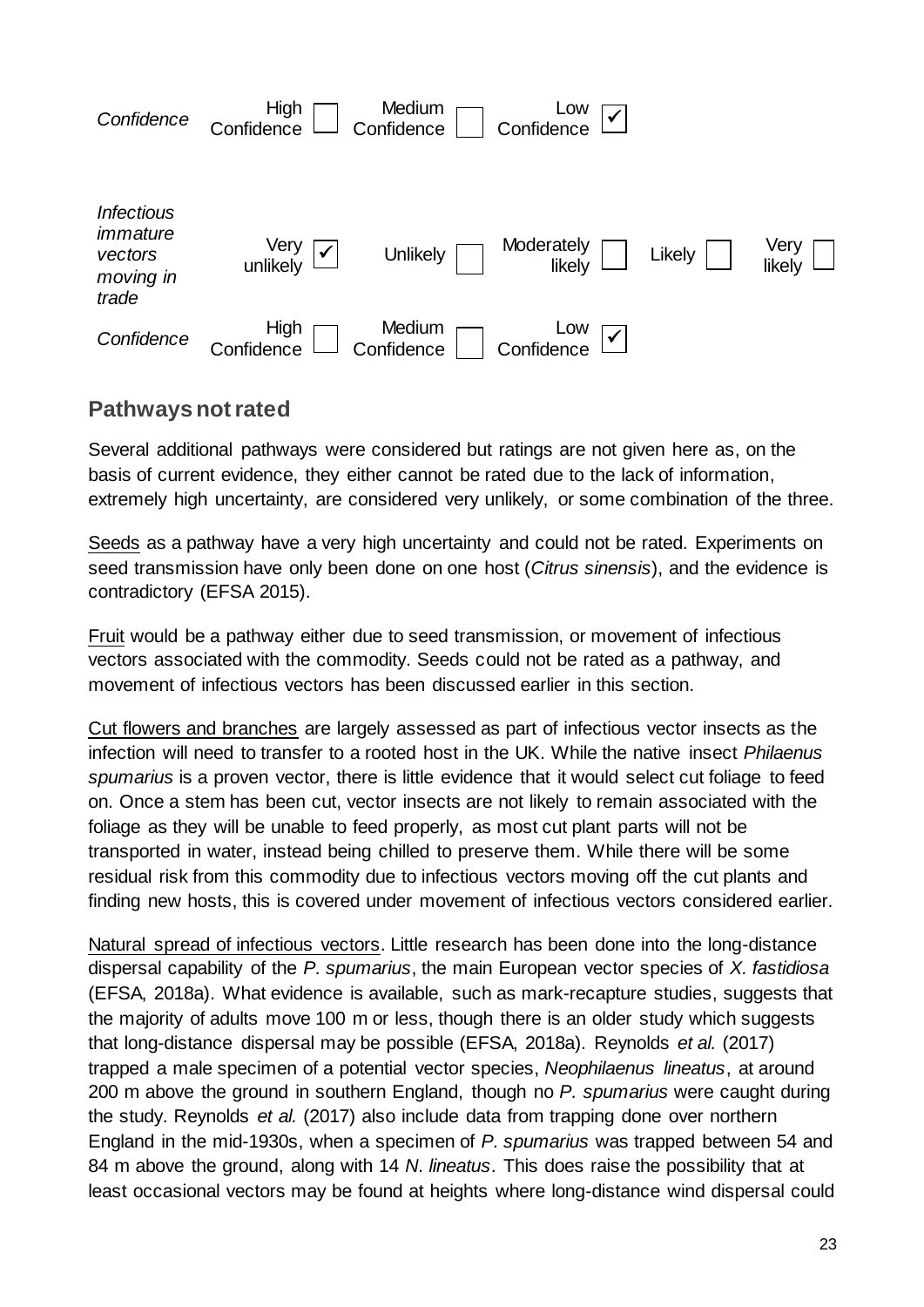| *Confidence* | High Confidence ☐ | Medium Confidence ☐ | Low Confidence ☑ | | |
|---|---|---|---|---|---|
| *Infectious immature vectors moving in trade* | Very unlikely ☑ | Unlikely ☐ | Moderately likely ☐ | Likely ☐ | Very likely ☐ |
| *Confidence* | High Confidence ☐ | Medium Confidence ☐ | Low Confidence ☑ | | |

## Pathways not rated

Several additional pathways were considered but ratings are not given here as, on the basis of current evidence, they either cannot be rated due to the lack of information, extremely high uncertainty, are considered very unlikely, or some combination of the three.

Seeds as a pathway have a very high uncertainty and could not be rated. Experiments on seed transmission have only been done on one host (*Citrus sinensis*), and the evidence is contradictory (EFSA 2015).

Fruit would be a pathway either due to seed transmission, or movement of infectious vectors associated with the commodity. Seeds could not be rated as a pathway, and movement of infectious vectors has been discussed earlier in this section.

Cut flowers and branches are largely assessed as part of infectious vector insects as the infection will need to transfer to a rooted host in the UK. While the native insect *Philaenus spumarius* is a proven vector, there is little evidence that it would select cut foliage to feed on. Once a stem has been cut, vector insects are not likely to remain associated with the foliage as they will be unable to feed properly, as most cut plant parts will not be transported in water, instead being chilled to preserve them. While there will be some residual risk from this commodity due to infectious vectors moving off the cut plants and finding new hosts, this is covered under movement of infectious vectors considered earlier.

Natural spread of infectious vectors. Little research has been done into the long-distance dispersal capability of the *P. spumarius*, the main European vector species of *X. fastidiosa* (EFSA, 2018a). What evidence is available, such as mark-recapture studies, suggests that the majority of adults move 100 m or less, though there is an older study which suggests that long-distance dispersal may be possible (EFSA, 2018a). Reynolds *et al.* (2017) trapped a male specimen of a potential vector species, *Neophilaenus lineatus*, at around 200 m above the ground in southern England, though no *P. spumarius* were caught during the study. Reynolds *et al.* (2017) also include data from trapping done over northern England in the mid-1930s, when a specimen of *P. spumarius* was trapped between 54 and 84 m above the ground, along with 14 *N. lineatus*. This does raise the possibility that at least occasional vectors may be found at heights where long-distance wind dispersal could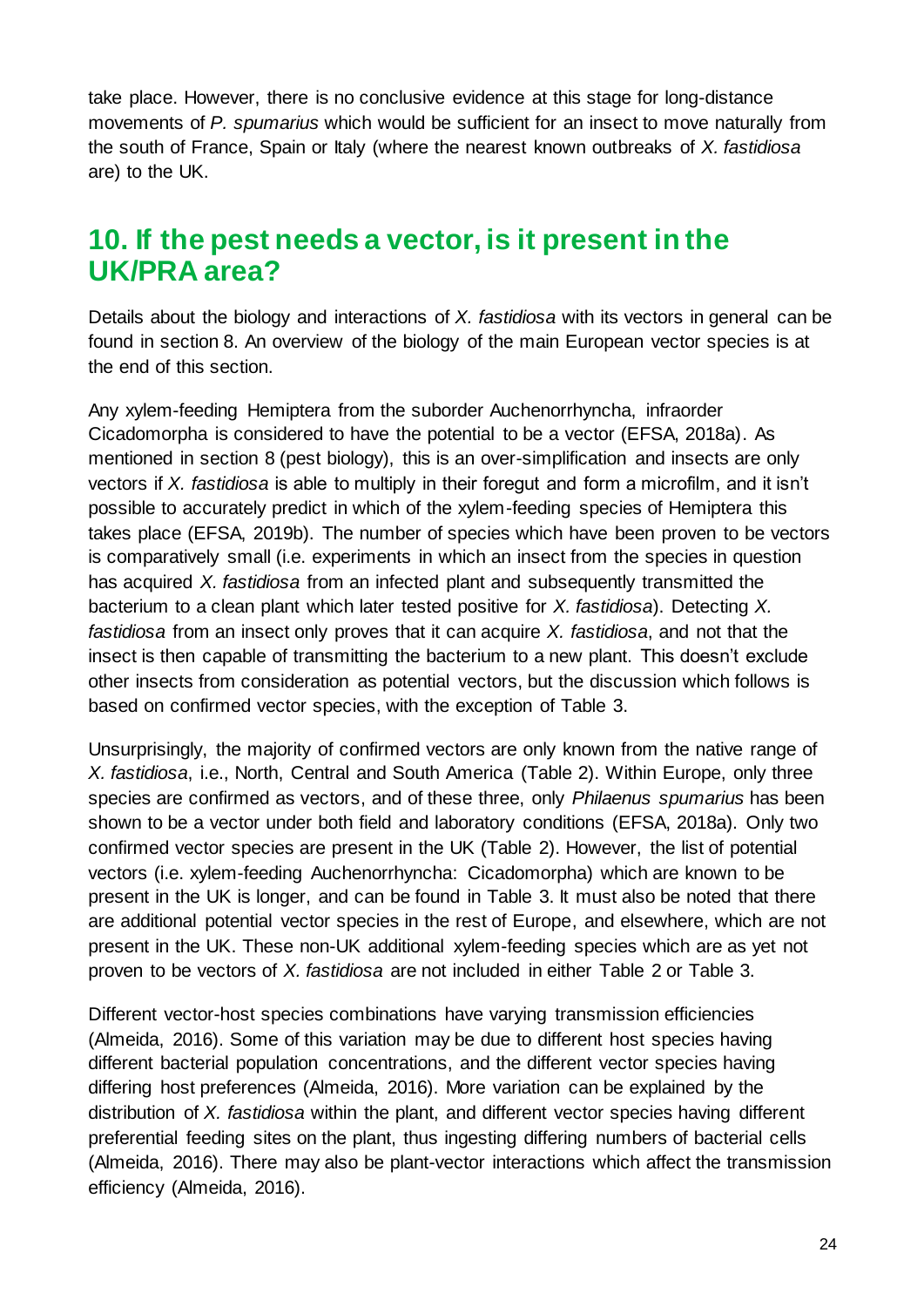take place. However, there is no conclusive evidence at this stage for long-distance movements of *P. spumarius* which would be sufficient for an insect to move naturally from the south of France, Spain or Italy (where the nearest known outbreaks of *X. fastidiosa* are) to the UK.

## 10. If the pest needs a vector, is it present in the UK/PRA area?

Details about the biology and interactions of *X. fastidiosa* with its vectors in general can be found in section 8. An overview of the biology of the main European vector species is at the end of this section.

Any xylem-feeding Hemiptera from the suborder Auchenorrhyncha, infraorder Cicadomorpha is considered to have the potential to be a vector (EFSA, 2018a). As mentioned in section 8 (pest biology), this is an over-simplification and insects are only vectors if *X. fastidiosa* is able to multiply in their foregut and form a microfilm, and it isn't possible to accurately predict in which of the xylem-feeding species of Hemiptera this takes place (EFSA, 2019b). The number of species which have been proven to be vectors is comparatively small (i.e. experiments in which an insect from the species in question has acquired *X. fastidiosa* from an infected plant and subsequently transmitted the bacterium to a clean plant which later tested positive for *X. fastidiosa*). Detecting *X. fastidiosa* from an insect only proves that it can acquire *X. fastidiosa*, and not that the insect is then capable of transmitting the bacterium to a new plant. This doesn't exclude other insects from consideration as potential vectors, but the discussion which follows is based on confirmed vector species, with the exception of Table 3.

Unsurprisingly, the majority of confirmed vectors are only known from the native range of *X. fastidiosa*, i.e., North, Central and South America (Table 2). Within Europe, only three species are confirmed as vectors, and of these three, only *Philaenus spumarius* has been shown to be a vector under both field and laboratory conditions (EFSA, 2018a). Only two confirmed vector species are present in the UK (Table 2). However, the list of potential vectors (i.e. xylem-feeding Auchenorrhyncha: Cicadomorpha) which are known to be present in the UK is longer, and can be found in Table 3. It must also be noted that there are additional potential vector species in the rest of Europe, and elsewhere, which are not present in the UK. These non-UK additional xylem-feeding species which are as yet not proven to be vectors of *X. fastidiosa* are not included in either Table 2 or Table 3.

Different vector-host species combinations have varying transmission efficiencies (Almeida, 2016). Some of this variation may be due to different host species having different bacterial population concentrations, and the different vector species having differing host preferences (Almeida, 2016). More variation can be explained by the distribution of *X. fastidiosa* within the plant, and different vector species having different preferential feeding sites on the plant, thus ingesting differing numbers of bacterial cells (Almeida, 2016). There may also be plant-vector interactions which affect the transmission efficiency (Almeida, 2016).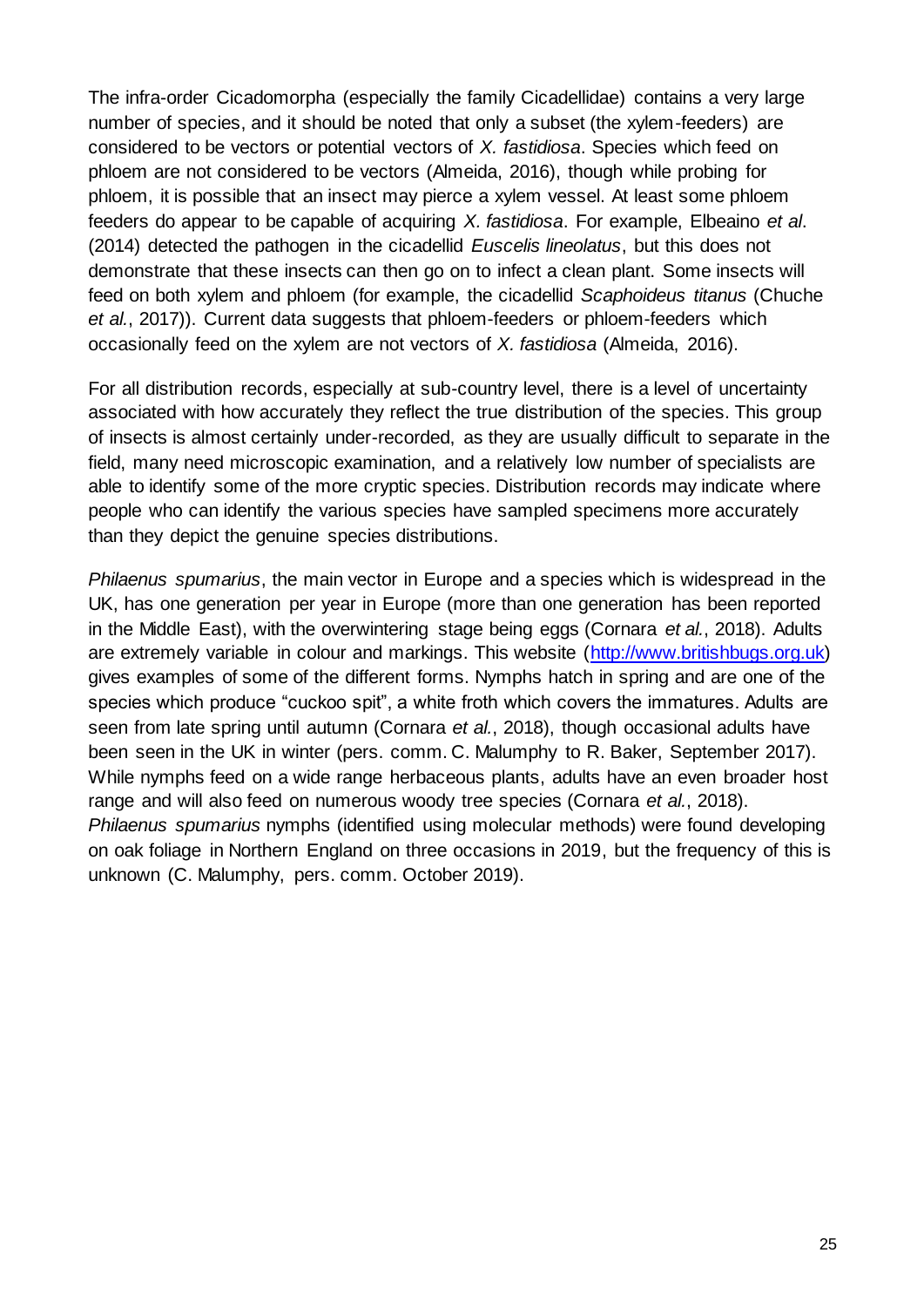The infra-order Cicadomorpha (especially the family Cicadellidae) contains a very large number of species, and it should be noted that only a subset (the xylem-feeders) are considered to be vectors or potential vectors of *X. fastidiosa*. Species which feed on phloem are not considered to be vectors (Almeida, 2016), though while probing for phloem, it is possible that an insect may pierce a xylem vessel. At least some phloem feeders do appear to be capable of acquiring *X. fastidiosa*. For example, Elbeaino *et al*. (2014) detected the pathogen in the cicadellid *Euscelis lineolatus*, but this does not demonstrate that these insects can then go on to infect a clean plant. Some insects will feed on both xylem and phloem (for example, the cicadellid *Scaphoideus titanus* (Chuche *et al.*, 2017)). Current data suggests that phloem-feeders or phloem-feeders which occasionally feed on the xylem are not vectors of *X. fastidiosa* (Almeida, 2016).

For all distribution records, especially at sub-country level, there is a level of uncertainty associated with how accurately they reflect the true distribution of the species. This group of insects is almost certainly under-recorded, as they are usually difficult to separate in the field, many need microscopic examination, and a relatively low number of specialists are able to identify some of the more cryptic species. Distribution records may indicate where people who can identify the various species have sampled specimens more accurately than they depict the genuine species distributions.

*Philaenus spumarius*, the main vector in Europe and a species which is widespread in the UK, has one generation per year in Europe (more than one generation has been reported in the Middle East), with the overwintering stage being eggs (Cornara *et al.*, 2018). Adults are extremely variable in colour and markings. This website ([http://www.britishbugs.org.uk](http://www.britishbugs.org.uk)) gives examples of some of the different forms. Nymphs hatch in spring and are one of the species which produce "cuckoo spit", a white froth which covers the immatures. Adults are seen from late spring until autumn (Cornara *et al.*, 2018), though occasional adults have been seen in the UK in winter (pers. comm. C. Malumphy to R. Baker, September 2017). While nymphs feed on a wide range herbaceous plants, adults have an even broader host range and will also feed on numerous woody tree species (Cornara *et al.*, 2018). *Philaenus spumarius* nymphs (identified using molecular methods) were found developing on oak foliage in Northern England on three occasions in 2019, but the frequency of this is unknown (C. Malumphy, pers. comm. October 2019).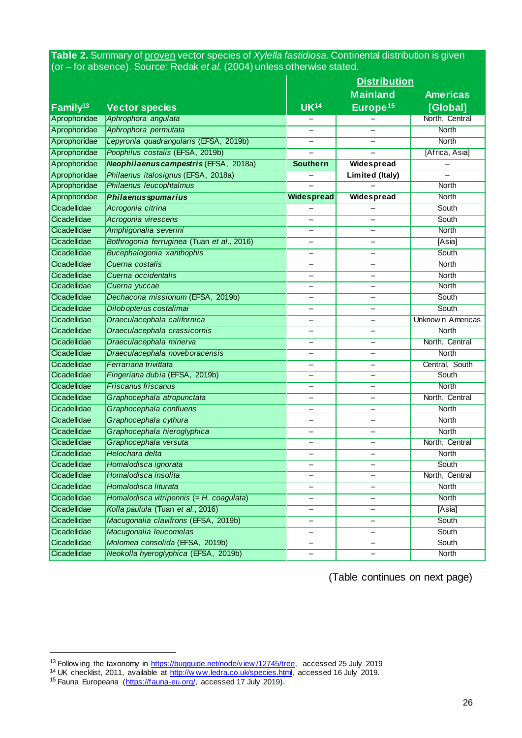**Table 2.** Summary of proven vector species of *Xylella fastidiosa*. Continental distribution is given (or – for absence). Source: Redak *et al.* (2004) unless otherwise stated.

| Family[13] | Vector species | Distribution | | |
|---|---|---|---|---|
| | | UK[14] | Mainland Europe[15] | Americas [Global] |
| Aprophoridae | *Aphrophora angulata* | – | – | North, Central |
| Aprophoridae | *Aphrophora permutata* | – | – | North |
| Aprophoridae | *Lepyronia quadrangularis* (EFSA, 2019b) | – | – | North |
| Aprophoridae | *Poophilus costalis* (EFSA, 2019b) | – | – | [Africa, Asia] |
| Aprophoridae | ***Neophilaenus campestris*** (EFSA, 2018a) | **Southern** | **Widespread** | – |
| Aprophoridae | *Philaenus italosignus* (EFSA, 2018a) | – | **Limited (Italy)** | – |
| Aprophoridae | *Philaenus leucophtalmus* | – | – | North |
| Aprophoridae | ***Philaenus spumarius*** | **Widespread** | **Widespread** | North |
| Cicadellidae | *Acrogonia citrina* | – | – | South |
| Cicadellidae | *Acrogonia virescens* | – | – | South |
| Cicadellidae | *Amphigonalia severini* | – | – | North |
| Cicadellidae | *Bothrogonia ferruginea* (Tuan et al., 2016) | – | – | [Asia] |
| Cicadellidae | *Bucephalogonia xanthophis* | – | – | South |
| Cicadellidae | *Cuerna costalis* | – | – | North |
| Cicadellidae | *Cuerna occidentalis* | – | – | North |
| Cicadellidae | *Cuerna yuccae* | – | – | North |
| Cicadellidae | *Dechacona missionum* (EFSA, 2019b) | – | – | South |
| Cicadellidae | *Dilobopterus costalimai* | – | – | South |
| Cicadellidae | *Draeculacephala californica* | – | – | Unknown Americas |
| Cicadellidae | *Draeculacephala crassicornis* | – | – | North |
| Cicadellidae | *Draeculacephala minerva* | – | – | North, Central |
| Cicadellidae | *Draeculacephala noveboracensis* | – | – | North |
| Cicadellidae | *Ferrariana trivittata* | – | – | Central, South |
| Cicadellidae | *Fingeriana dubia* (EFSA, 2019b) | – | – | South |
| Cicadellidae | *Friscanus friscanus* | – | – | North |
| Cicadellidae | *Graphocephala atropunctata* | – | – | North, Central |
| Cicadellidae | *Graphocephala confluens* | – | – | North |
| Cicadellidae | *Graphocephala cythura* | – | – | North |
| Cicadellidae | *Graphocephala hieroglyphica* | – | – | North |
| Cicadellidae | *Graphocephala versuta* | – | – | North, Central |
| Cicadellidae | *Helochara delta* | – | – | North |
| Cicadellidae | *Homalodisca ignorata* | – | – | South |
| Cicadellidae | *Homalodisca insolita* | – | – | North, Central |
| Cicadellidae | *Homalodisca liturata* | – | – | North |
| Cicadellidae | *Homalodisca vitripennis* (= *H. coagulata*) | – | – | North |
| Cicadellidae | *Kolla paulula* (Tuan et al., 2016) | – | – | [Asia] |
| Cicadellidae | *Macugonalia clavifrons* (EFSA, 2019b) | – | – | South |
| Cicadellidae | *Macugonalia leucomelas* | – | – | South |
| Cicadellidae | *Molomea consolida* (EFSA, 2019b) | – | – | South |
| Cicadellidae | *Neokolla hyeroglyphica* (EFSA, 2019b) | – | – | North |

(Table continues on next page)

[13] Following the taxonomy in https://bugguide.net/node/view/12745/tree, accessed 25 July 2019

[14] UK checklist, 2011, available at http://www.ledra.co.uk/species.html, accessed 16 July 2019.

[15] Fauna Europeana (https://fauna-eu.org/, accessed 17 July 2019).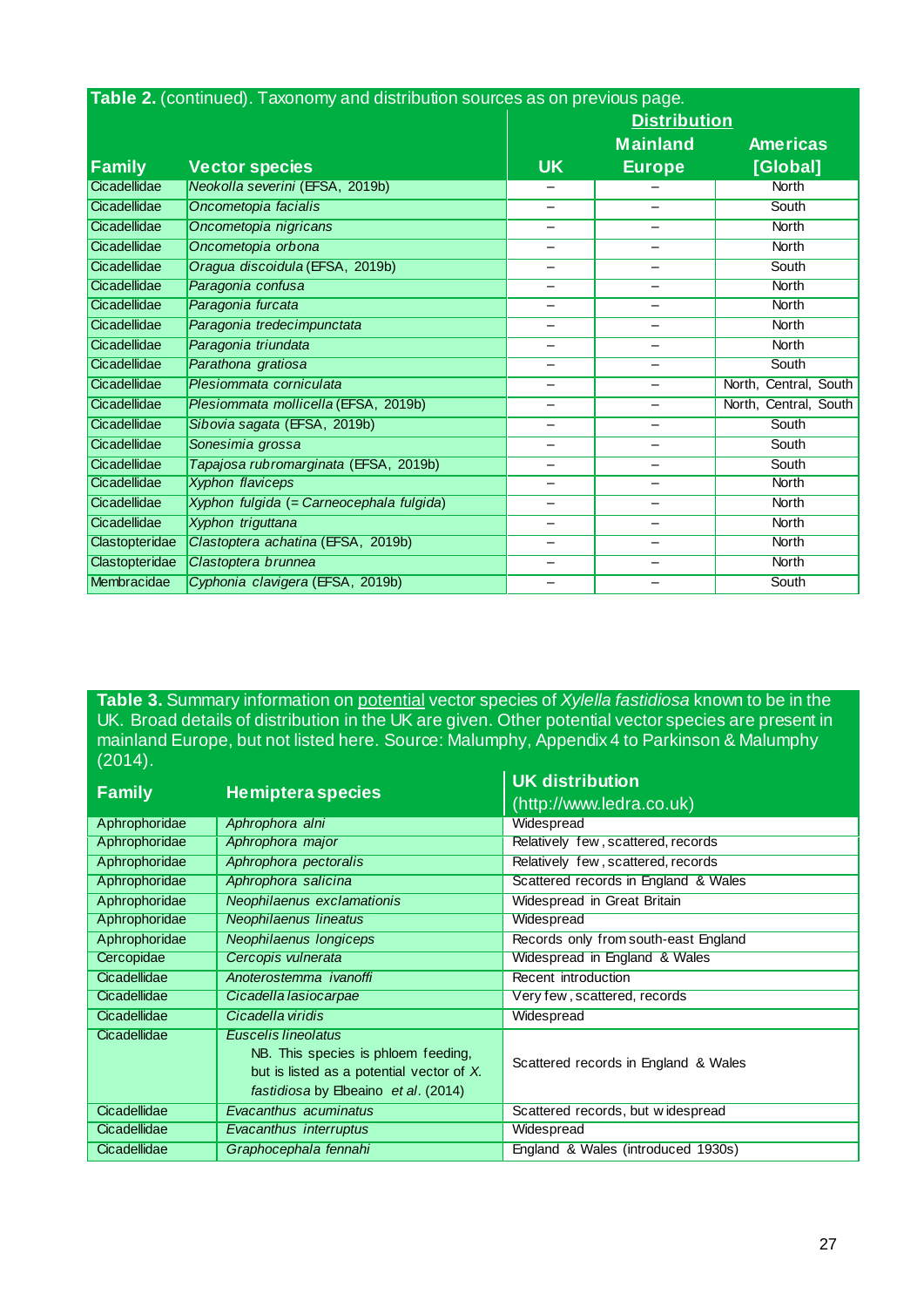**Table 2.** (continued). Taxonomy and distribution sources as on previous page.

| Family | Vector species | Distribution | | |
|---|---|---|---|---|
| | | UK | Mainland Europe | Americas [Global] |
| Cicadellidae | *Neokolla severini* (EFSA, 2019b) | – | – | North |
| Cicadellidae | *Oncometopia facialis* | – | – | South |
| Cicadellidae | *Oncometopia nigricans* | – | – | North |
| Cicadellidae | *Oncometopia orbona* | – | – | North |
| Cicadellidae | *Oragua discoidula* (EFSA, 2019b) | – | – | South |
| Cicadellidae | *Paragonia confusa* | – | – | North |
| Cicadellidae | *Paragonia furcata* | – | – | North |
| Cicadellidae | *Paragonia tredecimpunctata* | – | – | North |
| Cicadellidae | *Paragonia triundata* | – | – | North |
| Cicadellidae | *Parathona gratiosa* | – | – | South |
| Cicadellidae | *Plesiommata corniculata* | – | – | North, Central, South |
| Cicadellidae | *Plesiommata mollicella* (EFSA, 2019b) | – | – | North, Central, South |
| Cicadellidae | *Sibovia sagata* (EFSA, 2019b) | – | – | South |
| Cicadellidae | *Sonesimia grossa* | – | – | South |
| Cicadellidae | *Tapajosa rubromarginata* (EFSA, 2019b) | – | – | South |
| Cicadellidae | *Xyphon flaviceps* | – | – | North |
| Cicadellidae | *Xyphon fulgida* (= *Carneocephala fulgida*) | – | – | North |
| Cicadellidae | *Xyphon triguttana* | – | – | North |
| Clastopteridae | *Clastoptera achatina* (EFSA, 2019b) | – | – | North |
| Clastopteridae | *Clastoptera brunnea* | – | – | North |
| Membracidae | *Cyphonia clavigera* (EFSA, 2019b) | – | – | South |

**Table 3.** Summary information on potential vector species of *Xylella fastidiosa* known to be in the UK. Broad details of distribution in the UK are given. Other potential vector species are present in mainland Europe, but not listed here. Source: Malumphy, Appendix 4 to Parkinson & Malumphy (2014).

| Family | Hemiptera species | UK distribution (http://www.ledra.co.uk) |
|---|---|---|
| Aphrophoridae | *Aphrophora alni* | Widespread |
| Aphrophoridae | *Aphrophora major* | Relatively few, scattered, records |
| Aphrophoridae | *Aphrophora pectoralis* | Relatively few, scattered, records |
| Aphrophoridae | *Aphrophora salicina* | Scattered records in England & Wales |
| Aphrophoridae | *Neophilaenus exclamationis* | Widespread in Great Britain |
| Aphrophoridae | *Neophilaenus lineatus* | Widespread |
| Aphrophoridae | *Neophilaenus longiceps* | Records only from south-east England |
| Cercopidae | *Cercopis vulnerata* | Widespread in England & Wales |
| Cicadellidae | *Anoterostemma ivanoffi* | Recent introduction |
| Cicadellidae | *Cicadella lasiocarpae* | Very few, scattered, records |
| Cicadellidae | *Cicadella viridis* | Widespread |
| Cicadellidae | *Euscelis lineolatus* NB. This species is phloem feeding, but is listed as a potential vector of *X. fastidiosa* by Elbeaino *et al*. (2014) | Scattered records in England & Wales |
| Cicadellidae | *Evacanthus acuminatus* | Scattered records, but widespread |
| Cicadellidae | *Evacanthus interruptus* | Widespread |
| Cicadellidae | *Graphocephala fennahi* | England & Wales (introduced 1930s) |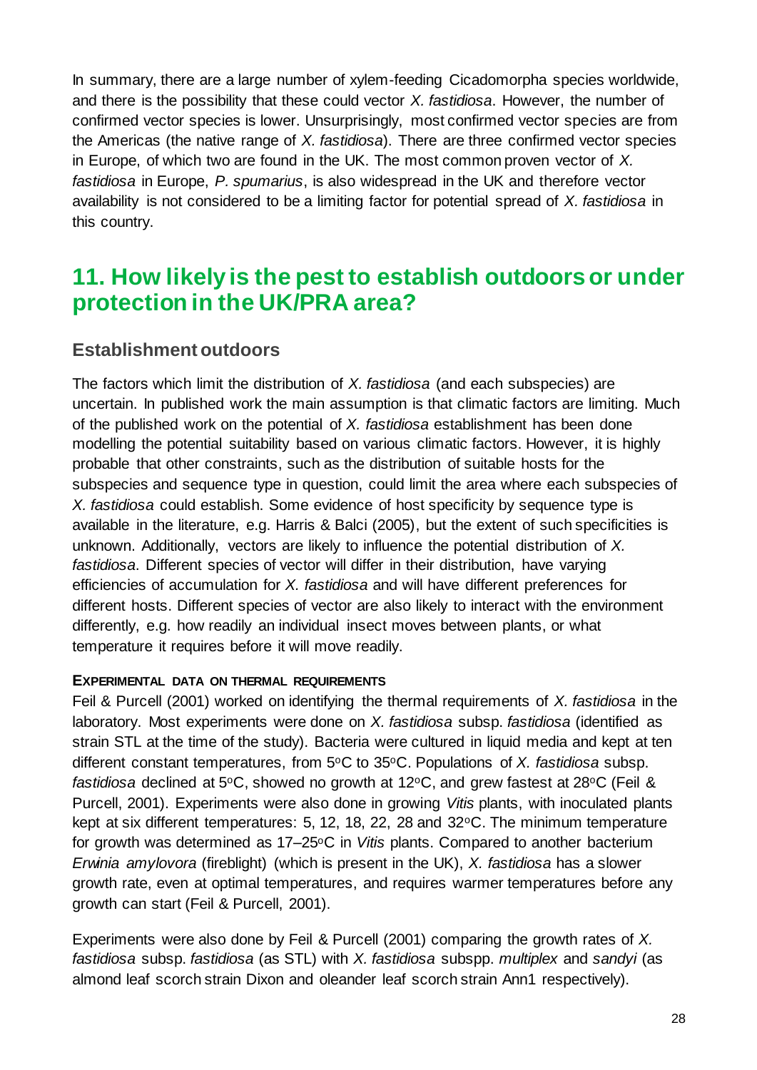In summary, there are a large number of xylem-feeding Cicadomorpha species worldwide, and there is the possibility that these could vector *X. fastidiosa*. However, the number of confirmed vector species is lower. Unsurprisingly, most confirmed vector species are from the Americas (the native range of *X. fastidiosa*). There are three confirmed vector species in Europe, of which two are found in the UK. The most common proven vector of *X. fastidiosa* in Europe, *P. spumarius*, is also widespread in the UK and therefore vector availability is not considered to be a limiting factor for potential spread of *X. fastidiosa* in this country.

## 11. How likely is the pest to establish outdoors or under protection in the UK/PRA area?

### Establishment outdoors

The factors which limit the distribution of *X. fastidiosa* (and each subspecies) are uncertain. In published work the main assumption is that climatic factors are limiting. Much of the published work on the potential of *X. fastidiosa* establishment has been done modelling the potential suitability based on various climatic factors. However, it is highly probable that other constraints, such as the distribution of suitable hosts for the subspecies and sequence type in question, could limit the area where each subspecies of *X. fastidiosa* could establish. Some evidence of host specificity by sequence type is available in the literature, e.g. Harris & Balci (2005), but the extent of such specificities is unknown. Additionally, vectors are likely to influence the potential distribution of *X. fastidiosa*. Different species of vector will differ in their distribution, have varying efficiencies of accumulation for *X. fastidiosa* and will have different preferences for different hosts. Different species of vector are also likely to interact with the environment differently, e.g. how readily an individual insect moves between plants, or what temperature it requires before it will move readily.

**EXPERIMENTAL DATA ON THERMAL REQUIREMENTS**

Feil & Purcell (2001) worked on identifying the thermal requirements of *X. fastidiosa* in the laboratory. Most experiments were done on *X. fastidiosa* subsp. *fastidiosa* (identified as strain STL at the time of the study). Bacteria were cultured in liquid media and kept at ten different constant temperatures, from 5°C to 35°C. Populations of *X. fastidiosa* subsp. *fastidiosa* declined at 5°C, showed no growth at 12°C, and grew fastest at 28°C (Feil & Purcell, 2001). Experiments were also done in growing *Vitis* plants, with inoculated plants kept at six different temperatures: 5, 12, 18, 22, 28 and 32°C. The minimum temperature for growth was determined as 17–25°C in *Vitis* plants. Compared to another bacterium *Erwinia amylovora* (fireblight) (which is present in the UK), *X. fastidiosa* has a slower growth rate, even at optimal temperatures, and requires warmer temperatures before any growth can start (Feil & Purcell, 2001).

Experiments were also done by Feil & Purcell (2001) comparing the growth rates of *X. fastidiosa* subsp. *fastidiosa* (as STL) with *X. fastidiosa* subspp. *multiplex* and *sandyi* (as almond leaf scorch strain Dixon and oleander leaf scorch strain Ann1 respectively).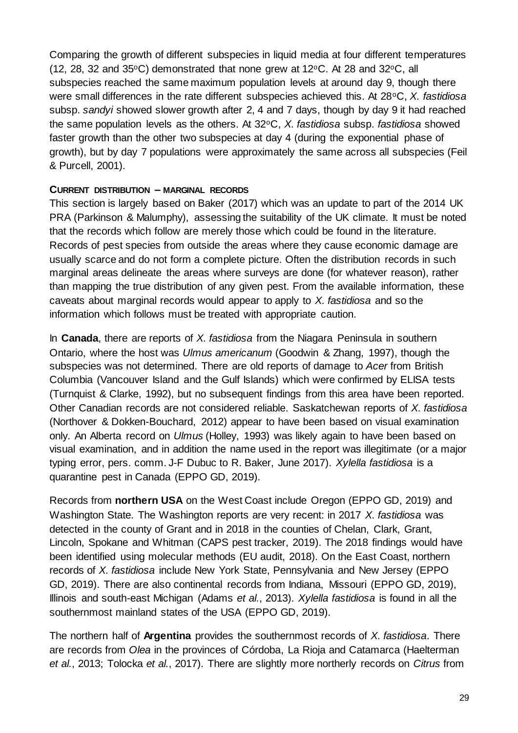Comparing the growth of different subspecies in liquid media at four different temperatures (12, 28, 32 and 35°C) demonstrated that none grew at 12°C. At 28 and 32°C, all subspecies reached the same maximum population levels at around day 9, though there were small differences in the rate different subspecies achieved this. At 28°C, *X. fastidiosa* subsp. *sandyi* showed slower growth after 2, 4 and 7 days, though by day 9 it had reached the same population levels as the others. At 32°C, *X. fastidiosa* subsp. *fastidiosa* showed faster growth than the other two subspecies at day 4 (during the exponential phase of growth), but by day 7 populations were approximately the same across all subspecies (Feil & Purcell, 2001).

**CURRENT DISTRIBUTION – MARGINAL RECORDS**

This section is largely based on Baker (2017) which was an update to part of the 2014 UK PRA (Parkinson & Malumphy), assessing the suitability of the UK climate. It must be noted that the records which follow are merely those which could be found in the literature. Records of pest species from outside the areas where they cause economic damage are usually scarce and do not form a complete picture. Often the distribution records in such marginal areas delineate the areas where surveys are done (for whatever reason), rather than mapping the true distribution of any given pest. From the available information, these caveats about marginal records would appear to apply to *X. fastidiosa* and so the information which follows must be treated with appropriate caution.

In **Canada**, there are reports of *X. fastidiosa* from the Niagara Peninsula in southern Ontario, where the host was *Ulmus americanum* (Goodwin & Zhang, 1997), though the subspecies was not determined. There are old reports of damage to *Acer* from British Columbia (Vancouver Island and the Gulf Islands) which were confirmed by ELISA tests (Turnquist & Clarke, 1992), but no subsequent findings from this area have been reported. Other Canadian records are not considered reliable. Saskatchewan reports of *X. fastidiosa* (Northover & Dokken-Bouchard, 2012) appear to have been based on visual examination only. An Alberta record on *Ulmus* (Holley, 1993) was likely again to have been based on visual examination, and in addition the name used in the report was illegitimate (or a major typing error, pers. comm. J-F Dubuc to R. Baker, June 2017). *Xylella fastidiosa* is a quarantine pest in Canada (EPPO GD, 2019).

Records from **northern USA** on the West Coast include Oregon (EPPO GD, 2019) and Washington State. The Washington reports are very recent: in 2017 *X. fastidiosa* was detected in the county of Grant and in 2018 in the counties of Chelan, Clark, Grant, Lincoln, Spokane and Whitman (CAPS pest tracker, 2019). The 2018 findings would have been identified using molecular methods (EU audit, 2018). On the East Coast, northern records of *X. fastidiosa* include New York State, Pennsylvania and New Jersey (EPPO GD, 2019). There are also continental records from Indiana, Missouri (EPPO GD, 2019), Illinois and south-east Michigan (Adams *et al.*, 2013). *Xylella fastidiosa* is found in all the southernmost mainland states of the USA (EPPO GD, 2019).

The northern half of **Argentina** provides the southernmost records of *X. fastidiosa*. There are records from *Olea* in the provinces of Córdoba, La Rioja and Catamarca (Haelterman *et al.*, 2013; Tolocka *et al.*, 2017). There are slightly more northerly records on *Citrus* from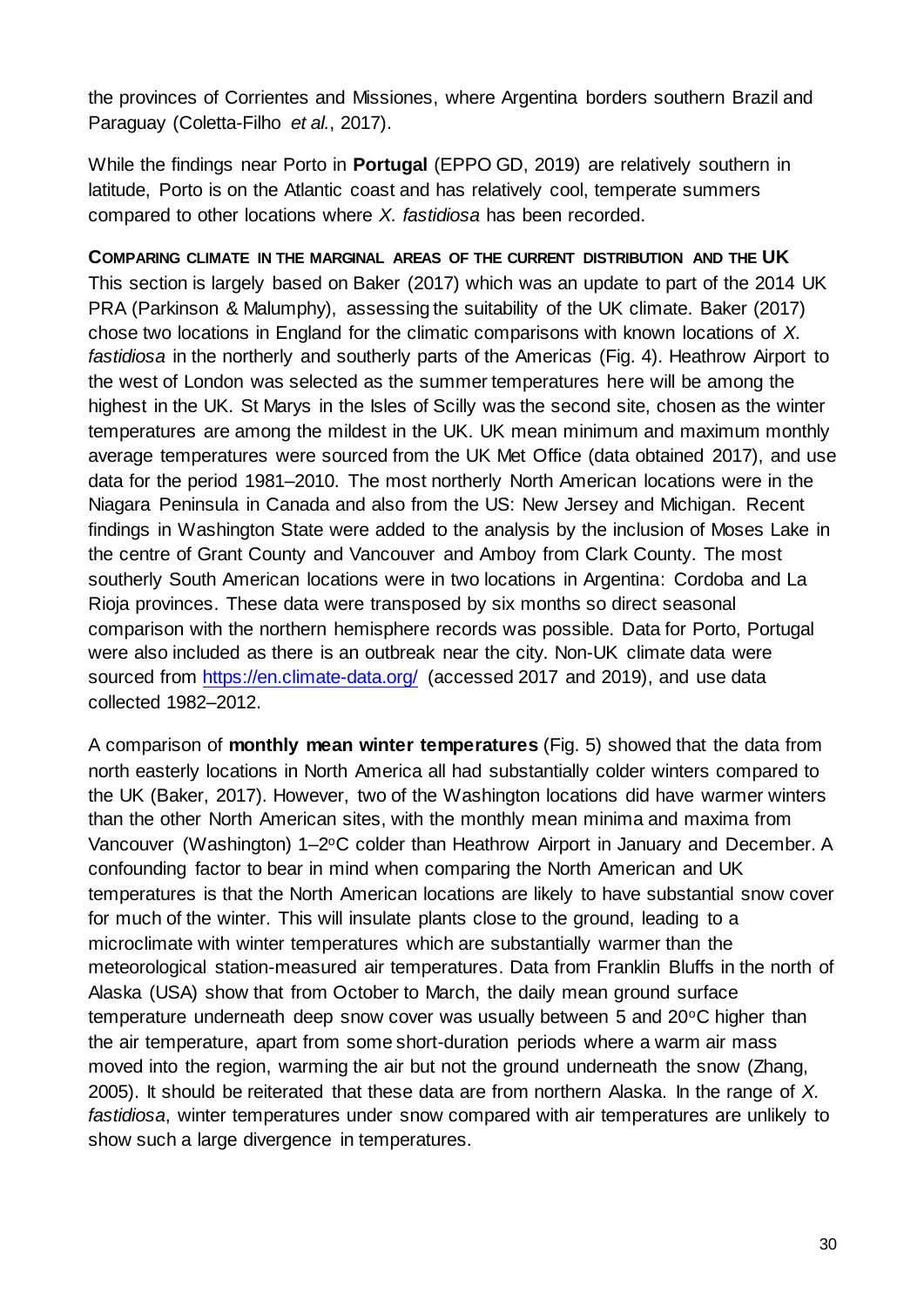the provinces of Corrientes and Missiones, where Argentina borders southern Brazil and Paraguay (Coletta-Filho *et al.*, 2017).

While the findings near Porto in **Portugal** (EPPO GD, 2019) are relatively southern in latitude, Porto is on the Atlantic coast and has relatively cool, temperate summers compared to other locations where *X. fastidiosa* has been recorded.

### COMPARING CLIMATE IN THE MARGINAL AREAS OF THE CURRENT DISTRIBUTION AND THE UK

This section is largely based on Baker (2017) which was an update to part of the 2014 UK PRA (Parkinson & Malumphy), assessing the suitability of the UK climate. Baker (2017) chose two locations in England for the climatic comparisons with known locations of *X. fastidiosa* in the northerly and southerly parts of the Americas (Fig. 4). Heathrow Airport to the west of London was selected as the summer temperatures here will be among the highest in the UK. St Marys in the Isles of Scilly was the second site, chosen as the winter temperatures are among the mildest in the UK. UK mean minimum and maximum monthly average temperatures were sourced from the UK Met Office (data obtained 2017), and use data for the period 1981–2010. The most northerly North American locations were in the Niagara Peninsula in Canada and also from the US: New Jersey and Michigan. Recent findings in Washington State were added to the analysis by the inclusion of Moses Lake in the centre of Grant County and Vancouver and Amboy from Clark County. The most southerly South American locations were in two locations in Argentina: Cordoba and La Rioja provinces. These data were transposed by six months so direct seasonal comparison with the northern hemisphere records was possible. Data for Porto, Portugal were also included as there is an outbreak near the city. Non-UK climate data were sourced from https://en.climate-data.org/ (accessed 2017 and 2019), and use data collected 1982–2012.

A comparison of **monthly mean winter temperatures** (Fig. 5) showed that the data from north easterly locations in North America all had substantially colder winters compared to the UK (Baker, 2017). However, two of the Washington locations did have warmer winters than the other North American sites, with the monthly mean minima and maxima from Vancouver (Washington) 1–2°C colder than Heathrow Airport in January and December. A confounding factor to bear in mind when comparing the North American and UK temperatures is that the North American locations are likely to have substantial snow cover for much of the winter. This will insulate plants close to the ground, leading to a microclimate with winter temperatures which are substantially warmer than the meteorological station-measured air temperatures. Data from Franklin Bluffs in the north of Alaska (USA) show that from October to March, the daily mean ground surface temperature underneath deep snow cover was usually between 5 and 20°C higher than the air temperature, apart from some short-duration periods where a warm air mass moved into the region, warming the air but not the ground underneath the snow (Zhang, 2005). It should be reiterated that these data are from northern Alaska. In the range of *X. fastidiosa*, winter temperatures under snow compared with air temperatures are unlikely to show such a large divergence in temperatures.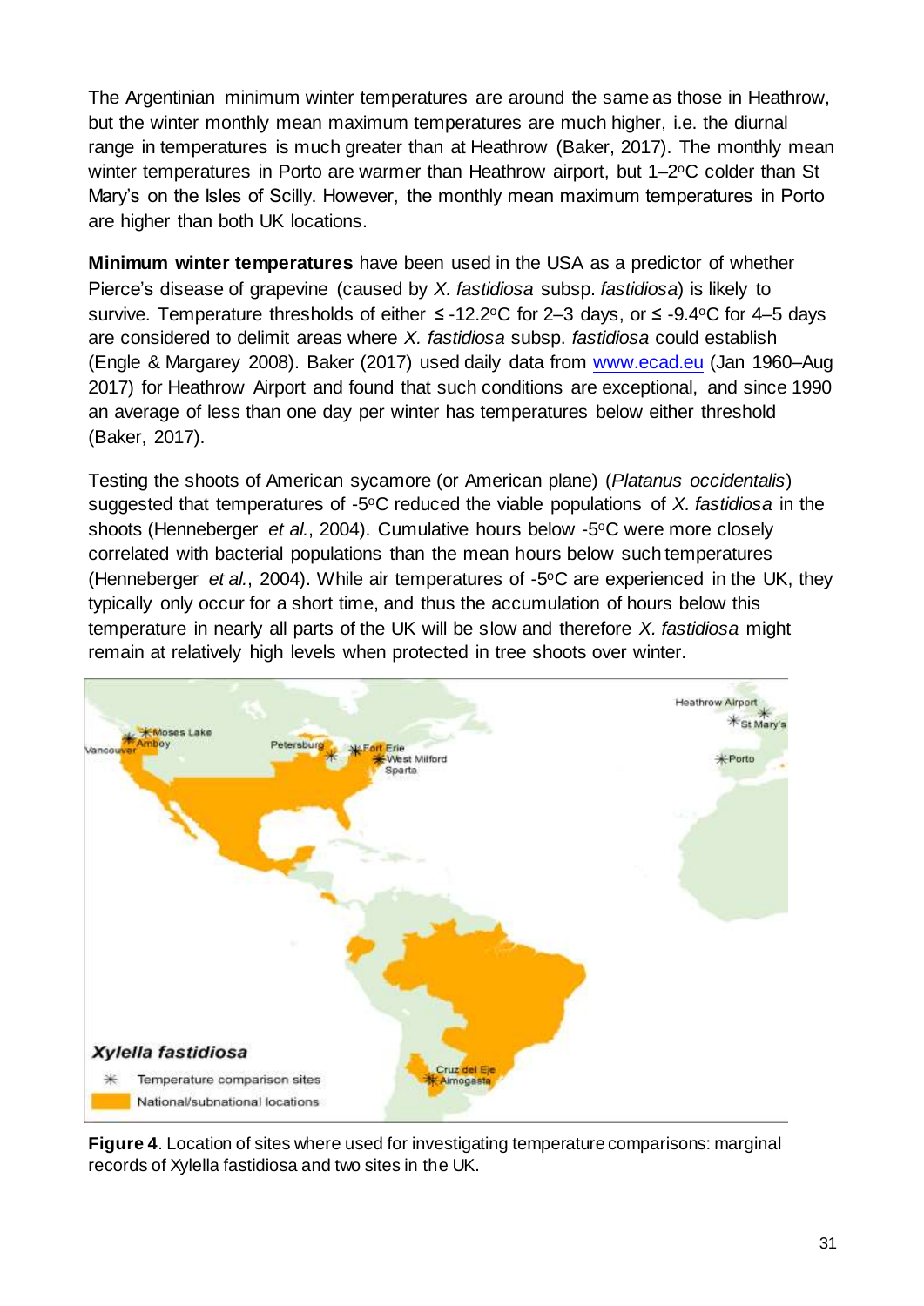The Argentinian minimum winter temperatures are around the same as those in Heathrow, but the winter monthly mean maximum temperatures are much higher, i.e. the diurnal range in temperatures is much greater than at Heathrow (Baker, 2017). The monthly mean winter temperatures in Porto are warmer than Heathrow airport, but 1–2°C colder than St Mary's on the Isles of Scilly. However, the monthly mean maximum temperatures in Porto are higher than both UK locations.

**Minimum winter temperatures** have been used in the USA as a predictor of whether Pierce's disease of grapevine (caused by *X. fastidiosa* subsp. *fastidiosa*) is likely to survive. Temperature thresholds of either ≤ -12.2°C for 2–3 days, or ≤ -9.4°C for 4–5 days are considered to delimit areas where *X. fastidiosa* subsp. *fastidiosa* could establish (Engle & Margarey 2008). Baker (2017) used daily data from www.ecad.eu (Jan 1960–Aug 2017) for Heathrow Airport and found that such conditions are exceptional, and since 1990 an average of less than one day per winter has temperatures below either threshold (Baker, 2017).

Testing the shoots of American sycamore (or American plane) (*Platanus occidentalis*) suggested that temperatures of -5°C reduced the viable populations of *X. fastidiosa* in the shoots (Henneberger *et al.*, 2004). Cumulative hours below -5°C were more closely correlated with bacterial populations than the mean hours below such temperatures (Henneberger *et al.*, 2004). While air temperatures of -5°C are experienced in the UK, they typically only occur for a short time, and thus the accumulation of hours below this temperature in nearly all parts of the UK will be slow and therefore *X. fastidiosa* might remain at relatively high levels when protected in tree shoots over winter.

**Figure 4**. Location of sites where used for investigating temperature comparisons: marginal records of Xylella fastidiosa and two sites in the UK.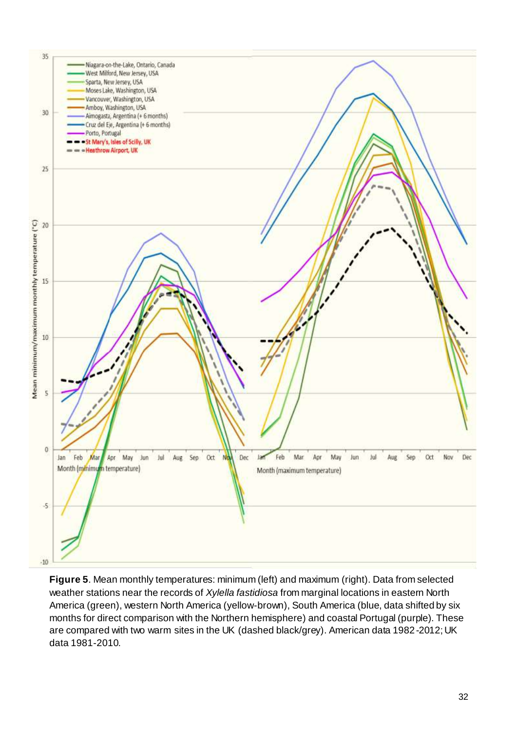**Figure 5**. Mean monthly temperatures: minimum (left) and maximum (right). Data from selected weather stations near the records of *Xylella fastidiosa* from marginal locations in eastern North America (green), western North America (yellow-brown), South America (blue, data shifted by six months for direct comparison with the Northern hemisphere) and coastal Portugal (purple). These are compared with two warm sites in the UK (dashed black/grey). American data 1982-2012; UK data 1981-2010.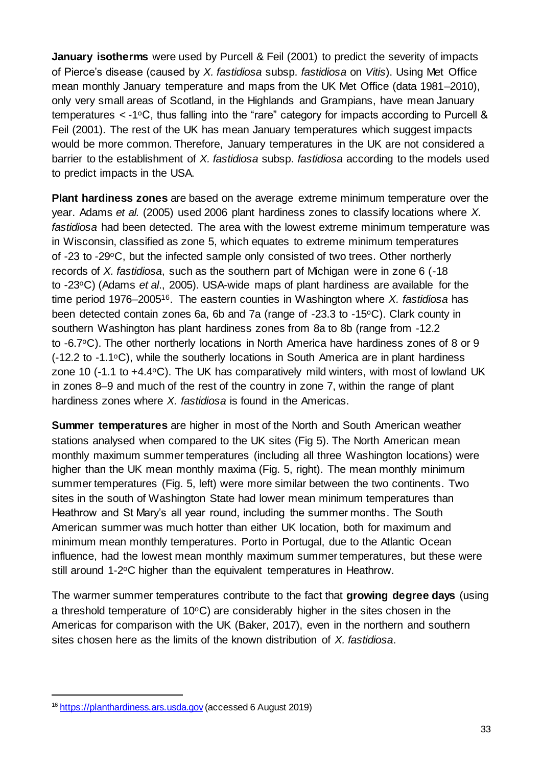**January isotherms** were used by Purcell & Feil (2001) to predict the severity of impacts of Pierce's disease (caused by *X. fastidiosa* subsp. *fastidiosa* on *Vitis*). Using Met Office mean monthly January temperature and maps from the UK Met Office (data 1981–2010), only very small areas of Scotland, in the Highlands and Grampians, have mean January temperatures < -1°C, thus falling into the "rare" category for impacts according to Purcell & Feil (2001). The rest of the UK has mean January temperatures which suggest impacts would be more common. Therefore, January temperatures in the UK are not considered a barrier to the establishment of *X. fastidiosa* subsp. *fastidiosa* according to the models used to predict impacts in the USA.

**Plant hardiness zones** are based on the average extreme minimum temperature over the year. Adams *et al.* (2005) used 2006 plant hardiness zones to classify locations where *X. fastidiosa* had been detected. The area with the lowest extreme minimum temperature was in Wisconsin, classified as zone 5, which equates to extreme minimum temperatures of -23 to -29°C, but the infected sample only consisted of two trees. Other northerly records of *X. fastidiosa*, such as the southern part of Michigan were in zone 6 (-18 to -23°C) (Adams *et al*., 2005). USA-wide maps of plant hardiness are available for the time period 1976–2005[16]. The eastern counties in Washington where *X. fastidiosa* has been detected contain zones 6a, 6b and 7a (range of -23.3 to -15°C). Clark county in southern Washington has plant hardiness zones from 8a to 8b (range from -12.2 to -6.7°C). The other northerly locations in North America have hardiness zones of 8 or 9 (-12.2 to -1.1°C), while the southerly locations in South America are in plant hardiness zone 10 (-1.1 to +4.4°C). The UK has comparatively mild winters, with most of lowland UK in zones 8–9 and much of the rest of the country in zone 7, within the range of plant hardiness zones where *X. fastidiosa* is found in the Americas.

**Summer temperatures** are higher in most of the North and South American weather stations analysed when compared to the UK sites (Fig 5). The North American mean monthly maximum summer temperatures (including all three Washington locations) were higher than the UK mean monthly maxima (Fig. 5, right). The mean monthly minimum summer temperatures (Fig. 5, left) were more similar between the two continents. Two sites in the south of Washington State had lower mean minimum temperatures than Heathrow and St Mary's all year round, including the summer months. The South American summer was much hotter than either UK location, both for maximum and minimum mean monthly temperatures. Porto in Portugal, due to the Atlantic Ocean influence, had the lowest mean monthly maximum summer temperatures, but these were still around 1-2°C higher than the equivalent temperatures in Heathrow.

The warmer summer temperatures contribute to the fact that **growing degree days** (using a threshold temperature of 10°C) are considerably higher in the sites chosen in the Americas for comparison with the UK (Baker, 2017), even in the northern and southern sites chosen here as the limits of the known distribution of *X. fastidiosa*.

---

[16] https://planthardiness.ars.usda.gov (accessed 6 August 2019)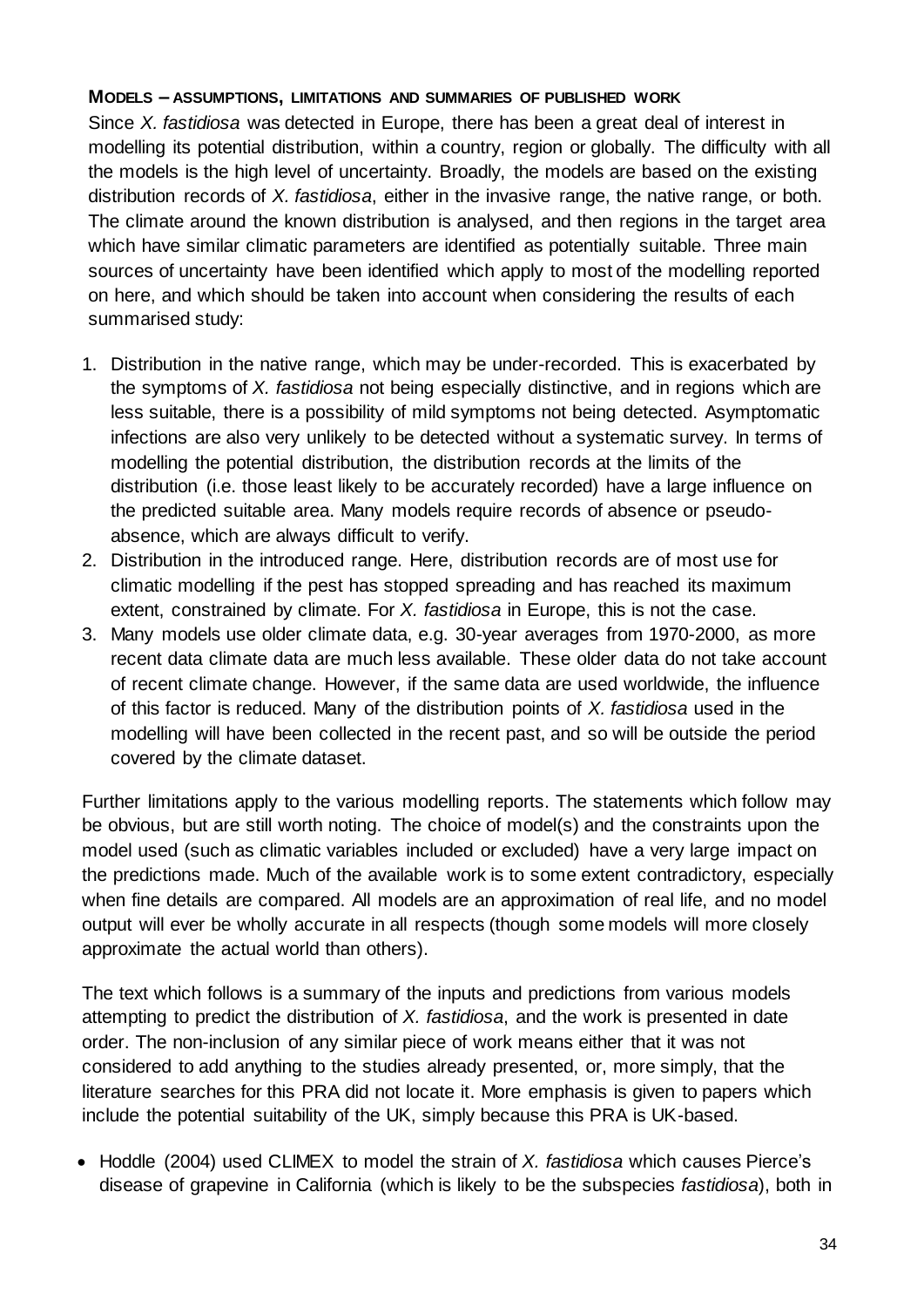**MODELS – ASSUMPTIONS, LIMITATIONS AND SUMMARIES OF PUBLISHED WORK**

Since *X. fastidiosa* was detected in Europe, there has been a great deal of interest in modelling its potential distribution, within a country, region or globally. The difficulty with all the models is the high level of uncertainty. Broadly, the models are based on the existing distribution records of *X. fastidiosa*, either in the invasive range, the native range, or both. The climate around the known distribution is analysed, and then regions in the target area which have similar climatic parameters are identified as potentially suitable. Three main sources of uncertainty have been identified which apply to most of the modelling reported on here, and which should be taken into account when considering the results of each summarised study:

1. Distribution in the native range, which may be under-recorded. This is exacerbated by the symptoms of *X. fastidiosa* not being especially distinctive, and in regions which are less suitable, there is a possibility of mild symptoms not being detected. Asymptomatic infections are also very unlikely to be detected without a systematic survey. In terms of modelling the potential distribution, the distribution records at the limits of the distribution (i.e. those least likely to be accurately recorded) have a large influence on the predicted suitable area. Many models require records of absence or pseudo-absence, which are always difficult to verify.
2. Distribution in the introduced range. Here, distribution records are of most use for climatic modelling if the pest has stopped spreading and has reached its maximum extent, constrained by climate. For *X. fastidiosa* in Europe, this is not the case.
3. Many models use older climate data, e.g. 30-year averages from 1970-2000, as more recent data climate data are much less available. These older data do not take account of recent climate change. However, if the same data are used worldwide, the influence of this factor is reduced. Many of the distribution points of *X. fastidiosa* used in the modelling will have been collected in the recent past, and so will be outside the period covered by the climate dataset.

Further limitations apply to the various modelling reports. The statements which follow may be obvious, but are still worth noting. The choice of model(s) and the constraints upon the model used (such as climatic variables included or excluded) have a very large impact on the predictions made. Much of the available work is to some extent contradictory, especially when fine details are compared. All models are an approximation of real life, and no model output will ever be wholly accurate in all respects (though some models will more closely approximate the actual world than others).

The text which follows is a summary of the inputs and predictions from various models attempting to predict the distribution of *X. fastidiosa*, and the work is presented in date order. The non-inclusion of any similar piece of work means either that it was not considered to add anything to the studies already presented, or, more simply, that the literature searches for this PRA did not locate it. More emphasis is given to papers which include the potential suitability of the UK, simply because this PRA is UK-based.

- Hoddle (2004) used CLIMEX to model the strain of *X. fastidiosa* which causes Pierce's disease of grapevine in California (which is likely to be the subspecies *fastidiosa*), both in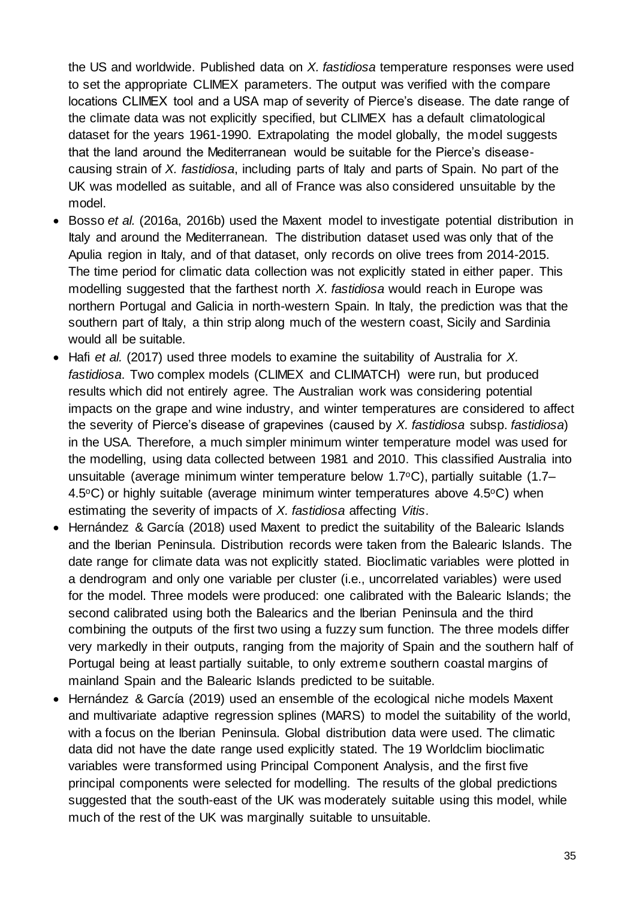the US and worldwide. Published data on *X. fastidiosa* temperature responses were used to set the appropriate CLIMEX parameters. The output was verified with the compare locations CLIMEX tool and a USA map of severity of Pierce's disease. The date range of the climate data was not explicitly specified, but CLIMEX has a default climatological dataset for the years 1961-1990. Extrapolating the model globally, the model suggests that the land around the Mediterranean would be suitable for the Pierce's disease-causing strain of *X. fastidiosa*, including parts of Italy and parts of Spain. No part of the UK was modelled as suitable, and all of France was also considered unsuitable by the model.

- Bosso *et al.* (2016a, 2016b) used the Maxent model to investigate potential distribution in Italy and around the Mediterranean. The distribution dataset used was only that of the Apulia region in Italy, and of that dataset, only records on olive trees from 2014-2015. The time period for climatic data collection was not explicitly stated in either paper. This modelling suggested that the farthest north *X. fastidiosa* would reach in Europe was northern Portugal and Galicia in north-western Spain. In Italy, the prediction was that the southern part of Italy, a thin strip along much of the western coast, Sicily and Sardinia would all be suitable.
- Hafi *et al.* (2017) used three models to examine the suitability of Australia for *X. fastidiosa*. Two complex models (CLIMEX and CLIMATCH) were run, but produced results which did not entirely agree. The Australian work was considering potential impacts on the grape and wine industry, and winter temperatures are considered to affect the severity of Pierce's disease of grapevines (caused by *X. fastidiosa* subsp. *fastidiosa*) in the USA. Therefore, a much simpler minimum winter temperature model was used for the modelling, using data collected between 1981 and 2010. This classified Australia into unsuitable (average minimum winter temperature below 1.7°C), partially suitable (1.7–4.5°C) or highly suitable (average minimum winter temperatures above 4.5°C) when estimating the severity of impacts of *X. fastidiosa* affecting *Vitis*.
- Hernández & García (2018) used Maxent to predict the suitability of the Balearic Islands and the Iberian Peninsula. Distribution records were taken from the Balearic Islands. The date range for climate data was not explicitly stated. Bioclimatic variables were plotted in a dendrogram and only one variable per cluster (i.e., uncorrelated variables) were used for the model. Three models were produced: one calibrated with the Balearic Islands; the second calibrated using both the Balearics and the Iberian Peninsula and the third combining the outputs of the first two using a fuzzy sum function. The three models differ very markedly in their outputs, ranging from the majority of Spain and the southern half of Portugal being at least partially suitable, to only extreme southern coastal margins of mainland Spain and the Balearic Islands predicted to be suitable.
- Hernández & García (2019) used an ensemble of the ecological niche models Maxent and multivariate adaptive regression splines (MARS) to model the suitability of the world, with a focus on the Iberian Peninsula. Global distribution data were used. The climatic data did not have the date range used explicitly stated. The 19 Worldclim bioclimatic variables were transformed using Principal Component Analysis, and the first five principal components were selected for modelling. The results of the global predictions suggested that the south-east of the UK was moderately suitable using this model, while much of the rest of the UK was marginally suitable to unsuitable.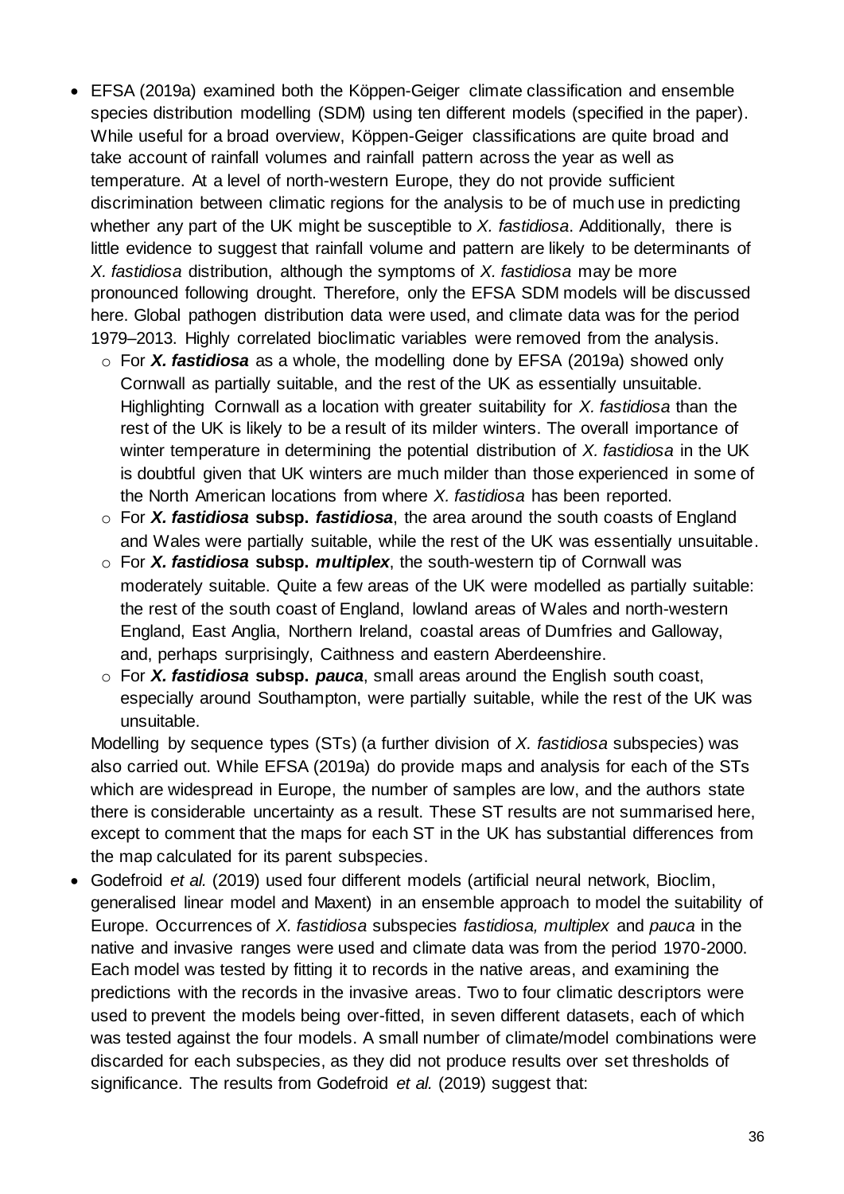- EFSA (2019a) examined both the Köppen-Geiger climate classification and ensemble species distribution modelling (SDM) using ten different models (specified in the paper). While useful for a broad overview, Köppen-Geiger classifications are quite broad and take account of rainfall volumes and rainfall pattern across the year as well as temperature. At a level of north-western Europe, they do not provide sufficient discrimination between climatic regions for the analysis to be of much use in predicting whether any part of the UK might be susceptible to *X. fastidiosa*. Additionally, there is little evidence to suggest that rainfall volume and pattern are likely to be determinants of *X. fastidiosa* distribution, although the symptoms of *X. fastidiosa* may be more pronounced following drought. Therefore, only the EFSA SDM models will be discussed here. Global pathogen distribution data were used, and climate data was for the period 1979–2013. Highly correlated bioclimatic variables were removed from the analysis.
    - For ***X. fastidiosa*** as a whole, the modelling done by EFSA (2019a) showed only Cornwall as partially suitable, and the rest of the UK as essentially unsuitable. Highlighting Cornwall as a location with greater suitability for *X. fastidiosa* than the rest of the UK is likely to be a result of its milder winters. The overall importance of winter temperature in determining the potential distribution of *X. fastidiosa* in the UK is doubtful given that UK winters are much milder than those experienced in some of the North American locations from where *X. fastidiosa* has been reported.
    - For ***X. fastidiosa* subsp. *fastidiosa***, the area around the south coasts of England and Wales were partially suitable, while the rest of the UK was essentially unsuitable.
    - For ***X. fastidiosa* subsp. *multiplex***, the south-western tip of Cornwall was moderately suitable. Quite a few areas of the UK were modelled as partially suitable: the rest of the south coast of England, lowland areas of Wales and north-western England, East Anglia, Northern Ireland, coastal areas of Dumfries and Galloway, and, perhaps surprisingly, Caithness and eastern Aberdeenshire.
    - For ***X. fastidiosa* subsp. *pauca***, small areas around the English south coast, especially around Southampton, were partially suitable, while the rest of the UK was unsuitable.

  Modelling by sequence types (STs) (a further division of *X. fastidiosa* subspecies) was also carried out. While EFSA (2019a) do provide maps and analysis for each of the STs which are widespread in Europe, the number of samples are low, and the authors state there is considerable uncertainty as a result. These ST results are not summarised here, except to comment that the maps for each ST in the UK has substantial differences from the map calculated for its parent subspecies.
- Godefroid *et al.* (2019) used four different models (artificial neural network, Bioclim, generalised linear model and Maxent) in an ensemble approach to model the suitability of Europe. Occurrences of *X. fastidiosa* subspecies *fastidiosa, multiplex* and *pauca* in the native and invasive ranges were used and climate data was from the period 1970-2000. Each model was tested by fitting it to records in the native areas, and examining the predictions with the records in the invasive areas. Two to four climatic descriptors were used to prevent the models being over-fitted, in seven different datasets, each of which was tested against the four models. A small number of climate/model combinations were discarded for each subspecies, as they did not produce results over set thresholds of significance. The results from Godefroid *et al.* (2019) suggest that: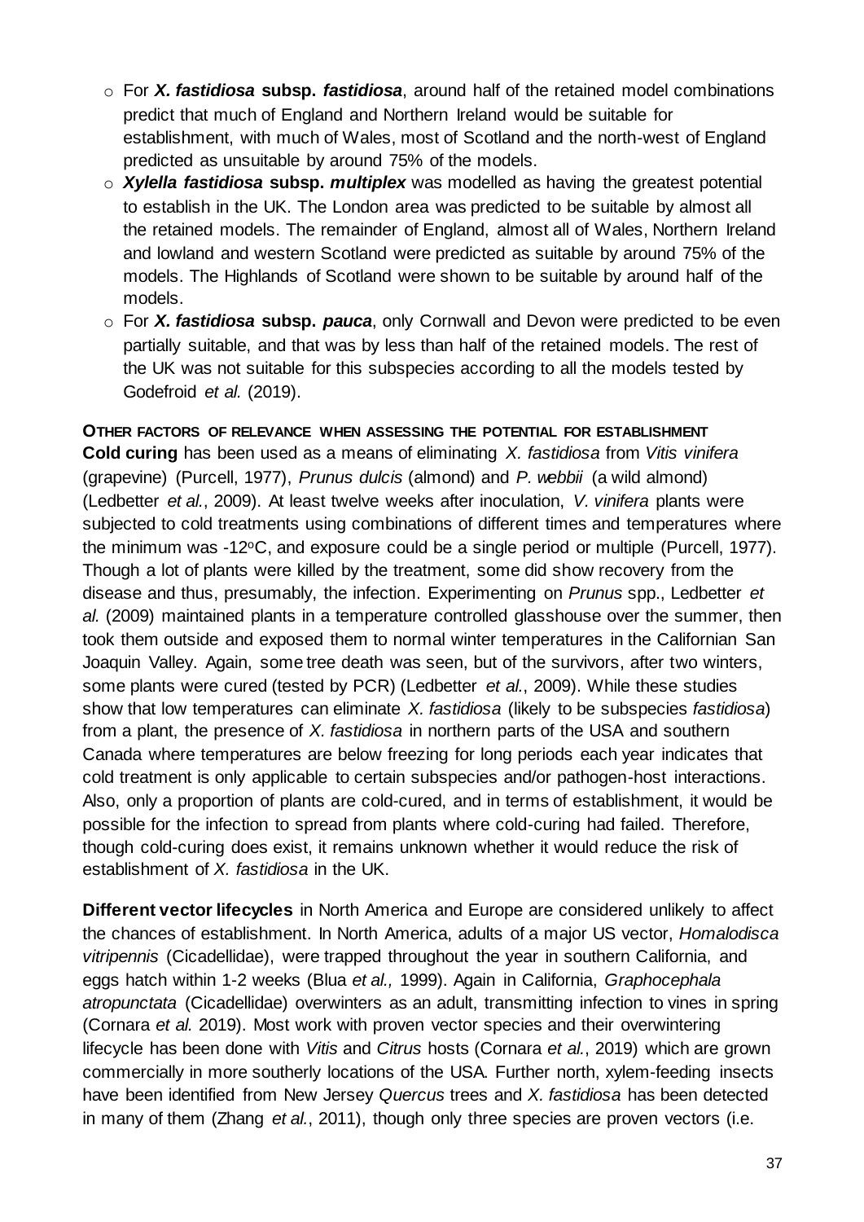- For ***X. fastidiosa* subsp. *fastidiosa***, around half of the retained model combinations predict that much of England and Northern Ireland would be suitable for establishment, with much of Wales, most of Scotland and the north-west of England predicted as unsuitable by around 75% of the models.
- ***Xylella fastidiosa* subsp. *multiplex*** was modelled as having the greatest potential to establish in the UK. The London area was predicted to be suitable by almost all the retained models. The remainder of England, almost all of Wales, Northern Ireland and lowland and western Scotland were predicted as suitable by around 75% of the models. The Highlands of Scotland were shown to be suitable by around half of the models.
- For ***X. fastidiosa* subsp. *pauca***, only Cornwall and Devon were predicted to be even partially suitable, and that was by less than half of the retained models. The rest of the UK was not suitable for this subspecies according to all the models tested by Godefroid *et al.* (2019).

**OTHER FACTORS OF RELEVANCE WHEN ASSESSING THE POTENTIAL FOR ESTABLISHMENT**

**Cold curing** has been used as a means of eliminating *X. fastidiosa* from *Vitis vinifera* (grapevine) (Purcell, 1977), *Prunus dulcis* (almond) and *P. webbii* (a wild almond) (Ledbetter *et al.*, 2009). At least twelve weeks after inoculation, *V. vinifera* plants were subjected to cold treatments using combinations of different times and temperatures where the minimum was -12°C, and exposure could be a single period or multiple (Purcell, 1977). Though a lot of plants were killed by the treatment, some did show recovery from the disease and thus, presumably, the infection. Experimenting on *Prunus* spp., Ledbetter *et al.* (2009) maintained plants in a temperature controlled glasshouse over the summer, then took them outside and exposed them to normal winter temperatures in the Californian San Joaquin Valley. Again, some tree death was seen, but of the survivors, after two winters, some plants were cured (tested by PCR) (Ledbetter *et al.*, 2009). While these studies show that low temperatures can eliminate *X. fastidiosa* (likely to be subspecies *fastidiosa*) from a plant, the presence of *X. fastidiosa* in northern parts of the USA and southern Canada where temperatures are below freezing for long periods each year indicates that cold treatment is only applicable to certain subspecies and/or pathogen-host interactions. Also, only a proportion of plants are cold-cured, and in terms of establishment, it would be possible for the infection to spread from plants where cold-curing had failed. Therefore, though cold-curing does exist, it remains unknown whether it would reduce the risk of establishment of *X. fastidiosa* in the UK.

**Different vector lifecycles** in North America and Europe are considered unlikely to affect the chances of establishment. In North America, adults of a major US vector, *Homalodisca vitripennis* (Cicadellidae), were trapped throughout the year in southern California, and eggs hatch within 1-2 weeks (Blua *et al.,* 1999). Again in California, *Graphocephala atropunctata* (Cicadellidae) overwinters as an adult, transmitting infection to vines in spring (Cornara *et al.* 2019). Most work with proven vector species and their overwintering lifecycle has been done with *Vitis* and *Citrus* hosts (Cornara *et al.*, 2019) which are grown commercially in more southerly locations of the USA. Further north, xylem-feeding insects have been identified from New Jersey *Quercus* trees and *X. fastidiosa* has been detected in many of them (Zhang *et al.*, 2011), though only three species are proven vectors (i.e.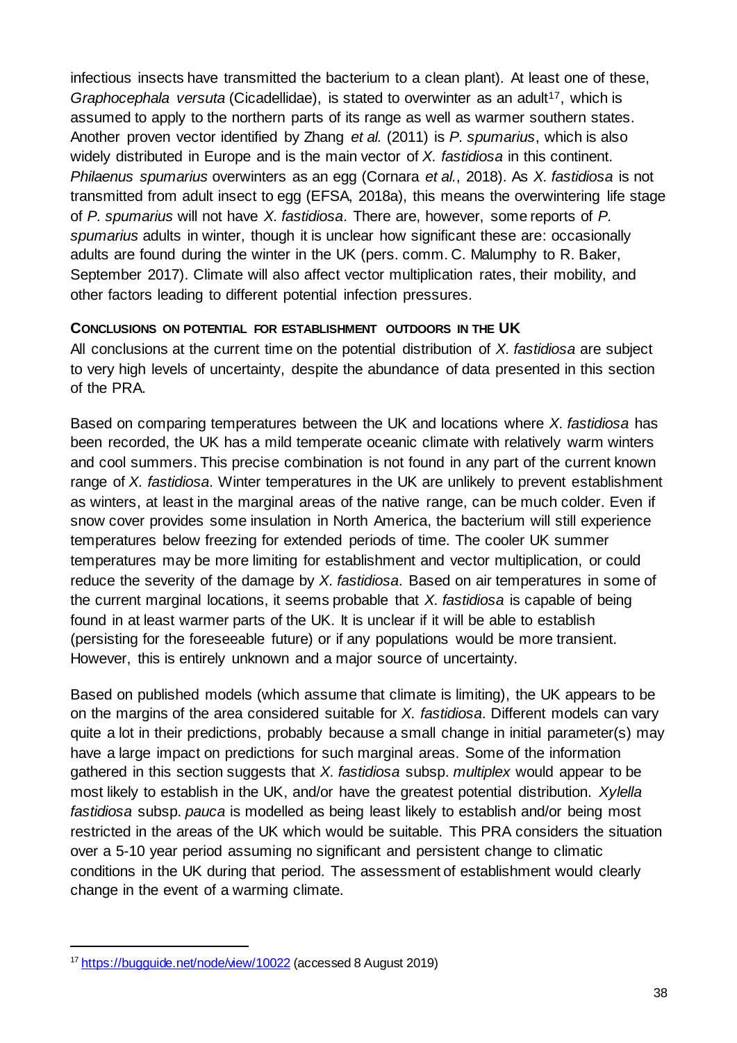infectious insects have transmitted the bacterium to a clean plant). At least one of these, *Graphocephala versuta* (Cicadellidae), is stated to overwinter as an adult[17], which is assumed to apply to the northern parts of its range as well as warmer southern states. Another proven vector identified by Zhang *et al.* (2011) is *P. spumarius*, which is also widely distributed in Europe and is the main vector of *X. fastidiosa* in this continent. *Philaenus spumarius* overwinters as an egg (Cornara *et al.*, 2018). As *X. fastidiosa* is not transmitted from adult insect to egg (EFSA, 2018a), this means the overwintering life stage of *P. spumarius* will not have *X. fastidiosa*. There are, however, some reports of *P. spumarius* adults in winter, though it is unclear how significant these are: occasionally adults are found during the winter in the UK (pers. comm. C. Malumphy to R. Baker, September 2017). Climate will also affect vector multiplication rates, their mobility, and other factors leading to different potential infection pressures.

**CONCLUSIONS ON POTENTIAL FOR ESTABLISHMENT OUTDOORS IN THE UK**

All conclusions at the current time on the potential distribution of *X. fastidiosa* are subject to very high levels of uncertainty, despite the abundance of data presented in this section of the PRA.

Based on comparing temperatures between the UK and locations where *X. fastidiosa* has been recorded, the UK has a mild temperate oceanic climate with relatively warm winters and cool summers. This precise combination is not found in any part of the current known range of *X. fastidiosa*. Winter temperatures in the UK are unlikely to prevent establishment as winters, at least in the marginal areas of the native range, can be much colder. Even if snow cover provides some insulation in North America, the bacterium will still experience temperatures below freezing for extended periods of time. The cooler UK summer temperatures may be more limiting for establishment and vector multiplication, or could reduce the severity of the damage by *X. fastidiosa*. Based on air temperatures in some of the current marginal locations, it seems probable that *X. fastidiosa* is capable of being found in at least warmer parts of the UK. It is unclear if it will be able to establish (persisting for the foreseeable future) or if any populations would be more transient. However, this is entirely unknown and a major source of uncertainty.

Based on published models (which assume that climate is limiting), the UK appears to be on the margins of the area considered suitable for *X. fastidiosa*. Different models can vary quite a lot in their predictions, probably because a small change in initial parameter(s) may have a large impact on predictions for such marginal areas. Some of the information gathered in this section suggests that *X. fastidiosa* subsp. *multiplex* would appear to be most likely to establish in the UK, and/or have the greatest potential distribution. *Xylella fastidiosa* subsp. *pauca* is modelled as being least likely to establish and/or being most restricted in the areas of the UK which would be suitable. This PRA considers the situation over a 5-10 year period assuming no significant and persistent change to climatic conditions in the UK during that period. The assessment of establishment would clearly change in the event of a warming climate.

---

[17] https://bugguide.net/node/view/10022 (accessed 8 August 2019)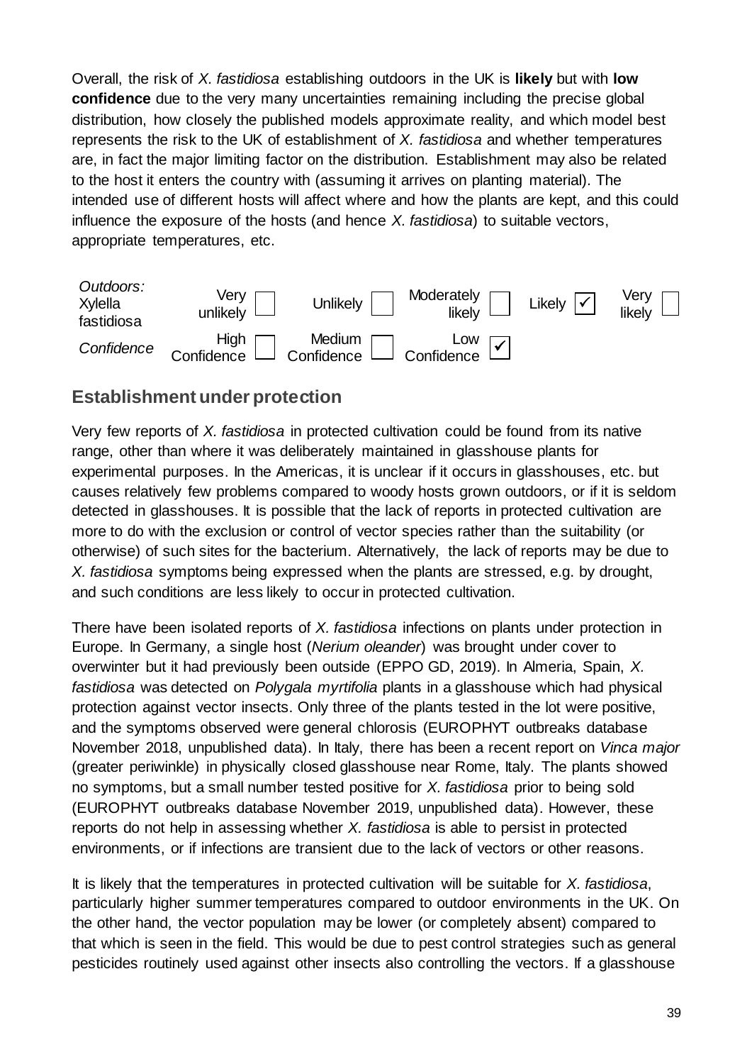Overall, the risk of *X. fastidiosa* establishing outdoors in the UK is **likely** but with **low confidence** due to the very many uncertainties remaining including the precise global distribution, how closely the published models approximate reality, and which model best represents the risk to the UK of establishment of *X. fastidiosa* and whether temperatures are, in fact the major limiting factor on the distribution. Establishment may also be related to the host it enters the country with (assuming it arrives on planting material). The intended use of different hosts will affect where and how the plants are kept, and this could influence the exposure of the hosts (and hence *X. fastidiosa*) to suitable vectors, appropriate temperatures, etc.

| *Outdoors:* Xylella fastidiosa | Very unlikely ☐ | Unlikely ☐ | Moderately likely ☐ | Likely ☑ | Very likely ☐ |
|---|---|---|---|---|---|
| *Confidence* | High Confidence ☐ | Medium Confidence ☐ | Low Confidence ☑ | | |

## Establishment under protection

Very few reports of *X. fastidiosa* in protected cultivation could be found from its native range, other than where it was deliberately maintained in glasshouse plants for experimental purposes. In the Americas, it is unclear if it occurs in glasshouses, etc. but causes relatively few problems compared to woody hosts grown outdoors, or if it is seldom detected in glasshouses. It is possible that the lack of reports in protected cultivation are more to do with the exclusion or control of vector species rather than the suitability (or otherwise) of such sites for the bacterium. Alternatively, the lack of reports may be due to *X. fastidiosa* symptoms being expressed when the plants are stressed, e.g. by drought, and such conditions are less likely to occur in protected cultivation.

There have been isolated reports of *X. fastidiosa* infections on plants under protection in Europe. In Germany, a single host (*Nerium oleander*) was brought under cover to overwinter but it had previously been outside (EPPO GD, 2019). In Almeria, Spain, *X. fastidiosa* was detected on *Polygala myrtifolia* plants in a glasshouse which had physical protection against vector insects. Only three of the plants tested in the lot were positive, and the symptoms observed were general chlorosis (EUROPHYT outbreaks database November 2018, unpublished data). In Italy, there has been a recent report on *Vinca major* (greater periwinkle) in physically closed glasshouse near Rome, Italy. The plants showed no symptoms, but a small number tested positive for *X. fastidiosa* prior to being sold (EUROPHYT outbreaks database November 2019, unpublished data). However, these reports do not help in assessing whether *X. fastidiosa* is able to persist in protected environments, or if infections are transient due to the lack of vectors or other reasons.

It is likely that the temperatures in protected cultivation will be suitable for *X. fastidiosa*, particularly higher summer temperatures compared to outdoor environments in the UK. On the other hand, the vector population may be lower (or completely absent) compared to that which is seen in the field. This would be due to pest control strategies such as general pesticides routinely used against other insects also controlling the vectors. If a glasshouse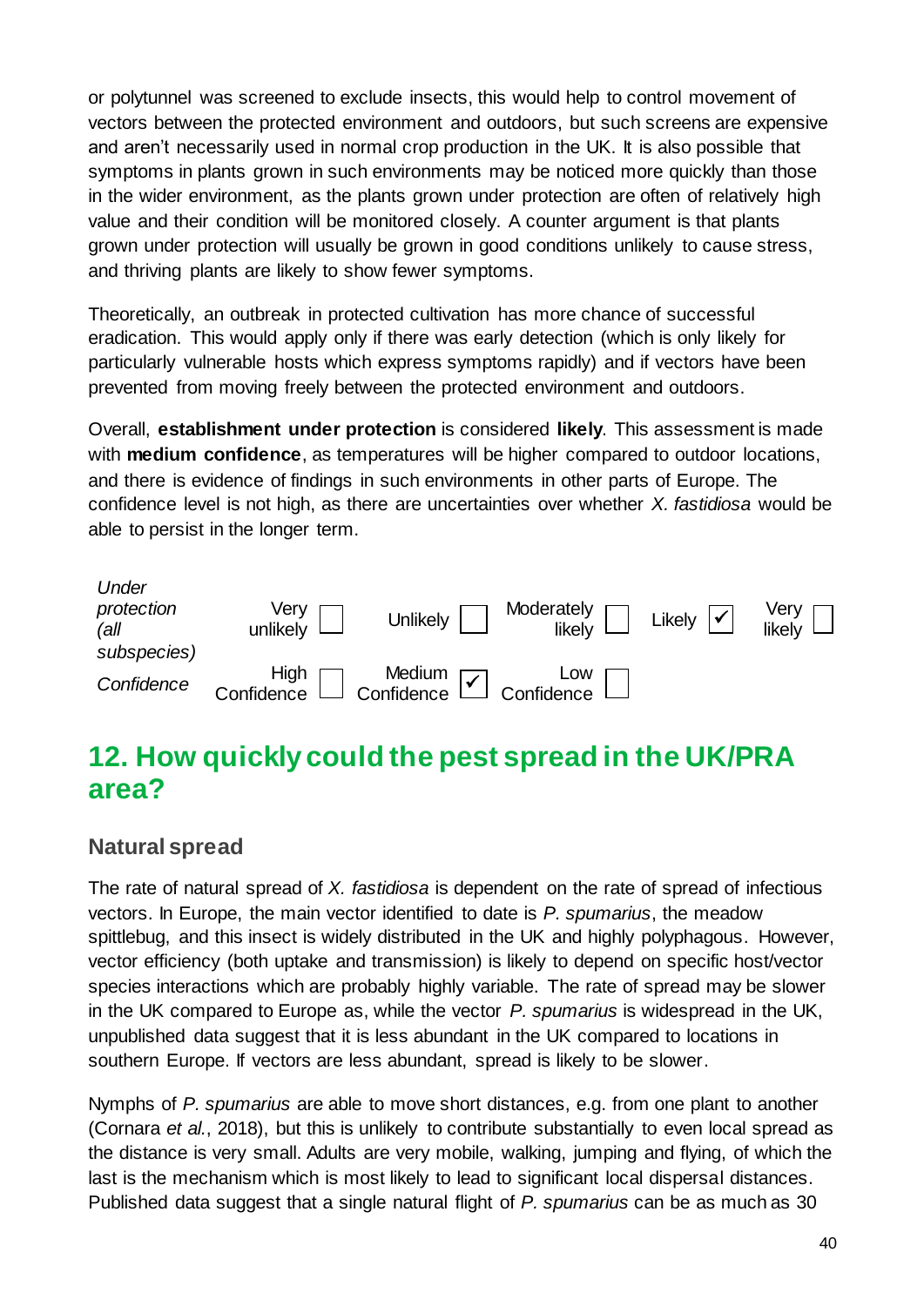or polytunnel was screened to exclude insects, this would help to control movement of vectors between the protected environment and outdoors, but such screens are expensive and aren't necessarily used in normal crop production in the UK. It is also possible that symptoms in plants grown in such environments may be noticed more quickly than those in the wider environment, as the plants grown under protection are often of relatively high value and their condition will be monitored closely. A counter argument is that plants grown under protection will usually be grown in good conditions unlikely to cause stress, and thriving plants are likely to show fewer symptoms.

Theoretically, an outbreak in protected cultivation has more chance of successful eradication. This would apply only if there was early detection (which is only likely for particularly vulnerable hosts which express symptoms rapidly) and if vectors have been prevented from moving freely between the protected environment and outdoors.

Overall, **establishment under protection** is considered **likely**. This assessment is made with **medium confidence**, as temperatures will be higher compared to outdoor locations, and there is evidence of findings in such environments in other parts of Europe. The confidence level is not high, as there are uncertainties over whether *X. fastidiosa* would be able to persist in the longer term.

| *Under protection (all subspecies)* | Very unlikely ☐ | Unlikely ☐ | Moderately likely ☐ | Likely ☑ | Very likely ☐ |
|---|---|---|---|---|---|
| *Confidence* | High Confidence ☐ | Medium Confidence ☑ | Low Confidence ☐ | | |

## 12. How quickly could the pest spread in the UK/PRA area?

### Natural spread

The rate of natural spread of *X. fastidiosa* is dependent on the rate of spread of infectious vectors. In Europe, the main vector identified to date is *P. spumarius*, the meadow spittlebug, and this insect is widely distributed in the UK and highly polyphagous. However, vector efficiency (both uptake and transmission) is likely to depend on specific host/vector species interactions which are probably highly variable. The rate of spread may be slower in the UK compared to Europe as, while the vector *P. spumarius* is widespread in the UK, unpublished data suggest that it is less abundant in the UK compared to locations in southern Europe. If vectors are less abundant, spread is likely to be slower.

Nymphs of *P. spumarius* are able to move short distances, e.g. from one plant to another (Cornara *et al.*, 2018), but this is unlikely to contribute substantially to even local spread as the distance is very small. Adults are very mobile, walking, jumping and flying, of which the last is the mechanism which is most likely to lead to significant local dispersal distances. Published data suggest that a single natural flight of *P. spumarius* can be as much as 30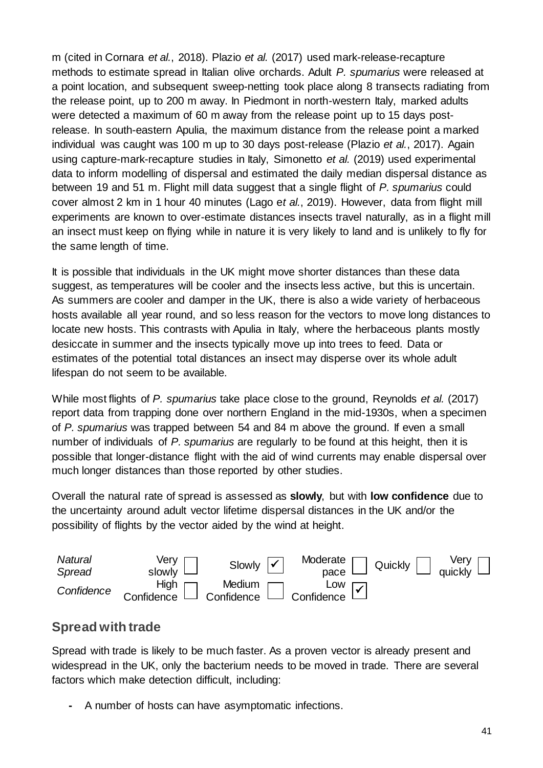m (cited in Cornara *et al.*, 2018). Plazio *et al.* (2017) used mark-release-recapture methods to estimate spread in Italian olive orchards. Adult *P. spumarius* were released at a point location, and subsequent sweep-netting took place along 8 transects radiating from the release point, up to 200 m away. In Piedmont in north-western Italy, marked adults were detected a maximum of 60 m away from the release point up to 15 days post-release. In south-eastern Apulia, the maximum distance from the release point a marked individual was caught was 100 m up to 30 days post-release (Plazio *et al.*, 2017). Again using capture-mark-recapture studies in Italy, Simonetto *et al.* (2019) used experimental data to inform modelling of dispersal and estimated the daily median dispersal distance as between 19 and 51 m. Flight mill data suggest that a single flight of *P. spumarius* could cover almost 2 km in 1 hour 40 minutes (Lago e*t al.*, 2019). However, data from flight mill experiments are known to over-estimate distances insects travel naturally, as in a flight mill an insect must keep on flying while in nature it is very likely to land and is unlikely to fly for the same length of time.

It is possible that individuals in the UK might move shorter distances than these data suggest, as temperatures will be cooler and the insects less active, but this is uncertain. As summers are cooler and damper in the UK, there is also a wide variety of herbaceous hosts available all year round, and so less reason for the vectors to move long distances to locate new hosts. This contrasts with Apulia in Italy, where the herbaceous plants mostly desiccate in summer and the insects typically move up into trees to feed. Data or estimates of the potential total distances an insect may disperse over its whole adult lifespan do not seem to be available.

While most flights of *P. spumarius* take place close to the ground, Reynolds *et al.* (2017) report data from trapping done over northern England in the mid-1930s, when a specimen of *P. spumarius* was trapped between 54 and 84 m above the ground. If even a small number of individuals of *P. spumarius* are regularly to be found at this height, then it is possible that longer-distance flight with the aid of wind currents may enable dispersal over much longer distances than those reported by other studies.

Overall the natural rate of spread is assessed as **slowly**, but with **low confidence** due to the uncertainty around adult vector lifetime dispersal distances in the UK and/or the possibility of flights by the vector aided by the wind at height.

| *Natural Spread* | Very slowly ☐ | Slowly ☑ | Moderate pace ☐ | Quickly ☐ | Very quickly ☐ |
|---|---|---|---|---|---|
| *Confidence* | High Confidence ☐ | Medium Confidence ☐ | Low Confidence ☑ | | |

## Spread with trade

Spread with trade is likely to be much faster. As a proven vector is already present and widespread in the UK, only the bacterium needs to be moved in trade. There are several factors which make detection difficult, including:

- A number of hosts can have asymptomatic infections.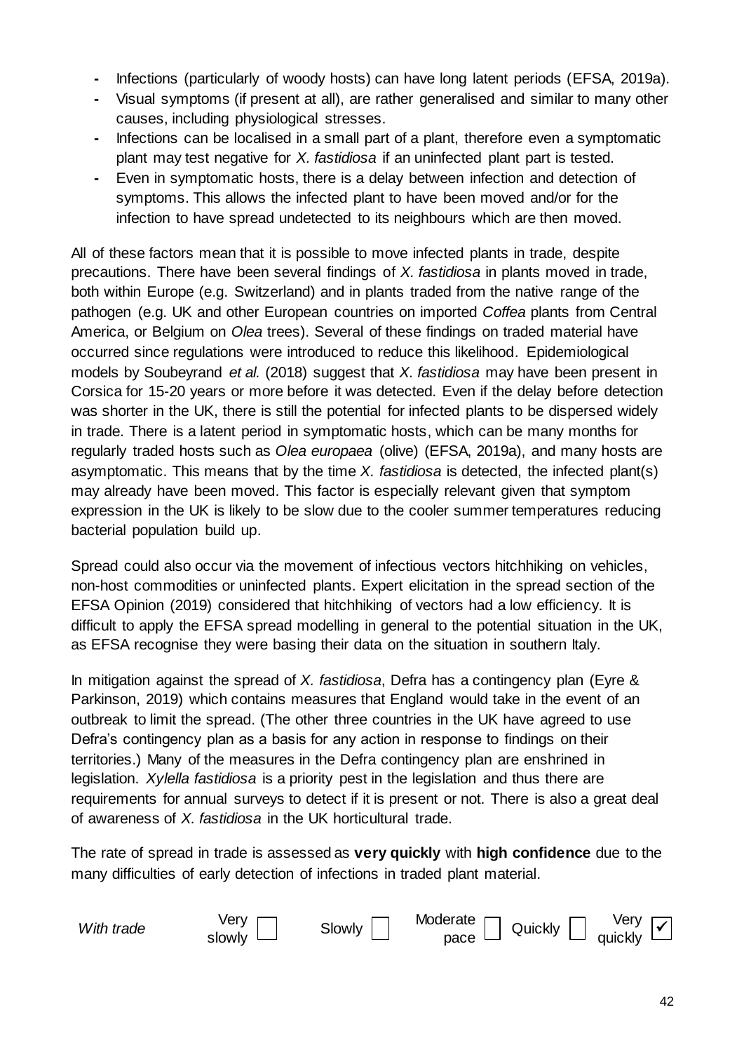- Infections (particularly of woody hosts) can have long latent periods (EFSA, 2019a).
- Visual symptoms (if present at all), are rather generalised and similar to many other causes, including physiological stresses.
- Infections can be localised in a small part of a plant, therefore even a symptomatic plant may test negative for *X. fastidiosa* if an uninfected plant part is tested.
- Even in symptomatic hosts, there is a delay between infection and detection of symptoms. This allows the infected plant to have been moved and/or for the infection to have spread undetected to its neighbours which are then moved.

All of these factors mean that it is possible to move infected plants in trade, despite precautions. There have been several findings of *X. fastidiosa* in plants moved in trade, both within Europe (e.g. Switzerland) and in plants traded from the native range of the pathogen (e.g. UK and other European countries on imported *Coffea* plants from Central America, or Belgium on *Olea* trees). Several of these findings on traded material have occurred since regulations were introduced to reduce this likelihood. Epidemiological models by Soubeyrand *et al.* (2018) suggest that *X. fastidiosa* may have been present in Corsica for 15-20 years or more before it was detected. Even if the delay before detection was shorter in the UK, there is still the potential for infected plants to be dispersed widely in trade. There is a latent period in symptomatic hosts, which can be many months for regularly traded hosts such as *Olea europaea* (olive) (EFSA, 2019a), and many hosts are asymptomatic. This means that by the time *X. fastidiosa* is detected, the infected plant(s) may already have been moved. This factor is especially relevant given that symptom expression in the UK is likely to be slow due to the cooler summer temperatures reducing bacterial population build up.

Spread could also occur via the movement of infectious vectors hitchhiking on vehicles, non-host commodities or uninfected plants. Expert elicitation in the spread section of the EFSA Opinion (2019) considered that hitchhiking of vectors had a low efficiency. It is difficult to apply the EFSA spread modelling in general to the potential situation in the UK, as EFSA recognise they were basing their data on the situation in southern Italy.

In mitigation against the spread of *X. fastidiosa*, Defra has a contingency plan (Eyre & Parkinson, 2019) which contains measures that England would take in the event of an outbreak to limit the spread. (The other three countries in the UK have agreed to use Defra's contingency plan as a basis for any action in response to findings on their territories.) Many of the measures in the Defra contingency plan are enshrined in legislation. *Xylella fastidiosa* is a priority pest in the legislation and thus there are requirements for annual surveys to detect if it is present or not. There is also a great deal of awareness of *X. fastidiosa* in the UK horticultural trade.

The rate of spread in trade is assessed as **very quickly** with **high confidence** due to the many difficulties of early detection of infections in traded plant material.

| *With trade* | Very slowly ☐ | Slowly ☐ | Moderate pace ☐ | Quickly ☐ | Very quickly ☑ |
|---|---|---|---|---|---|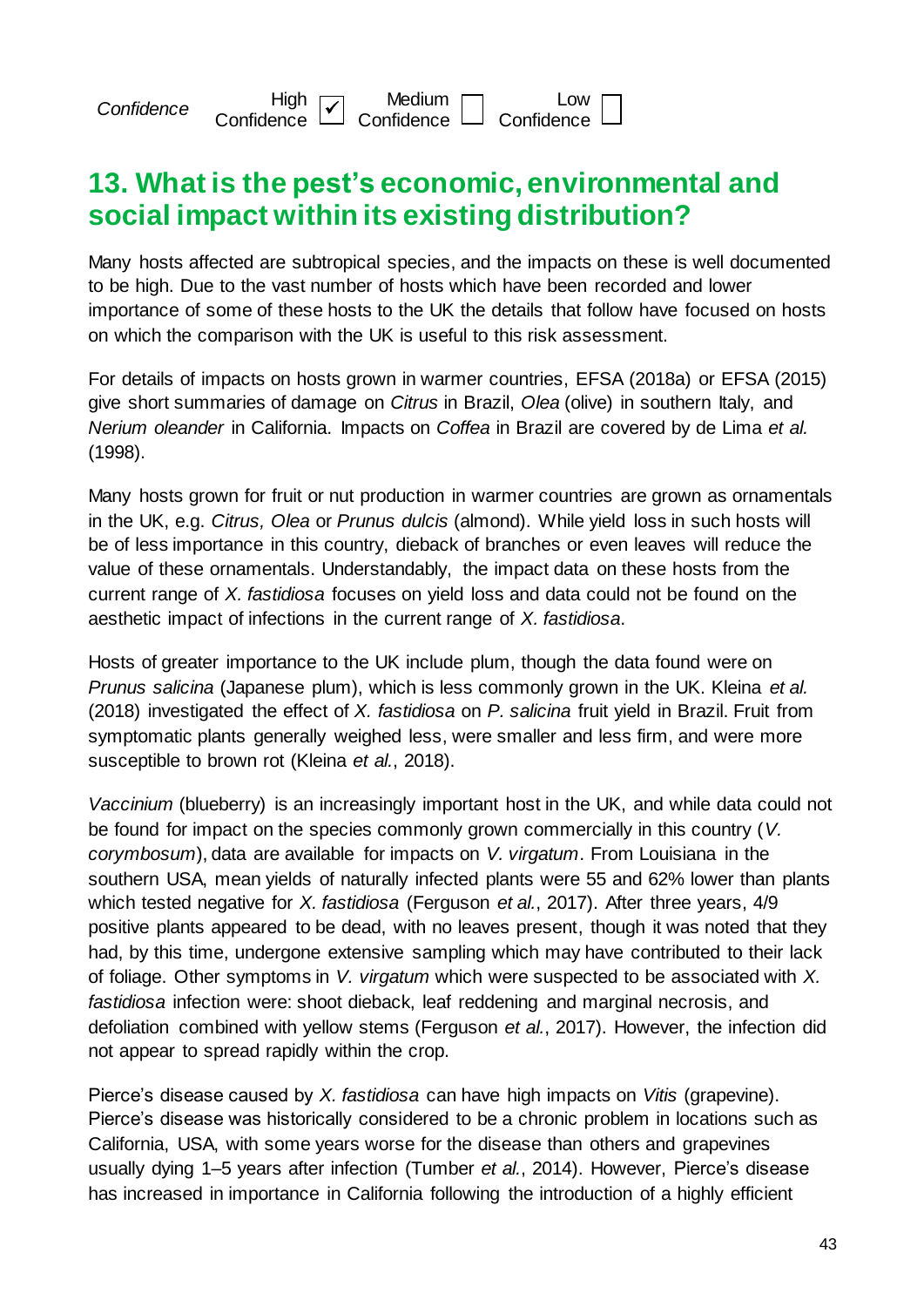| Confidence | High Confidence ☑ | Medium Confidence ☐ | Low Confidence ☐ |
|---|---|---|---|

## 13. What is the pest's economic, environmental and social impact within its existing distribution?

Many hosts affected are subtropical species, and the impacts on these is well documented to be high. Due to the vast number of hosts which have been recorded and lower importance of some of these hosts to the UK the details that follow have focused on hosts on which the comparison with the UK is useful to this risk assessment.

For details of impacts on hosts grown in warmer countries, EFSA (2018a) or EFSA (2015) give short summaries of damage on *Citrus* in Brazil, *Olea* (olive) in southern Italy, and *Nerium oleander* in California. Impacts on *Coffea* in Brazil are covered by de Lima *et al.* (1998).

Many hosts grown for fruit or nut production in warmer countries are grown as ornamentals in the UK, e.g. *Citrus, Olea* or *Prunus dulcis* (almond). While yield loss in such hosts will be of less importance in this country, dieback of branches or even leaves will reduce the value of these ornamentals. Understandably, the impact data on these hosts from the current range of *X. fastidiosa* focuses on yield loss and data could not be found on the aesthetic impact of infections in the current range of *X. fastidiosa*.

Hosts of greater importance to the UK include plum, though the data found were on *Prunus salicina* (Japanese plum), which is less commonly grown in the UK. Kleina *et al.* (2018) investigated the effect of *X. fastidiosa* on *P. salicina* fruit yield in Brazil. Fruit from symptomatic plants generally weighed less, were smaller and less firm, and were more susceptible to brown rot (Kleina *et al.*, 2018).

*Vaccinium* (blueberry) is an increasingly important host in the UK, and while data could not be found for impact on the species commonly grown commercially in this country (*V. corymbosum*), data are available for impacts on *V. virgatum*. From Louisiana in the southern USA, mean yields of naturally infected plants were 55 and 62% lower than plants which tested negative for *X. fastidiosa* (Ferguson *et al.*, 2017). After three years, 4/9 positive plants appeared to be dead, with no leaves present, though it was noted that they had, by this time, undergone extensive sampling which may have contributed to their lack of foliage. Other symptoms in *V. virgatum* which were suspected to be associated with *X. fastidiosa* infection were: shoot dieback, leaf reddening and marginal necrosis, and defoliation combined with yellow stems (Ferguson *et al.*, 2017). However, the infection did not appear to spread rapidly within the crop.

Pierce's disease caused by *X. fastidiosa* can have high impacts on *Vitis* (grapevine). Pierce's disease was historically considered to be a chronic problem in locations such as California, USA, with some years worse for the disease than others and grapevines usually dying 1–5 years after infection (Tumber *et al.*, 2014). However, Pierce's disease has increased in importance in California following the introduction of a highly efficient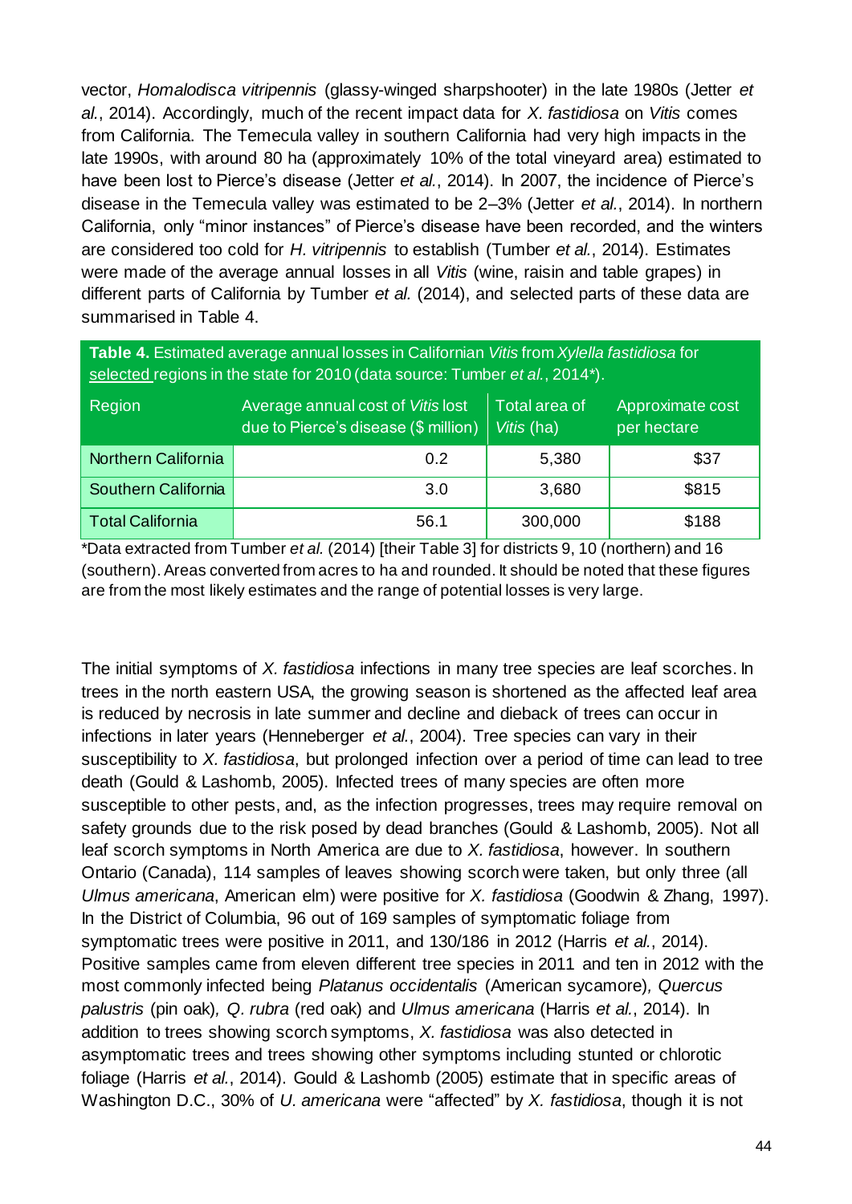vector, *Homalodisca vitripennis* (glassy-winged sharpshooter) in the late 1980s (Jetter *et al.*, 2014). Accordingly, much of the recent impact data for *X. fastidiosa* on *Vitis* comes from California. The Temecula valley in southern California had very high impacts in the late 1990s, with around 80 ha (approximately 10% of the total vineyard area) estimated to have been lost to Pierce's disease (Jetter *et al.*, 2014). In 2007, the incidence of Pierce's disease in the Temecula valley was estimated to be 2–3% (Jetter *et al.*, 2014). In northern California, only "minor instances" of Pierce's disease have been recorded, and the winters are considered too cold for *H. vitripennis* to establish (Tumber *et al.*, 2014). Estimates were made of the average annual losses in all *Vitis* (wine, raisin and table grapes) in different parts of California by Tumber *et al.* (2014), and selected parts of these data are summarised in Table 4.

**Table 4.** Estimated average annual losses in Californian *Vitis* from *Xylella fastidiosa* for selected regions in the state for 2010 (data source: Tumber *et al.*, 2014*).

| Region | Average annual cost of *Vitis* lost due to Pierce's disease ($ million) | Total area of *Vitis* (ha) | Approximate cost per hectare |
|---|---|---|---|
| Northern California | 0.2 | 5,380 | $37 |
| Southern California | 3.0 | 3,680 | $815 |
| Total California | 56.1 | 300,000 | $188 |

*Data extracted from Tumber *et al.* (2014) [their Table 3] for districts 9, 10 (northern) and 16 (southern). Areas converted from acres to ha and rounded. It should be noted that these figures are from the most likely estimates and the range of potential losses is very large.

The initial symptoms of *X. fastidiosa* infections in many tree species are leaf scorches. In trees in the north eastern USA, the growing season is shortened as the affected leaf area is reduced by necrosis in late summer and decline and dieback of trees can occur in infections in later years (Henneberger *et al.*, 2004). Tree species can vary in their susceptibility to *X. fastidiosa*, but prolonged infection over a period of time can lead to tree death (Gould & Lashomb, 2005). Infected trees of many species are often more susceptible to other pests, and, as the infection progresses, trees may require removal on safety grounds due to the risk posed by dead branches (Gould & Lashomb, 2005). Not all leaf scorch symptoms in North America are due to *X. fastidiosa*, however. In southern Ontario (Canada), 114 samples of leaves showing scorch were taken, but only three (all *Ulmus americana*, American elm) were positive for *X. fastidiosa* (Goodwin & Zhang, 1997). In the District of Columbia, 96 out of 169 samples of symptomatic foliage from symptomatic trees were positive in 2011, and 130/186 in 2012 (Harris *et al.*, 2014). Positive samples came from eleven different tree species in 2011 and ten in 2012 with the most commonly infected being *Platanus occidentalis* (American sycamore), *Quercus palustris* (pin oak), *Q. rubra* (red oak) and *Ulmus americana* (Harris *et al.*, 2014). In addition to trees showing scorch symptoms, *X. fastidiosa* was also detected in asymptomatic trees and trees showing other symptoms including stunted or chlorotic foliage (Harris *et al.*, 2014). Gould & Lashomb (2005) estimate that in specific areas of Washington D.C., 30% of *U. americana* were "affected" by *X. fastidiosa*, though it is not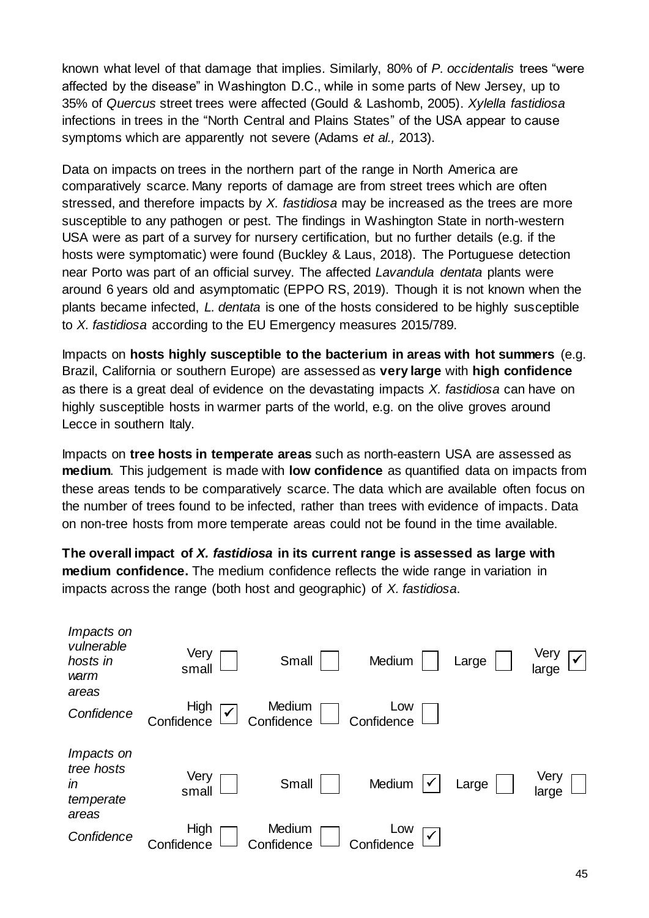known what level of that damage that implies. Similarly, 80% of *P. occidentalis* trees "were affected by the disease" in Washington D.C., while in some parts of New Jersey, up to 35% of *Quercus* street trees were affected (Gould & Lashomb, 2005). *Xylella fastidiosa* infections in trees in the "North Central and Plains States" of the USA appear to cause symptoms which are apparently not severe (Adams *et al.,* 2013).

Data on impacts on trees in the northern part of the range in North America are comparatively scarce. Many reports of damage are from street trees which are often stressed, and therefore impacts by *X. fastidiosa* may be increased as the trees are more susceptible to any pathogen or pest. The findings in Washington State in north-western USA were as part of a survey for nursery certification, but no further details (e.g. if the hosts were symptomatic) were found (Buckley & Laus, 2018). The Portuguese detection near Porto was part of an official survey. The affected *Lavandula dentata* plants were around 6 years old and asymptomatic (EPPO RS, 2019). Though it is not known when the plants became infected, *L. dentata* is one of the hosts considered to be highly susceptible to *X. fastidiosa* according to the EU Emergency measures 2015/789.

Impacts on **hosts highly susceptible to the bacterium in areas with hot summers** (e.g. Brazil, California or southern Europe) are assessed as **very large** with **high confidence** as there is a great deal of evidence on the devastating impacts *X. fastidiosa* can have on highly susceptible hosts in warmer parts of the world, e.g. on the olive groves around Lecce in southern Italy.

Impacts on **tree hosts in temperate areas** such as north-eastern USA are assessed as **medium**. This judgement is made with **low confidence** as quantified data on impacts from these areas tends to be comparatively scarce. The data which are available often focus on the number of trees found to be infected, rather than trees with evidence of impacts. Data on non-tree hosts from more temperate areas could not be found in the time available.

**The overall impact of *X. fastidiosa* in its current range is assessed as large with medium confidence.** The medium confidence reflects the wide range in variation in impacts across the range (both host and geographic) of *X. fastidiosa*.

| | | | | | |
|---|---|---|---|---|---|
| *Impacts on vulnerable hosts in warm areas* | Very small ☐ | Small ☐ | Medium ☐ | Large ☐ | Very large ☑ |
| *Confidence* | High Confidence ☑ | Medium Confidence ☐ | Low Confidence ☐ | | |
| *Impacts on tree hosts in temperate areas* | Very small ☐ | Small ☐ | Medium ☑ | Large ☐ | Very large ☐ |
| *Confidence* | High Confidence ☐ | Medium Confidence ☐ | Low Confidence ☑ | | |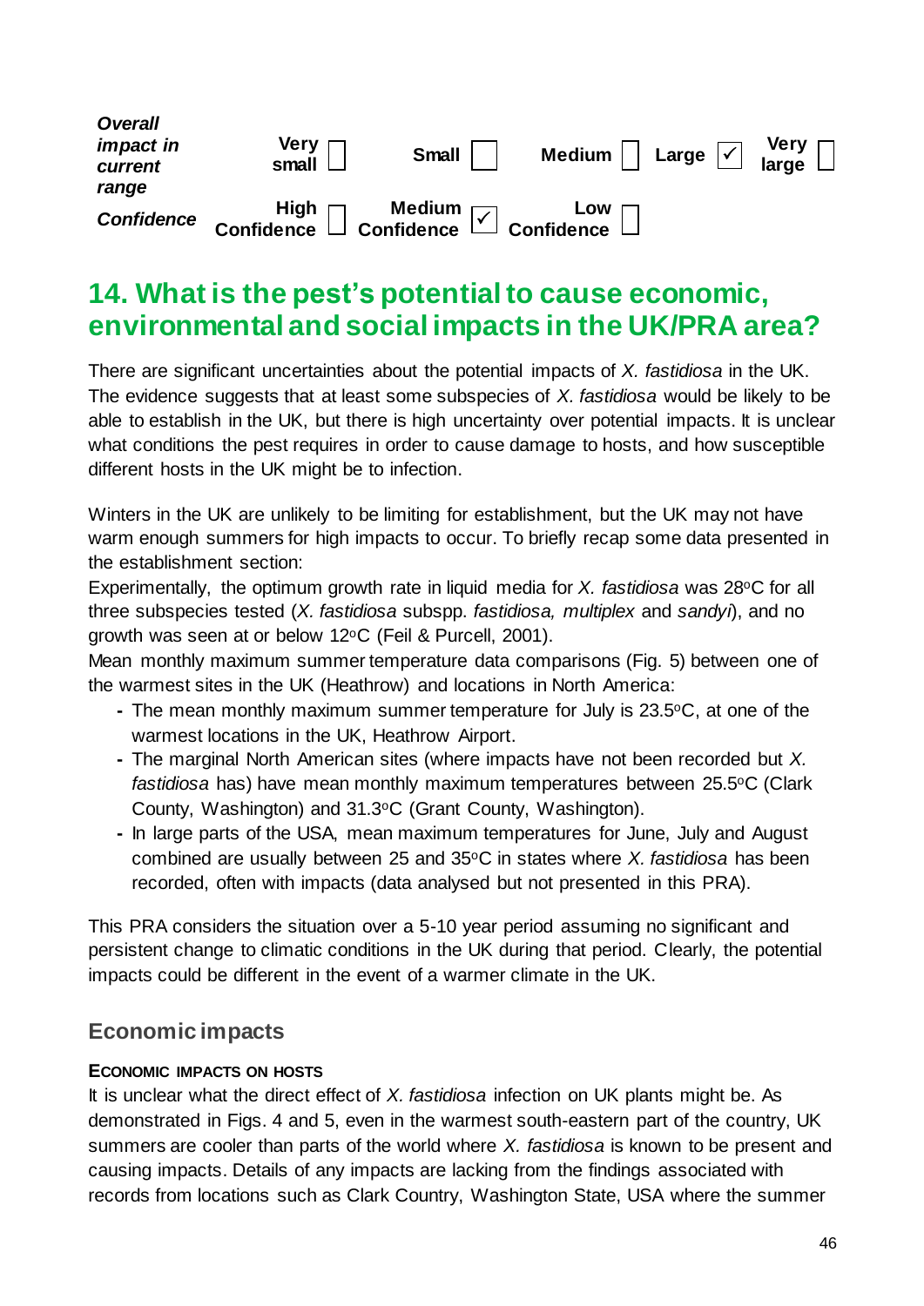| *Overall impact in current range* | Very small ☐ | Small ☐ | Medium ☐ | Large ☑ | Very large ☐ |
|---|---|---|---|---|---|
| *Confidence* | High Confidence ☐ | Medium Confidence ☑ | Low Confidence ☐ | | |

## 14. What is the pest's potential to cause economic, environmental and social impacts in the UK/PRA area?

There are significant uncertainties about the potential impacts of *X. fastidiosa* in the UK. The evidence suggests that at least some subspecies of *X. fastidiosa* would be likely to be able to establish in the UK, but there is high uncertainty over potential impacts. It is unclear what conditions the pest requires in order to cause damage to hosts, and how susceptible different hosts in the UK might be to infection.

Winters in the UK are unlikely to be limiting for establishment, but the UK may not have warm enough summers for high impacts to occur. To briefly recap some data presented in the establishment section:

Experimentally, the optimum growth rate in liquid media for *X. fastidiosa* was 28°C for all three subspecies tested (*X. fastidiosa* subspp. *fastidiosa, multiplex* and *sandyi*), and no growth was seen at or below 12°C (Feil & Purcell, 2001).

Mean monthly maximum summer temperature data comparisons (Fig. 5) between one of the warmest sites in the UK (Heathrow) and locations in North America:

- The mean monthly maximum summer temperature for July is 23.5°C, at one of the warmest locations in the UK, Heathrow Airport.
- The marginal North American sites (where impacts have not been recorded but *X. fastidiosa* has) have mean monthly maximum temperatures between 25.5°C (Clark County, Washington) and 31.3°C (Grant County, Washington).
- In large parts of the USA, mean maximum temperatures for June, July and August combined are usually between 25 and 35°C in states where *X. fastidiosa* has been recorded, often with impacts (data analysed but not presented in this PRA).

This PRA considers the situation over a 5-10 year period assuming no significant and persistent change to climatic conditions in the UK during that period. Clearly, the potential impacts could be different in the event of a warmer climate in the UK.

### Economic impacts

#### Economic impacts on hosts

It is unclear what the direct effect of *X. fastidiosa* infection on UK plants might be. As demonstrated in Figs. 4 and 5, even in the warmest south-eastern part of the country, UK summers are cooler than parts of the world where *X. fastidiosa* is known to be present and causing impacts. Details of any impacts are lacking from the findings associated with records from locations such as Clark Country, Washington State, USA where the summer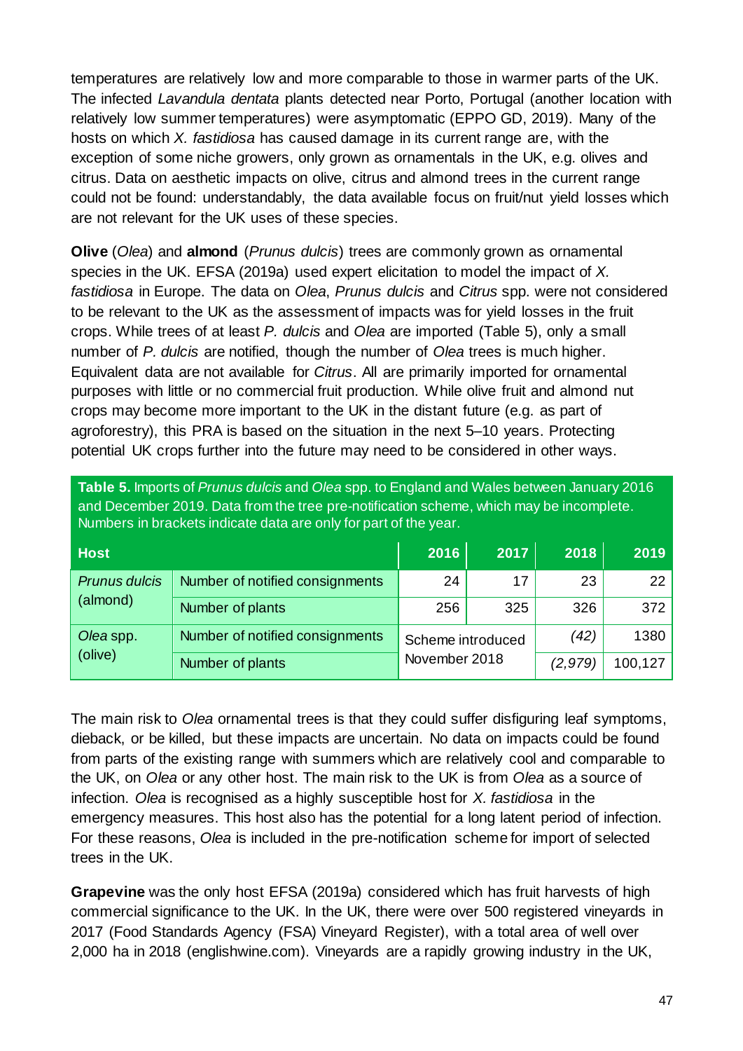temperatures are relatively low and more comparable to those in warmer parts of the UK. The infected *Lavandula dentata* plants detected near Porto, Portugal (another location with relatively low summer temperatures) were asymptomatic (EPPO GD, 2019). Many of the hosts on which *X. fastidiosa* has caused damage in its current range are, with the exception of some niche growers, only grown as ornamentals in the UK, e.g. olives and citrus. Data on aesthetic impacts on olive, citrus and almond trees in the current range could not be found: understandably, the data available focus on fruit/nut yield losses which are not relevant for the UK uses of these species.

**Olive** (*Olea*) and **almond** (*Prunus dulcis*) trees are commonly grown as ornamental species in the UK. EFSA (2019a) used expert elicitation to model the impact of *X. fastidiosa* in Europe. The data on *Olea*, *Prunus dulcis* and *Citrus* spp. were not considered to be relevant to the UK as the assessment of impacts was for yield losses in the fruit crops. While trees of at least *P. dulcis* and *Olea* are imported (Table 5), only a small number of *P. dulcis* are notified, though the number of *Olea* trees is much higher. Equivalent data are not available for *Citrus*. All are primarily imported for ornamental purposes with little or no commercial fruit production. While olive fruit and almond nut crops may become more important to the UK in the distant future (e.g. as part of agroforestry), this PRA is based on the situation in the next 5–10 years. Protecting potential UK crops further into the future may need to be considered in other ways.

**Table 5.** Imports of *Prunus dulcis* and *Olea* spp. to England and Wales between January 2016 and December 2019. Data from the tree pre-notification scheme, which may be incomplete. Numbers in brackets indicate data are only for part of the year.

| Host | | 2016 | 2017 | 2018 | 2019 |
|---|---|---|---|---|---|
| *Prunus dulcis* (almond) | Number of notified consignments | 24 | 17 | 23 | 22 |
| | Number of plants | 256 | 325 | 326 | 372 |
| *Olea* spp. (olive) | Number of notified consignments | Scheme introduced November 2018 | | *(42)* | 1380 |
| | Number of plants | | | *(2,979)* | 100,127 |

The main risk to *Olea* ornamental trees is that they could suffer disfiguring leaf symptoms, dieback, or be killed, but these impacts are uncertain. No data on impacts could be found from parts of the existing range with summers which are relatively cool and comparable to the UK, on *Olea* or any other host. The main risk to the UK is from *Olea* as a source of infection. *Olea* is recognised as a highly susceptible host for *X. fastidiosa* in the emergency measures. This host also has the potential for a long latent period of infection. For these reasons, *Olea* is included in the pre-notification scheme for import of selected trees in the UK.

**Grapevine** was the only host EFSA (2019a) considered which has fruit harvests of high commercial significance to the UK. In the UK, there were over 500 registered vineyards in 2017 (Food Standards Agency (FSA) Vineyard Register), with a total area of well over 2,000 ha in 2018 (englishwine.com). Vineyards are a rapidly growing industry in the UK,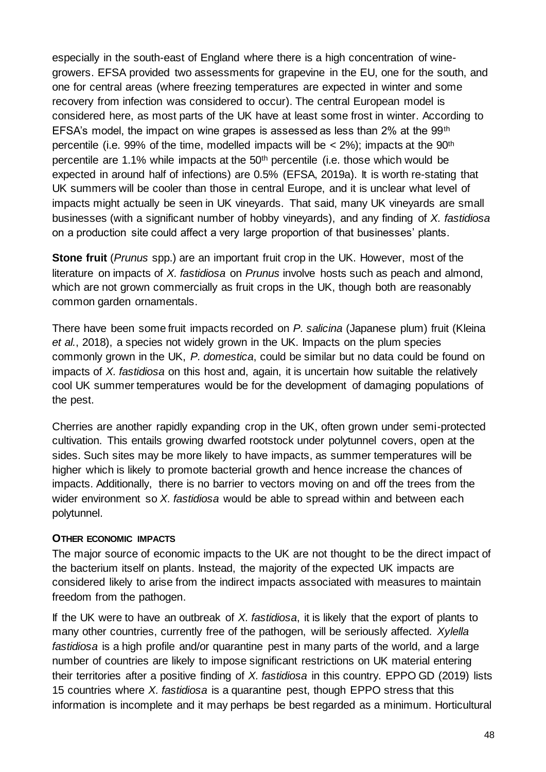especially in the south-east of England where there is a high concentration of wine-growers. EFSA provided two assessments for grapevine in the EU, one for the south, and one for central areas (where freezing temperatures are expected in winter and some recovery from infection was considered to occur). The central European model is considered here, as most parts of the UK have at least some frost in winter. According to EFSA's model, the impact on wine grapes is assessed as less than 2% at the 99th percentile (i.e. 99% of the time, modelled impacts will be < 2%); impacts at the 90th percentile are 1.1% while impacts at the 50th percentile (i.e. those which would be expected in around half of infections) are 0.5% (EFSA, 2019a). It is worth re-stating that UK summers will be cooler than those in central Europe, and it is unclear what level of impacts might actually be seen in UK vineyards. That said, many UK vineyards are small businesses (with a significant number of hobby vineyards), and any finding of *X. fastidiosa* on a production site could affect a very large proportion of that businesses' plants.

**Stone fruit** (*Prunus* spp.) are an important fruit crop in the UK. However, most of the literature on impacts of *X. fastidiosa* on *Prunus* involve hosts such as peach and almond, which are not grown commercially as fruit crops in the UK, though both are reasonably common garden ornamentals.

There have been some fruit impacts recorded on *P. salicina* (Japanese plum) fruit (Kleina *et al.*, 2018), a species not widely grown in the UK. Impacts on the plum species commonly grown in the UK, *P. domestica*, could be similar but no data could be found on impacts of *X. fastidiosa* on this host and, again, it is uncertain how suitable the relatively cool UK summer temperatures would be for the development of damaging populations of the pest.

Cherries are another rapidly expanding crop in the UK, often grown under semi-protected cultivation. This entails growing dwarfed rootstock under polytunnel covers, open at the sides. Such sites may be more likely to have impacts, as summer temperatures will be higher which is likely to promote bacterial growth and hence increase the chances of impacts. Additionally, there is no barrier to vectors moving on and off the trees from the wider environment so *X. fastidiosa* would be able to spread within and between each polytunnel.

#### OTHER ECONOMIC IMPACTS

The major source of economic impacts to the UK are not thought to be the direct impact of the bacterium itself on plants. Instead, the majority of the expected UK impacts are considered likely to arise from the indirect impacts associated with measures to maintain freedom from the pathogen.

If the UK were to have an outbreak of *X. fastidiosa*, it is likely that the export of plants to many other countries, currently free of the pathogen, will be seriously affected. *Xylella fastidiosa* is a high profile and/or quarantine pest in many parts of the world, and a large number of countries are likely to impose significant restrictions on UK material entering their territories after a positive finding of *X. fastidiosa* in this country. EPPO GD (2019) lists 15 countries where *X. fastidiosa* is a quarantine pest, though EPPO stress that this information is incomplete and it may perhaps be best regarded as a minimum. Horticultural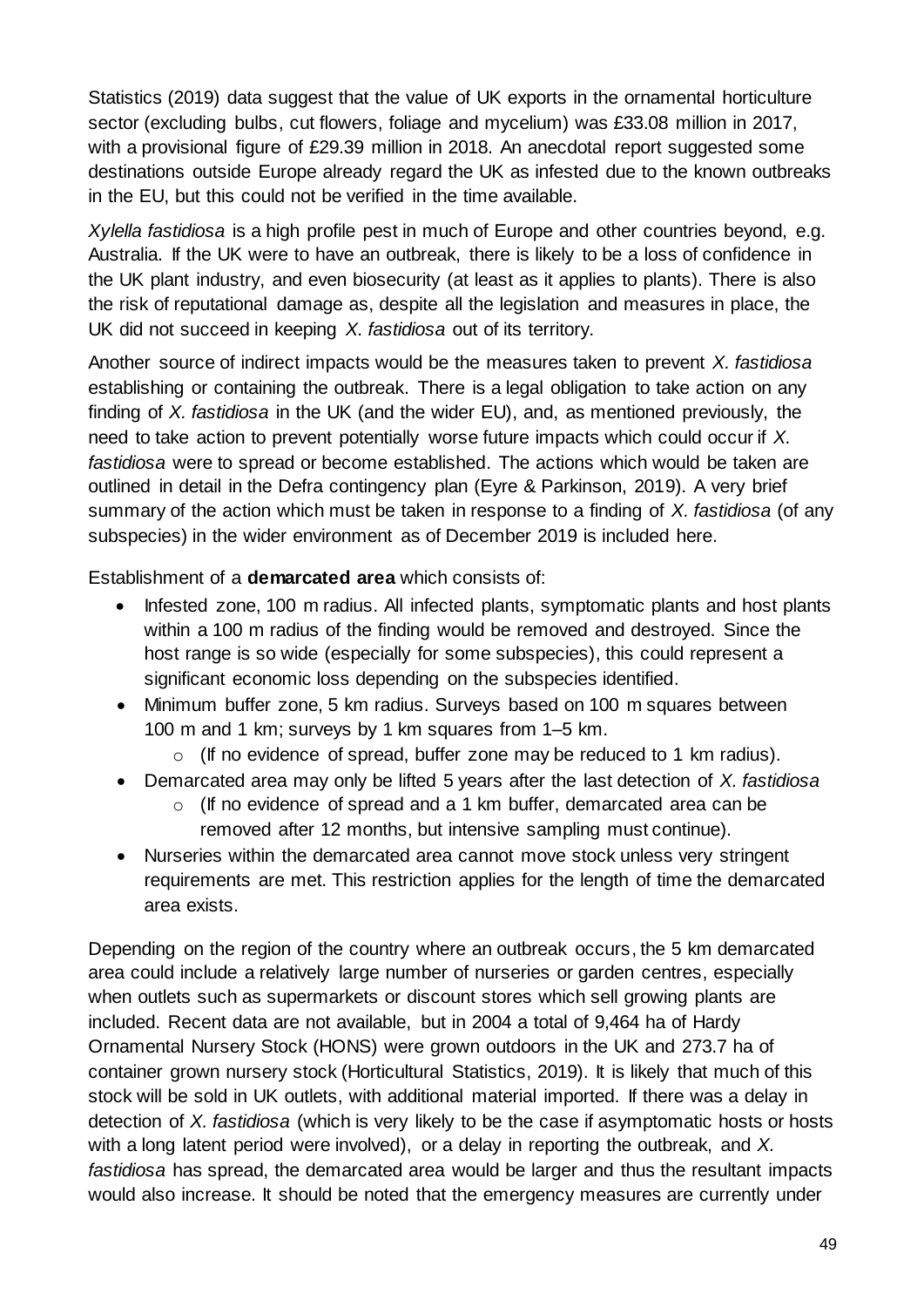Statistics (2019) data suggest that the value of UK exports in the ornamental horticulture sector (excluding bulbs, cut flowers, foliage and mycelium) was £33.08 million in 2017, with a provisional figure of £29.39 million in 2018. An anecdotal report suggested some destinations outside Europe already regard the UK as infested due to the known outbreaks in the EU, but this could not be verified in the time available.

*Xylella fastidiosa* is a high profile pest in much of Europe and other countries beyond, e.g. Australia. If the UK were to have an outbreak, there is likely to be a loss of confidence in the UK plant industry, and even biosecurity (at least as it applies to plants). There is also the risk of reputational damage as, despite all the legislation and measures in place, the UK did not succeed in keeping *X. fastidiosa* out of its territory.

Another source of indirect impacts would be the measures taken to prevent *X. fastidiosa* establishing or containing the outbreak. There is a legal obligation to take action on any finding of *X. fastidiosa* in the UK (and the wider EU), and, as mentioned previously, the need to take action to prevent potentially worse future impacts which could occur if *X. fastidiosa* were to spread or become established. The actions which would be taken are outlined in detail in the Defra contingency plan (Eyre & Parkinson, 2019). A very brief summary of the action which must be taken in response to a finding of *X. fastidiosa* (of any subspecies) in the wider environment as of December 2019 is included here.

Establishment of a **demarcated area** which consists of:

- Infested zone, 100 m radius. All infected plants, symptomatic plants and host plants within a 100 m radius of the finding would be removed and destroyed. Since the host range is so wide (especially for some subspecies), this could represent a significant economic loss depending on the subspecies identified.
- Minimum buffer zone, 5 km radius. Surveys based on 100 m squares between 100 m and 1 km; surveys by 1 km squares from 1–5 km.
  - (If no evidence of spread, buffer zone may be reduced to 1 km radius).
- Demarcated area may only be lifted 5 years after the last detection of *X. fastidiosa*
  - (If no evidence of spread and a 1 km buffer, demarcated area can be removed after 12 months, but intensive sampling must continue).
- Nurseries within the demarcated area cannot move stock unless very stringent requirements are met. This restriction applies for the length of time the demarcated area exists.

Depending on the region of the country where an outbreak occurs, the 5 km demarcated area could include a relatively large number of nurseries or garden centres, especially when outlets such as supermarkets or discount stores which sell growing plants are included. Recent data are not available, but in 2004 a total of 9,464 ha of Hardy Ornamental Nursery Stock (HONS) were grown outdoors in the UK and 273.7 ha of container grown nursery stock (Horticultural Statistics, 2019). It is likely that much of this stock will be sold in UK outlets, with additional material imported. If there was a delay in detection of *X. fastidiosa* (which is very likely to be the case if asymptomatic hosts or hosts with a long latent period were involved), or a delay in reporting the outbreak, and *X. fastidiosa* has spread, the demarcated area would be larger and thus the resultant impacts would also increase. It should be noted that the emergency measures are currently under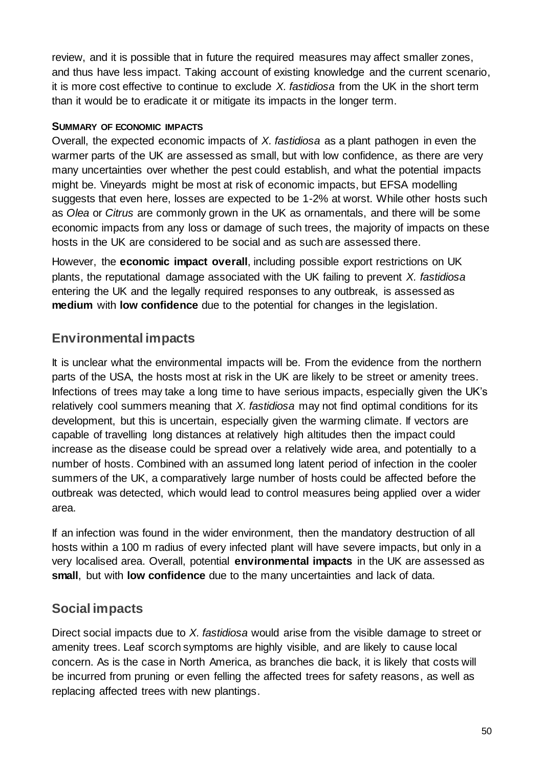review, and it is possible that in future the required measures may affect smaller zones, and thus have less impact. Taking account of existing knowledge and the current scenario, it is more cost effective to continue to exclude *X. fastidiosa* from the UK in the short term than it would be to eradicate it or mitigate its impacts in the longer term.

**SUMMARY OF ECONOMIC IMPACTS**

Overall, the expected economic impacts of *X. fastidiosa* as a plant pathogen in even the warmer parts of the UK are assessed as small, but with low confidence, as there are very many uncertainties over whether the pest could establish, and what the potential impacts might be. Vineyards might be most at risk of economic impacts, but EFSA modelling suggests that even here, losses are expected to be 1-2% at worst. While other hosts such as *Olea* or *Citrus* are commonly grown in the UK as ornamentals, and there will be some economic impacts from any loss or damage of such trees, the majority of impacts on these hosts in the UK are considered to be social and as such are assessed there.

However, the **economic impact overall**, including possible export restrictions on UK plants, the reputational damage associated with the UK failing to prevent *X. fastidiosa* entering the UK and the legally required responses to any outbreak, is assessed as **medium** with **low confidence** due to the potential for changes in the legislation.

## Environmental impacts

It is unclear what the environmental impacts will be. From the evidence from the northern parts of the USA, the hosts most at risk in the UK are likely to be street or amenity trees. Infections of trees may take a long time to have serious impacts, especially given the UK's relatively cool summers meaning that *X. fastidiosa* may not find optimal conditions for its development, but this is uncertain, especially given the warming climate. If vectors are capable of travelling long distances at relatively high altitudes then the impact could increase as the disease could be spread over a relatively wide area, and potentially to a number of hosts. Combined with an assumed long latent period of infection in the cooler summers of the UK, a comparatively large number of hosts could be affected before the outbreak was detected, which would lead to control measures being applied over a wider area.

If an infection was found in the wider environment, then the mandatory destruction of all hosts within a 100 m radius of every infected plant will have severe impacts, but only in a very localised area. Overall, potential **environmental impacts** in the UK are assessed as **small**, but with **low confidence** due to the many uncertainties and lack of data.

## Social impacts

Direct social impacts due to *X. fastidiosa* would arise from the visible damage to street or amenity trees. Leaf scorch symptoms are highly visible, and are likely to cause local concern. As is the case in North America, as branches die back, it is likely that costs will be incurred from pruning or even felling the affected trees for safety reasons, as well as replacing affected trees with new plantings.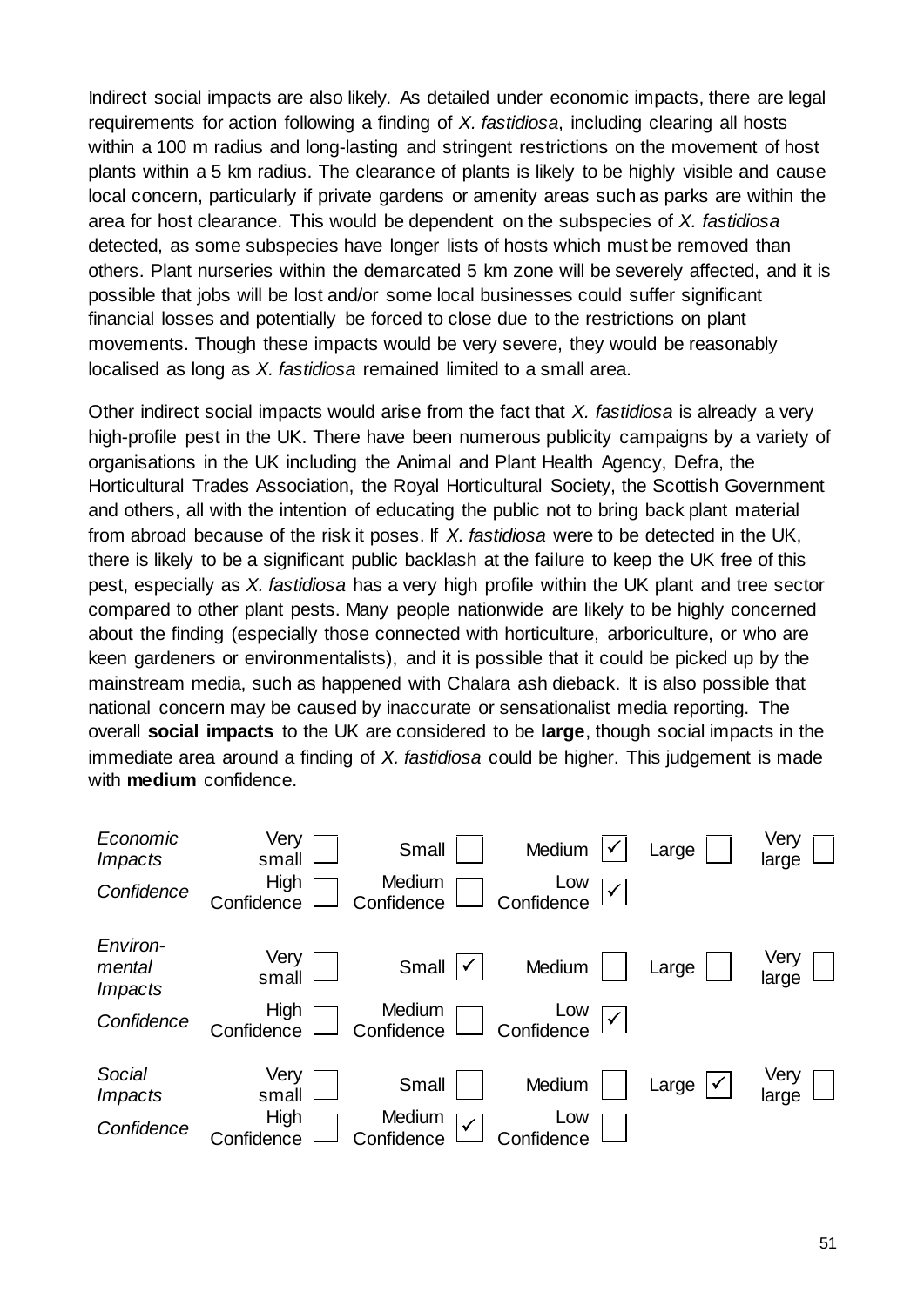Indirect social impacts are also likely. As detailed under economic impacts, there are legal requirements for action following a finding of *X. fastidiosa*, including clearing all hosts within a 100 m radius and long-lasting and stringent restrictions on the movement of host plants within a 5 km radius. The clearance of plants is likely to be highly visible and cause local concern, particularly if private gardens or amenity areas such as parks are within the area for host clearance. This would be dependent on the subspecies of *X. fastidiosa* detected, as some subspecies have longer lists of hosts which must be removed than others. Plant nurseries within the demarcated 5 km zone will be severely affected, and it is possible that jobs will be lost and/or some local businesses could suffer significant financial losses and potentially be forced to close due to the restrictions on plant movements. Though these impacts would be very severe, they would be reasonably localised as long as *X. fastidiosa* remained limited to a small area.

Other indirect social impacts would arise from the fact that *X. fastidiosa* is already a very high-profile pest in the UK. There have been numerous publicity campaigns by a variety of organisations in the UK including the Animal and Plant Health Agency, Defra, the Horticultural Trades Association, the Royal Horticultural Society, the Scottish Government and others, all with the intention of educating the public not to bring back plant material from abroad because of the risk it poses. If *X. fastidiosa* were to be detected in the UK, there is likely to be a significant public backlash at the failure to keep the UK free of this pest, especially as *X. fastidiosa* has a very high profile within the UK plant and tree sector compared to other plant pests. Many people nationwide are likely to be highly concerned about the finding (especially those connected with horticulture, arboriculture, or who are keen gardeners or environmentalists), and it is possible that it could be picked up by the mainstream media, such as happened with Chalara ash dieback. It is also possible that national concern may be caused by inaccurate or sensationalist media reporting. The overall **social impacts** to the UK are considered to be **large**, though social impacts in the immediate area around a finding of *X. fastidiosa* could be higher. This judgement is made with **medium** confidence.

| | | | | | |
|---|---|---|---|---|---|
| *Economic Impacts* | Very small ☐ | Small ☐ | Medium ☑ | Large ☐ | Very large ☐ |
| *Confidence* | High Confidence ☐ | Medium Confidence ☐ | Low Confidence ☑ | | |
| *Environ-mental Impacts* | Very small ☐ | Small ☑ | Medium ☐ | Large ☐ | Very large ☐ |
| *Confidence* | High Confidence ☐ | Medium Confidence ☐ | Low Confidence ☑ | | |
| *Social Impacts* | Very small ☐ | Small ☐ | Medium ☐ | Large ☑ | Very large ☐ |
| *Confidence* | High Confidence ☐ | Medium Confidence ☑ | Low Confidence ☐ | | |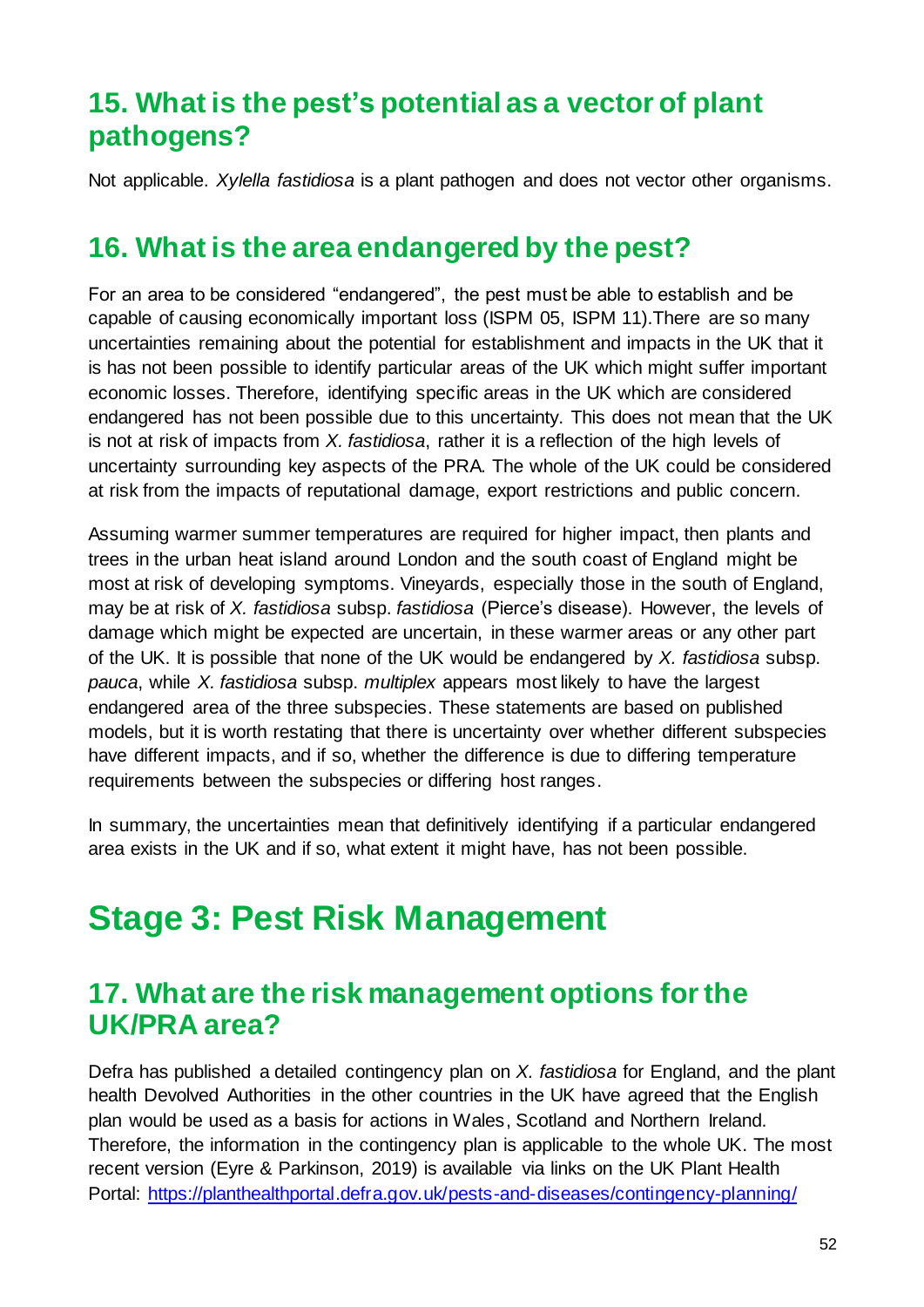## 15. What is the pest's potential as a vector of plant pathogens?

Not applicable. *Xylella fastidiosa* is a plant pathogen and does not vector other organisms.

## 16. What is the area endangered by the pest?

For an area to be considered "endangered", the pest must be able to establish and be capable of causing economically important loss (ISPM 05, ISPM 11).There are so many uncertainties remaining about the potential for establishment and impacts in the UK that it is has not been possible to identify particular areas of the UK which might suffer important economic losses. Therefore, identifying specific areas in the UK which are considered endangered has not been possible due to this uncertainty. This does not mean that the UK is not at risk of impacts from *X. fastidiosa*, rather it is a reflection of the high levels of uncertainty surrounding key aspects of the PRA. The whole of the UK could be considered at risk from the impacts of reputational damage, export restrictions and public concern.

Assuming warmer summer temperatures are required for higher impact, then plants and trees in the urban heat island around London and the south coast of England might be most at risk of developing symptoms. Vineyards, especially those in the south of England, may be at risk of *X. fastidiosa* subsp. *fastidiosa* (Pierce's disease). However, the levels of damage which might be expected are uncertain, in these warmer areas or any other part of the UK. It is possible that none of the UK would be endangered by *X. fastidiosa* subsp. *pauca*, while *X. fastidiosa* subsp. *multiplex* appears most likely to have the largest endangered area of the three subspecies. These statements are based on published models, but it is worth restating that there is uncertainty over whether different subspecies have different impacts, and if so, whether the difference is due to differing temperature requirements between the subspecies or differing host ranges.

In summary, the uncertainties mean that definitively identifying if a particular endangered area exists in the UK and if so, what extent it might have, has not been possible.

# Stage 3: Pest Risk Management

## 17. What are the risk management options for the UK/PRA area?

Defra has published a detailed contingency plan on *X. fastidiosa* for England, and the plant health Devolved Authorities in the other countries in the UK have agreed that the English plan would be used as a basis for actions in Wales, Scotland and Northern Ireland. Therefore, the information in the contingency plan is applicable to the whole UK. The most recent version (Eyre & Parkinson, 2019) is available via links on the UK Plant Health Portal: https://planthealthportal.defra.gov.uk/pests-and-diseases/contingency-planning/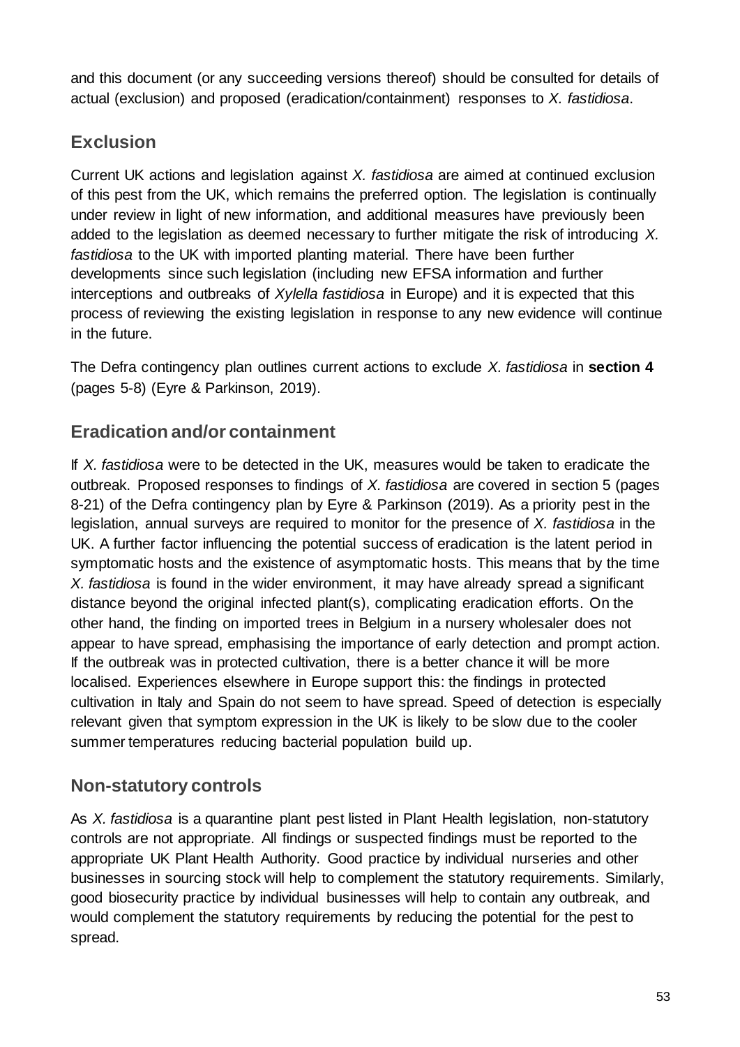and this document (or any succeeding versions thereof) should be consulted for details of actual (exclusion) and proposed (eradication/containment) responses to *X. fastidiosa*.

## Exclusion

Current UK actions and legislation against *X. fastidiosa* are aimed at continued exclusion of this pest from the UK, which remains the preferred option. The legislation is continually under review in light of new information, and additional measures have previously been added to the legislation as deemed necessary to further mitigate the risk of introducing *X. fastidiosa* to the UK with imported planting material. There have been further developments since such legislation (including new EFSA information and further interceptions and outbreaks of *Xylella fastidiosa* in Europe) and it is expected that this process of reviewing the existing legislation in response to any new evidence will continue in the future.

The Defra contingency plan outlines current actions to exclude *X. fastidiosa* in **section 4** (pages 5-8) (Eyre & Parkinson, 2019).

## Eradication and/or containment

If *X. fastidiosa* were to be detected in the UK, measures would be taken to eradicate the outbreak. Proposed responses to findings of *X. fastidiosa* are covered in section 5 (pages 8-21) of the Defra contingency plan by Eyre & Parkinson (2019). As a priority pest in the legislation, annual surveys are required to monitor for the presence of *X. fastidiosa* in the UK. A further factor influencing the potential success of eradication is the latent period in symptomatic hosts and the existence of asymptomatic hosts. This means that by the time *X. fastidiosa* is found in the wider environment, it may have already spread a significant distance beyond the original infected plant(s), complicating eradication efforts. On the other hand, the finding on imported trees in Belgium in a nursery wholesaler does not appear to have spread, emphasising the importance of early detection and prompt action. If the outbreak was in protected cultivation, there is a better chance it will be more localised. Experiences elsewhere in Europe support this: the findings in protected cultivation in Italy and Spain do not seem to have spread. Speed of detection is especially relevant given that symptom expression in the UK is likely to be slow due to the cooler summer temperatures reducing bacterial population build up.

## Non-statutory controls

As *X. fastidiosa* is a quarantine plant pest listed in Plant Health legislation, non-statutory controls are not appropriate. All findings or suspected findings must be reported to the appropriate UK Plant Health Authority. Good practice by individual nurseries and other businesses in sourcing stock will help to complement the statutory requirements. Similarly, good biosecurity practice by individual businesses will help to contain any outbreak, and would complement the statutory requirements by reducing the potential for the pest to spread.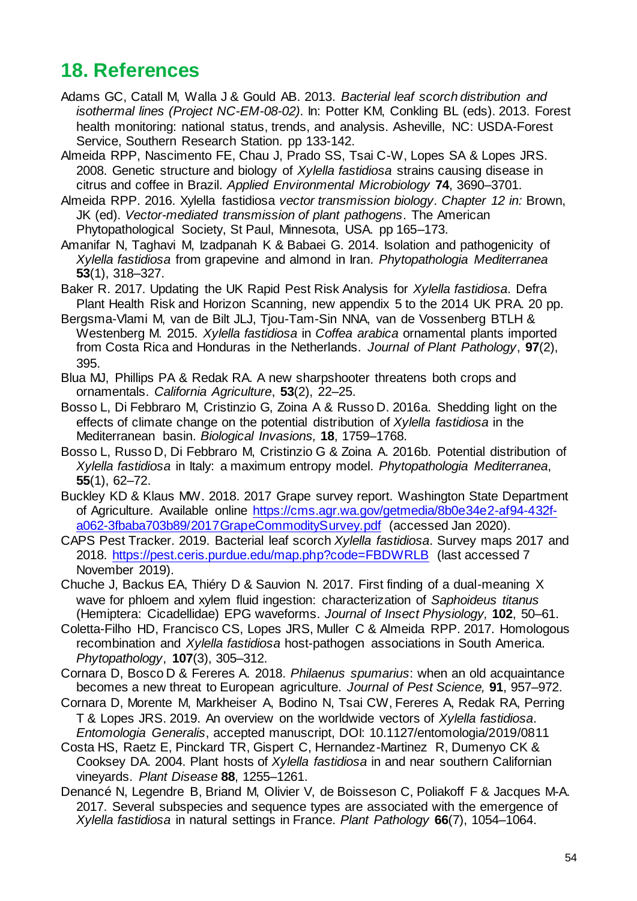## 18. References

Adams GC, Catall M, Walla J & Gould AB. 2013. *Bacterial leaf scorch distribution and isothermal lines (Project NC-EM-08-02)*. In: Potter KM, Conkling BL (eds). 2013. Forest health monitoring: national status, trends, and analysis. Asheville, NC: USDA-Forest Service, Southern Research Station. pp 133-142.

Almeida RPP, Nascimento FE, Chau J, Prado SS, Tsai C-W, Lopes SA & Lopes JRS. 2008. Genetic structure and biology of *Xylella fastidiosa* strains causing disease in citrus and coffee in Brazil. *Applied Environmental Microbiology* **74**, 3690–3701.

Almeida RPP. 2016. Xylella fastidiosa *vector transmission biology*. *Chapter 12 in:* Brown, JK (ed). *Vector-mediated transmission of plant pathogens*. The American Phytopathological Society, St Paul, Minnesota, USA. pp 165–173.

Amanifar N, Taghavi M, Izadpanah K & Babaei G. 2014. Isolation and pathogenicity of *Xylella fastidiosa* from grapevine and almond in Iran. *Phytopathologia Mediterranea* **53**(1), 318–327.

Baker R. 2017. Updating the UK Rapid Pest Risk Analysis for *Xylella fastidiosa*. Defra Plant Health Risk and Horizon Scanning, new appendix 5 to the 2014 UK PRA. 20 pp.

Bergsma-Vlami M, van de Bilt JLJ, Tjou-Tam-Sin NNA, van de Vossenberg BTLH & Westenberg M. 2015. *Xylella fastidiosa* in *Coffea arabica* ornamental plants imported from Costa Rica and Honduras in the Netherlands. *Journal of Plant Pathology*, **97**(2), 395.

Blua MJ, Phillips PA & Redak RA. A new sharpshooter threatens both crops and ornamentals. *California Agriculture*, **53**(2), 22–25.

Bosso L, Di Febbraro M, Cristinzio G, Zoina A & Russo D. 2016a. Shedding light on the effects of climate change on the potential distribution of *Xylella fastidiosa* in the Mediterranean basin. *Biological Invasions,* **18**, 1759–1768.

Bosso L, Russo D, Di Febbraro M, Cristinzio G & Zoina A. 2016b. Potential distribution of *Xylella fastidiosa* in Italy: a maximum entropy model. *Phytopathologia Mediterranea*, **55**(1), 62–72.

Buckley KD & Klaus MW. 2018. 2017 Grape survey report. Washington State Department of Agriculture. Available online https://cms.agr.wa.gov/getmedia/8b0e34e2-af94-432f-a062-3fbaba703b89/2017GrapeCommoditySurvey.pdf (accessed Jan 2020).

CAPS Pest Tracker. 2019. Bacterial leaf scorch *Xylella fastidiosa*. Survey maps 2017 and 2018. https://pest.ceris.purdue.edu/map.php?code=FBDWRLB (last accessed 7 November 2019).

Chuche J, Backus EA, Thiéry D & Sauvion N. 2017. First finding of a dual-meaning X wave for phloem and xylem fluid ingestion: characterization of *Saphoideus titanus* (Hemiptera: Cicadellidae) EPG waveforms. *Journal of Insect Physiology,* **102**, 50–61.

Coletta-Filho HD, Francisco CS, Lopes JRS, Muller C & Almeida RPP. 2017. Homologous recombination and *Xylella fastidiosa* host-pathogen associations in South America. *Phytopathology*, **107**(3), 305–312.

Cornara D, Bosco D & Fereres A. 2018. *Philaenus spumarius*: when an old acquaintance becomes a new threat to European agriculture. *Journal of Pest Science,* **91**, 957–972.

Cornara D, Morente M, Markheiser A, Bodino N, Tsai CW, Fereres A, Redak RA, Perring T & Lopes JRS. 2019. An overview on the worldwide vectors of *Xylella fastidiosa*. *Entomologia Generalis*, accepted manuscript, DOI: 10.1127/entomologia/2019/0811

Costa HS, Raetz E, Pinckard TR, Gispert C, Hernandez-Martinez R, Dumenyo CK & Cooksey DA. 2004. Plant hosts of *Xylella fastidiosa* in and near southern Californian vineyards. *Plant Disease* **88**, 1255–1261.

Denancé N, Legendre B, Briand M, Olivier V, de Boisseson C, Poliakoff F & Jacques M-A. 2017. Several subspecies and sequence types are associated with the emergence of *Xylella fastidiosa* in natural settings in France. *Plant Pathology* **66**(7), 1054–1064.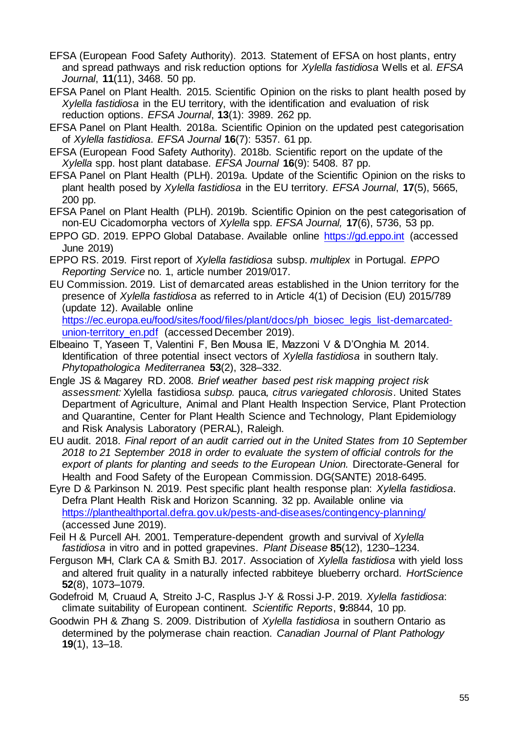EFSA (European Food Safety Authority). 2013. Statement of EFSA on host plants, entry and spread pathways and risk reduction options for *Xylella fastidiosa* Wells et al. *EFSA Journal*, **11**(11), 3468. 50 pp.

EFSA Panel on Plant Health. 2015. Scientific Opinion on the risks to plant health posed by *Xylella fastidiosa* in the EU territory, with the identification and evaluation of risk reduction options. *EFSA Journal*, **13**(1): 3989. 262 pp.

EFSA Panel on Plant Health. 2018a. Scientific Opinion on the updated pest categorisation of *Xylella fastidiosa*. *EFSA Journal* **16**(7): 5357. 61 pp.

EFSA (European Food Safety Authority). 2018b. Scientific report on the update of the *Xylella* spp. host plant database. *EFSA Journal* **16**(9): 5408. 87 pp.

EFSA Panel on Plant Health (PLH). 2019a. Update of the Scientific Opinion on the risks to plant health posed by *Xylella fastidiosa* in the EU territory. *EFSA Journal*, **17**(5), 5665, 200 pp.

EFSA Panel on Plant Health (PLH). 2019b. Scientific Opinion on the pest categorisation of non-EU Cicadomorpha vectors of *Xylella* spp. *EFSA Journal,* **17**(6), 5736, 53 pp.

EPPO GD. 2019. EPPO Global Database. Available online https://gd.eppo.int (accessed June 2019)

EPPO RS. 2019. First report of *Xylella fastidiosa* subsp. *multiplex* in Portugal. *EPPO Reporting Service* no. 1, article number 2019/017.

EU Commission. 2019. List of demarcated areas established in the Union territory for the presence of *Xylella fastidiosa* as referred to in Article 4(1) of Decision (EU) 2015/789 (update 12). Available online https://ec.europa.eu/food/sites/food/files/plant/docs/ph_biosec_legis_list-demarcated-union-territory_en.pdf (accessed December 2019).

Elbeaino T, Yaseen T, Valentini F, Ben Mousa IE, Mazzoni V & D'Onghia M. 2014. Identification of three potential insect vectors of *Xylella fastidiosa* in southern Italy. *Phytopathologica Mediterranea* **53**(2), 328–332.

Engle JS & Magarey RD. 2008. *Brief weather based pest risk mapping project risk assessment:* Xylella fastidiosa *subsp.* pauca*, citrus variegated chlorosis*. United States Department of Agriculture, Animal and Plant Health Inspection Service, Plant Protection and Quarantine, Center for Plant Health Science and Technology, Plant Epidemiology and Risk Analysis Laboratory (PERAL), Raleigh.

EU audit. 2018. *Final report of an audit carried out in the United States from 10 September 2018 to 21 September 2018 in order to evaluate the system of official controls for the export of plants for planting and seeds to the European Union.* Directorate-General for Health and Food Safety of the European Commission. DG(SANTE) 2018-6495.

Eyre D & Parkinson N. 2019. Pest specific plant health response plan: *Xylella fastidiosa*. Defra Plant Health Risk and Horizon Scanning. 32 pp. Available online via https://planthealthportal.defra.gov.uk/pests-and-diseases/contingency-planning/ (accessed June 2019).

Feil H & Purcell AH. 2001. Temperature-dependent growth and survival of *Xylella fastidiosa* in vitro and in potted grapevines. *Plant Disease* **85**(12), 1230–1234.

Ferguson MH, Clark CA & Smith BJ. 2017. Association of *Xylella fastidiosa* with yield loss and altered fruit quality in a naturally infected rabbiteye blueberry orchard. *HortScience* **52**(8), 1073–1079.

Godefroid M, Cruaud A, Streito J-C, Rasplus J-Y & Rossi J-P. 2019. *Xylella fastidiosa*: climate suitability of European continent. *Scientific Reports*, **9:**8844, 10 pp.

Goodwin PH & Zhang S. 2009. Distribution of *Xylella fastidiosa* in southern Ontario as determined by the polymerase chain reaction. *Canadian Journal of Plant Pathology* **19**(1), 13–18.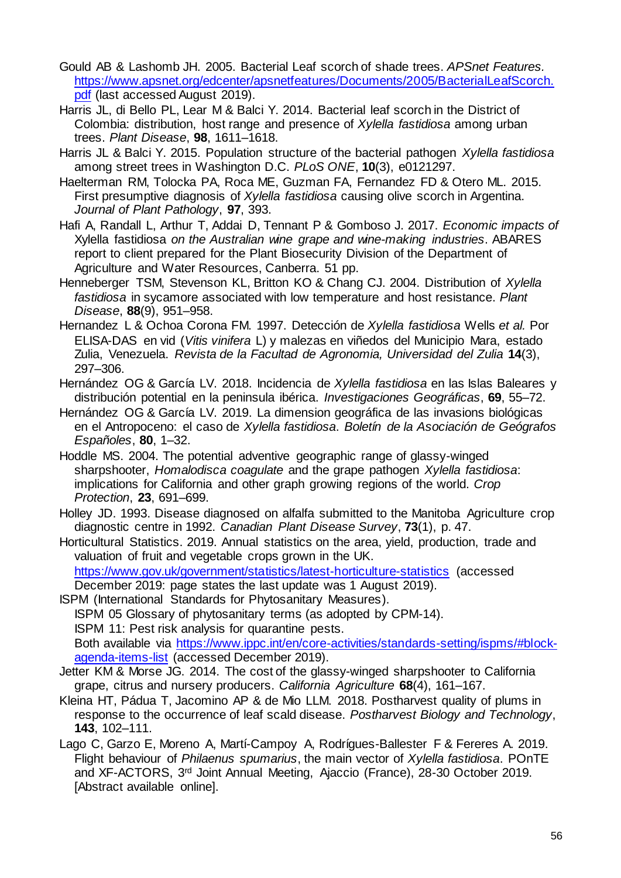Gould AB & Lashomb JH. 2005. Bacterial Leaf scorch of shade trees. *APSnet Features.* https://www.apsnet.org/edcenter/apsnetfeatures/Documents/2005/BacterialLeafScorch.pdf (last accessed August 2019).

Harris JL, di Bello PL, Lear M & Balci Y. 2014. Bacterial leaf scorch in the District of Colombia: distribution, host range and presence of *Xylella fastidiosa* among urban trees. *Plant Disease*, **98**, 1611–1618.

Harris JL & Balci Y. 2015. Population structure of the bacterial pathogen *Xylella fastidiosa* among street trees in Washington D.C. *PLoS ONE*, **10**(3), e0121297.

Haelterman RM, Tolocka PA, Roca ME, Guzman FA, Fernandez FD & Otero ML. 2015. First presumptive diagnosis of *Xylella fastidiosa* causing olive scorch in Argentina. *Journal of Plant Pathology*, **97**, 393.

Hafi A, Randall L, Arthur T, Addai D, Tennant P & Gomboso J. 2017. *Economic impacts of* Xylella fastidiosa *on the Australian wine grape and wine-making industries*. ABARES report to client prepared for the Plant Biosecurity Division of the Department of Agriculture and Water Resources, Canberra. 51 pp.

Henneberger TSM, Stevenson KL, Britton KO & Chang CJ. 2004. Distribution of *Xylella fastidiosa* in sycamore associated with low temperature and host resistance. *Plant Disease*, **88**(9), 951–958.

Hernandez L & Ochoa Corona FM. 1997. Detección de *Xylella fastidiosa* Wells *et al.* Por ELISA-DAS en vid (*Vitis vinifera* L) y malezas en viñedos del Municipio Mara, estado Zulia, Venezuela. *Revista de la Facultad de Agronomia, Universidad del Zulia* **14**(3), 297–306.

Hernández OG & García LV. 2018. Incidencia de *Xylella fastidiosa* en las Islas Baleares y distribución potential en la peninsula ibérica. *Investigaciones Geográficas*, **69**, 55–72.

Hernández OG & García LV. 2019. La dimension geográfica de las invasions biológicas en el Antropoceno: el caso de *Xylella fastidiosa*. *Boletín de la Asociación de Geógrafos Españoles*, **80**, 1–32.

Hoddle MS. 2004. The potential adventive geographic range of glassy-winged sharpshooter, *Homalodisca coagulate* and the grape pathogen *Xylella fastidiosa*: implications for California and other graph growing regions of the world. *Crop Protection*, **23**, 691–699.

Holley JD. 1993. Disease diagnosed on alfalfa submitted to the Manitoba Agriculture crop diagnostic centre in 1992. *Canadian Plant Disease Survey*, **73**(1), p. 47.

Horticultural Statistics. 2019. Annual statistics on the area, yield, production, trade and valuation of fruit and vegetable crops grown in the UK. https://www.gov.uk/government/statistics/latest-horticulture-statistics (accessed December 2019: page states the last update was 1 August 2019).

ISPM (International Standards for Phytosanitary Measures).
ISPM 05 Glossary of phytosanitary terms (as adopted by CPM-14).
ISPM 11: Pest risk analysis for quarantine pests.
Both available via https://www.ippc.int/en/core-activities/standards-setting/ispms/#block-agenda-items-list (accessed December 2019).

Jetter KM & Morse JG. 2014. The cost of the glassy-winged sharpshooter to California grape, citrus and nursery producers. *California Agriculture* **68**(4), 161–167.

Kleina HT, Pádua T, Jacomino AP & de Mio LLM. 2018. Postharvest quality of plums in response to the occurrence of leaf scald disease. *Postharvest Biology and Technology*, **143**, 102–111.

Lago C, Garzo E, Moreno A, Martí-Campoy A, Rodrígues-Ballester F & Fereres A. 2019. Flight behaviour of *Philaenus spumarius*, the main vector of *Xylella fastidiosa*. POnTE and XF-ACTORS, 3rd Joint Annual Meeting, Ajaccio (France), 28-30 October 2019. [Abstract available online].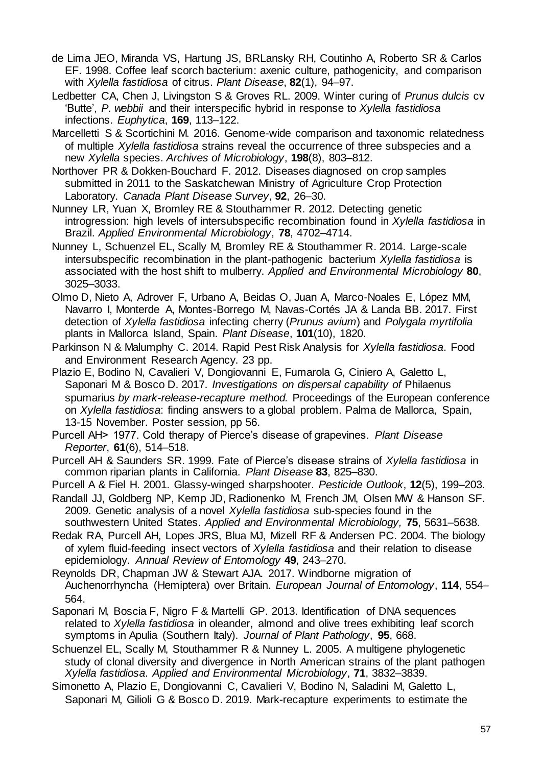de Lima JEO, Miranda VS, Hartung JS, BRLansky RH, Coutinho A, Roberto SR & Carlos EF. 1998. Coffee leaf scorch bacterium: axenic culture, pathogenicity, and comparison with *Xylella fastidiosa* of citrus. *Plant Disease*, **82**(1), 94–97.

Ledbetter CA, Chen J, Livingston S & Groves RL. 2009. Winter curing of *Prunus dulcis* cv 'Butte', *P. webbii* and their interspecific hybrid in response to *Xylella fastidiosa* infections. *Euphytica*, **169**, 113–122.

Marcelletti S & Scortichini M. 2016. Genome-wide comparison and taxonomic relatedness of multiple *Xylella fastidiosa* strains reveal the occurrence of three subspecies and a new *Xylella* species. *Archives of Microbiology*, **198**(8), 803–812.

Northover PR & Dokken-Bouchard F. 2012. Diseases diagnosed on crop samples submitted in 2011 to the Saskatchewan Ministry of Agriculture Crop Protection Laboratory. *Canada Plant Disease Survey*, **92**, 26–30.

Nunney LR, Yuan X, Bromley RE & Stouthammer R. 2012. Detecting genetic introgression: high levels of intersubspecific recombination found in *Xylella fastidiosa* in Brazil. *Applied Environmental Microbiology*, **78**, 4702–4714.

Nunney L, Schuenzel EL, Scally M, Bromley RE & Stouthammer R. 2014. Large-scale intersubspecific recombination in the plant-pathogenic bacterium *Xylella fastidiosa* is associated with the host shift to mulberry. *Applied and Environmental Microbiology* **80**, 3025–3033.

Olmo D, Nieto A, Adrover F, Urbano A, Beidas O, Juan A, Marco-Noales E, López MM, Navarro I, Monterde A, Montes-Borrego M, Navas-Cortés JA & Landa BB. 2017. First detection of *Xylella fastidiosa* infecting cherry (*Prunus avium*) and *Polygala myrtifolia* plants in Mallorca Island, Spain. *Plant Disease*, **101**(10), 1820.

Parkinson N & Malumphy C. 2014. Rapid Pest Risk Analysis for *Xylella fastidiosa*. Food and Environment Research Agency. 23 pp.

Plazio E, Bodino N, Cavalieri V, Dongiovanni E, Fumarola G, Ciniero A, Galetto L, Saponari M & Bosco D. 2017. *Investigations on dispersal capability of* Philaenus spumarius *by mark-release-recapture method.* Proceedings of the European conference on *Xylella fastidiosa*: finding answers to a global problem. Palma de Mallorca, Spain, 13-15 November. Poster session, pp 56.

Purcell AH> 1977. Cold therapy of Pierce's disease of grapevines. *Plant Disease Reporter*, **61**(6), 514–518.

Purcell AH & Saunders SR. 1999. Fate of Pierce's disease strains of *Xylella fastidiosa* in common riparian plants in California. *Plant Disease* **83**, 825–830.

Purcell A & Fiel H. 2001. Glassy-winged sharpshooter. *Pesticide Outlook*, **12**(5), 199–203.

Randall JJ, Goldberg NP, Kemp JD, Radionenko M, French JM, Olsen MW & Hanson SF. 2009. Genetic analysis of a novel *Xylella fastidiosa* sub-species found in the southwestern United States. *Applied and Environmental Microbiology,* **75**, 5631–5638.

Redak RA, Purcell AH, Lopes JRS, Blua MJ, Mizell RF & Andersen PC. 2004. The biology of xylem fluid-feeding insect vectors of *Xylella fastidiosa* and their relation to disease epidemiology. *Annual Review of Entomology* **49**, 243–270.

Reynolds DR, Chapman JW & Stewart AJA. 2017. Windborne migration of Auchenorrhyncha (Hemiptera) over Britain. *European Journal of Entomology*, **114**, 554–564.

Saponari M, Boscia F, Nigro F & Martelli GP. 2013. Identification of DNA sequences related to *Xylella fastidiosa* in oleander, almond and olive trees exhibiting leaf scorch symptoms in Apulia (Southern Italy). *Journal of Plant Pathology*, **95**, 668.

Schuenzel EL, Scally M, Stouthammer R & Nunney L. 2005. A multigene phylogenetic study of clonal diversity and divergence in North American strains of the plant pathogen *Xylella fastidiosa*. *Applied and Environmental Microbiology*, **71**, 3832–3839.

Simonetto A, Plazio E, Dongiovanni C, Cavalieri V, Bodino N, Saladini M, Galetto L, Saponari M, Gilioli G & Bosco D. 2019. Mark-recapture experiments to estimate the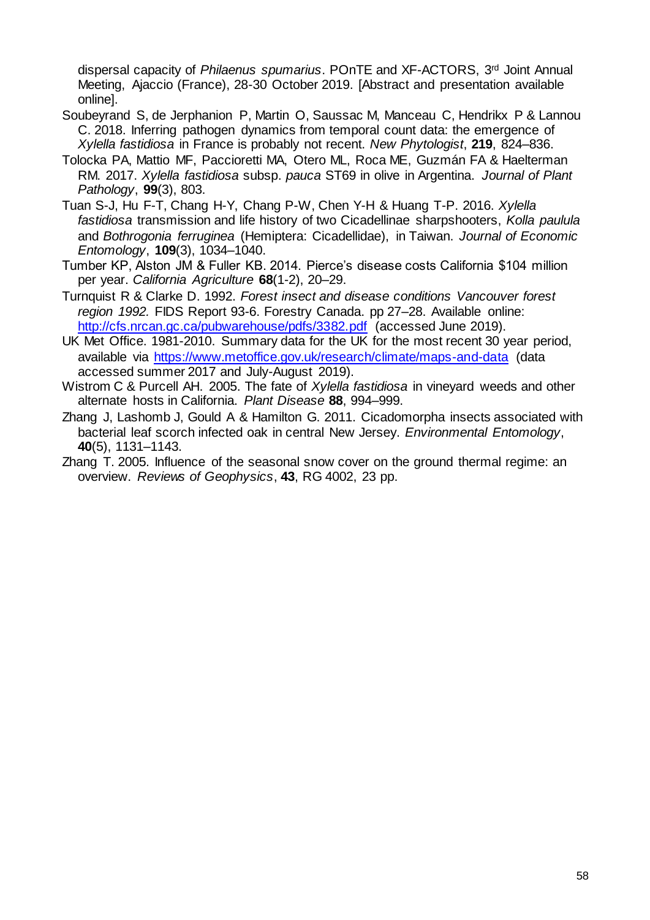dispersal capacity of *Philaenus spumarius*. POnTE and XF-ACTORS, 3rd Joint Annual Meeting, Ajaccio (France), 28-30 October 2019. [Abstract and presentation available online].

Soubeyrand S, de Jerphanion P, Martin O, Saussac M, Manceau C, Hendrikx P & Lannou C. 2018. Inferring pathogen dynamics from temporal count data: the emergence of *Xylella fastidiosa* in France is probably not recent. *New Phytologist*, **219**, 824–836.

Tolocka PA, Mattio MF, Paccioretti MA, Otero ML, Roca ME, Guzmán FA & Haelterman RM. 2017. *Xylella fastidiosa* subsp. *pauca* ST69 in olive in Argentina. *Journal of Plant Pathology*, **99**(3), 803.

Tuan S-J, Hu F-T, Chang H-Y, Chang P-W, Chen Y-H & Huang T-P. 2016. *Xylella fastidiosa* transmission and life history of two Cicadellinae sharpshooters, *Kolla paulula* and *Bothrogonia ferruginea* (Hemiptera: Cicadellidae), in Taiwan. *Journal of Economic Entomology*, **109**(3), 1034–1040.

Tumber KP, Alston JM & Fuller KB. 2014. Pierce's disease costs California $104 million per year. *California Agriculture* **68**(1-2), 20–29.

Turnquist R & Clarke D. 1992. *Forest insect and disease conditions Vancouver forest region 1992.* FIDS Report 93-6. Forestry Canada. pp 27–28. Available online: http://cfs.nrcan.gc.ca/pubwarehouse/pdfs/3382.pdf (accessed June 2019).

UK Met Office. 1981-2010. Summary data for the UK for the most recent 30 year period, available via https://www.metoffice.gov.uk/research/climate/maps-and-data (data accessed summer 2017 and July-August 2019).

Wistrom C & Purcell AH. 2005. The fate of *Xylella fastidiosa* in vineyard weeds and other alternate hosts in California. *Plant Disease* **88**, 994–999.

Zhang J, Lashomb J, Gould A & Hamilton G. 2011. Cicadomorpha insects associated with bacterial leaf scorch infected oak in central New Jersey. *Environmental Entomology*, **40**(5), 1131–1143.

Zhang T. 2005. Influence of the seasonal snow cover on the ground thermal regime: an overview. *Reviews of Geophysics*, **43**, RG 4002, 23 pp.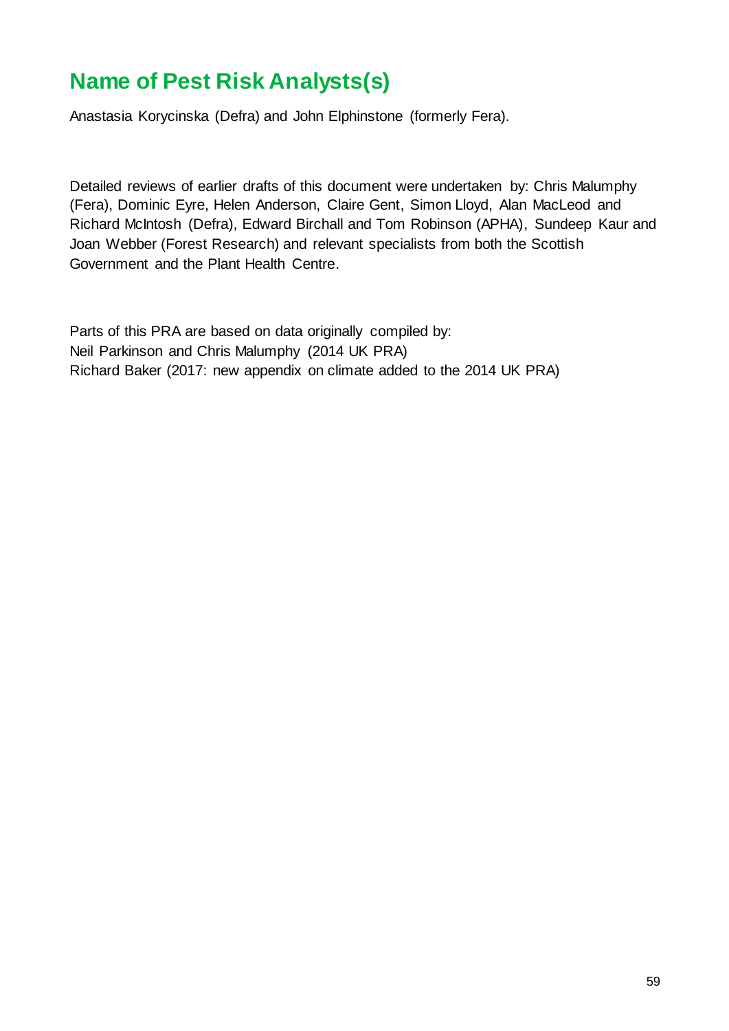# Name of Pest Risk Analysts(s)

Anastasia Korycinska (Defra) and John Elphinstone (formerly Fera).

Detailed reviews of earlier drafts of this document were undertaken by: Chris Malumphy (Fera), Dominic Eyre, Helen Anderson, Claire Gent, Simon Lloyd, Alan MacLeod and Richard McIntosh (Defra), Edward Birchall and Tom Robinson (APHA), Sundeep Kaur and Joan Webber (Forest Research) and relevant specialists from both the Scottish Government and the Plant Health Centre.

Parts of this PRA are based on data originally compiled by:
Neil Parkinson and Chris Malumphy (2014 UK PRA)
Richard Baker (2017: new appendix on climate added to the 2014 UK PRA)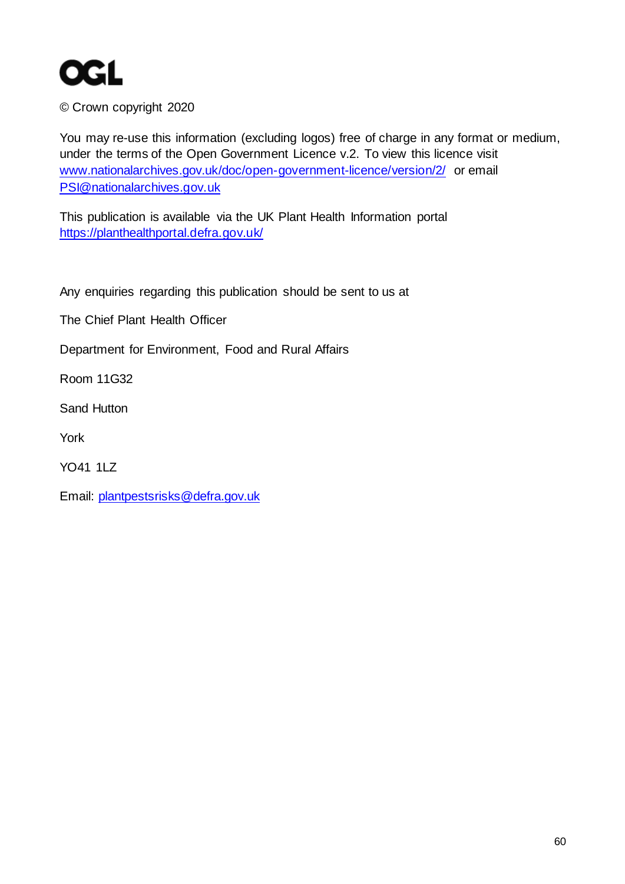OGL

© Crown copyright 2020

You may re-use this information (excluding logos) free of charge in any format or medium, under the terms of the Open Government Licence v.2. To view this licence visit www.nationalarchives.gov.uk/doc/open-government-licence/version/2/ or email PSI@nationalarchives.gov.uk

This publication is available via the UK Plant Health Information portal https://planthealthportal.defra.gov.uk/

Any enquiries regarding this publication should be sent to us at

The Chief Plant Health Officer

Department for Environment, Food and Rural Affairs

Room 11G32

Sand Hutton

York

YO41 1LZ

Email: plantpestsrisks@defra.gov.uk